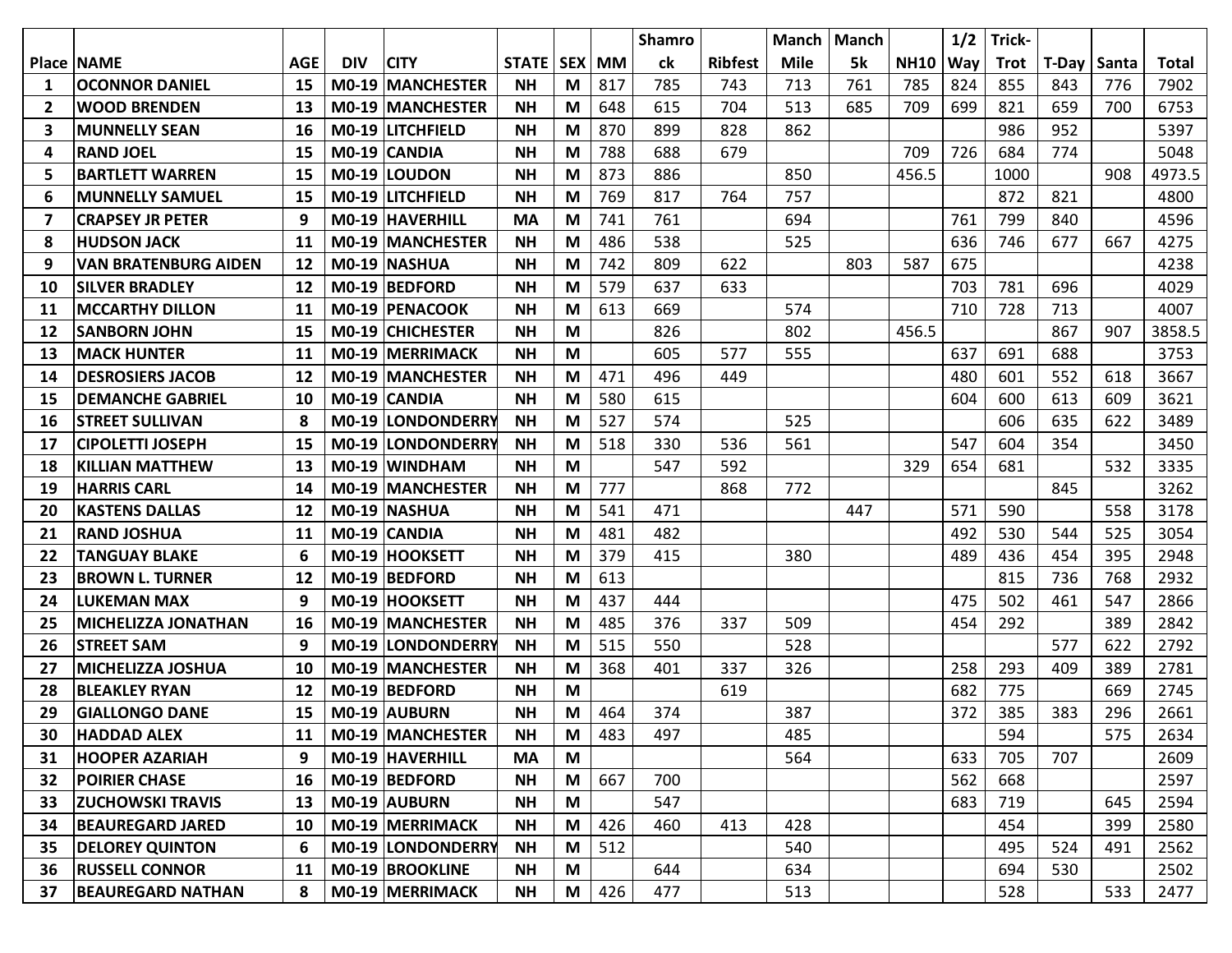| Place | NAME | AGE | DIV | CITY | STATE | SEX | MM | Shamrock | Ribfest | Manch Mile | Manch 5k | NH10 | 1/2 Way | Trick-Trot | T-Day | Santa | Total |
|---|---|---|---|---|---|---|---|---|---|---|---|---|---|---|---|---|---|
| 1 | OCONNOR DANIEL | 15 | M0-19 | MANCHESTER | NH | M | 817 | 785 | 743 | 713 | 761 | 785 | 824 | 855 | 843 | 776 | 7902 |
| 2 | WOOD BRENDEN | 13 | M0-19 | MANCHESTER | NH | M | 648 | 615 | 704 | 513 | 685 | 709 | 699 | 821 | 659 | 700 | 6753 |
| 3 | MUNNELLY SEAN | 16 | M0-19 | LITCHFIELD | NH | M | 870 | 899 | 828 | 862 | | | | 986 | 952 | | 5397 |
| 4 | RAND JOEL | 15 | M0-19 | CANDIA | NH | M | 788 | 688 | 679 | | | 709 | 726 | 684 | 774 | | 5048 |
| 5 | BARTLETT WARREN | 15 | M0-19 | LOUDON | NH | M | 873 | 886 | | 850 | | 456.5 | | 1000 | | 908 | 4973.5 |
| 6 | MUNNELLY SAMUEL | 15 | M0-19 | LITCHFIELD | NH | M | 769 | 817 | 764 | 757 | | | | 872 | 821 | | 4800 |
| 7 | CRAPSEY JR PETER | 9 | M0-19 | HAVERHILL | MA | M | 741 | 761 | | 694 | | | 761 | 799 | 840 | | 4596 |
| 8 | HUDSON JACK | 11 | M0-19 | MANCHESTER | NH | M | 486 | 538 | | 525 | | | 636 | 746 | 677 | 667 | 4275 |
| 9 | VAN BRATENBURG AIDEN | 12 | M0-19 | NASHUA | NH | M | 742 | 809 | 622 | | 803 | 587 | 675 | | | | 4238 |
| 10 | SILVER BRADLEY | 12 | M0-19 | BEDFORD | NH | M | 579 | 637 | 633 | | | | 703 | 781 | 696 | | 4029 |
| 11 | MCCARTHY DILLON | 11 | M0-19 | PENACOOK | NH | M | 613 | 669 | | 574 | | | 710 | 728 | 713 | | 4007 |
| 12 | SANBORN JOHN | 15 | M0-19 | CHICHESTER | NH | M | | 826 | | 802 | | 456.5 | | | 867 | 907 | 3858.5 |
| 13 | MACK HUNTER | 11 | M0-19 | MERRIMACK | NH | M | | 605 | 577 | 555 | | | 637 | 691 | 688 | | 3753 |
| 14 | DESROSIERS JACOB | 12 | M0-19 | MANCHESTER | NH | M | 471 | 496 | 449 | | | | 480 | 601 | 552 | 618 | 3667 |
| 15 | DEMANCHE GABRIEL | 10 | M0-19 | CANDIA | NH | M | 580 | 615 | | | | | 604 | 600 | 613 | 609 | 3621 |
| 16 | STREET SULLIVAN | 8 | M0-19 | LONDONDERRY | NH | M | 527 | 574 | | 525 | | | | 606 | 635 | 622 | 3489 |
| 17 | CIPOLETTI JOSEPH | 15 | M0-19 | LONDONDERRY | NH | M | 518 | 330 | 536 | 561 | | | 547 | 604 | 354 | | 3450 |
| 18 | KILLIAN MATTHEW | 13 | M0-19 | WINDHAM | NH | M | | 547 | 592 | | | 329 | 654 | 681 | | 532 | 3335 |
| 19 | HARRIS CARL | 14 | M0-19 | MANCHESTER | NH | M | 777 | | 868 | 772 | | | | | 845 | | 3262 |
| 20 | KASTENS DALLAS | 12 | M0-19 | NASHUA | NH | M | 541 | 471 | | | 447 | | 571 | 590 | | 558 | 3178 |
| 21 | RAND JOSHUA | 11 | M0-19 | CANDIA | NH | M | 481 | 482 | | | | | 492 | 530 | 544 | 525 | 3054 |
| 22 | TANGUAY BLAKE | 6 | M0-19 | HOOKSETT | NH | M | 379 | 415 | | 380 | | | 489 | 436 | 454 | 395 | 2948 |
| 23 | BROWN L. TURNER | 12 | M0-19 | BEDFORD | NH | M | 613 | | | | | | | 815 | 736 | 768 | 2932 |
| 24 | LUKEMAN MAX | 9 | M0-19 | HOOKSETT | NH | M | 437 | 444 | | | | | 475 | 502 | 461 | 547 | 2866 |
| 25 | MICHELIZZA JONATHAN | 16 | M0-19 | MANCHESTER | NH | M | 485 | 376 | 337 | 509 | | | 454 | 292 | | 389 | 2842 |
| 26 | STREET SAM | 9 | M0-19 | LONDONDERRY | NH | M | 515 | 550 | | 528 | | | | | 577 | 622 | 2792 |
| 27 | MICHELIZZA JOSHUA | 10 | M0-19 | MANCHESTER | NH | M | 368 | 401 | 337 | 326 | | | 258 | 293 | 409 | 389 | 2781 |
| 28 | BLEAKLEY RYAN | 12 | M0-19 | BEDFORD | NH | M | | | 619 | | | | 682 | 775 | | 669 | 2745 |
| 29 | GIALLONGO DANE | 15 | M0-19 | AUBURN | NH | M | 464 | 374 | | 387 | | | 372 | 385 | 383 | 296 | 2661 |
| 30 | HADDAD ALEX | 11 | M0-19 | MANCHESTER | NH | M | 483 | 497 | | 485 | | | | 594 | | 575 | 2634 |
| 31 | HOOPER AZARIAH | 9 | M0-19 | HAVERHILL | MA | M | | | | 564 | | | 633 | 705 | 707 | | 2609 |
| 32 | POIRIER CHASE | 16 | M0-19 | BEDFORD | NH | M | 667 | 700 | | | | | 562 | 668 | | | 2597 |
| 33 | ZUCHOWSKI TRAVIS | 13 | M0-19 | AUBURN | NH | M | | 547 | | | | | 683 | 719 | | 645 | 2594 |
| 34 | BEAUREGARD JARED | 10 | M0-19 | MERRIMACK | NH | M | 426 | 460 | 413 | 428 | | | | 454 | | 399 | 2580 |
| 35 | DELOREY QUINTON | 6 | M0-19 | LONDONDERRY | NH | M | 512 | | | 540 | | | | 495 | 524 | 491 | 2562 |
| 36 | RUSSELL CONNOR | 11 | M0-19 | BROOKLINE | NH | M | | 644 | | 634 | | | | 694 | 530 | | 2502 |
| 37 | BEAUREGARD NATHAN | 8 | M0-19 | MERRIMACK | NH | M | 426 | 477 | | 513 | | | | 528 | | 533 | 2477 |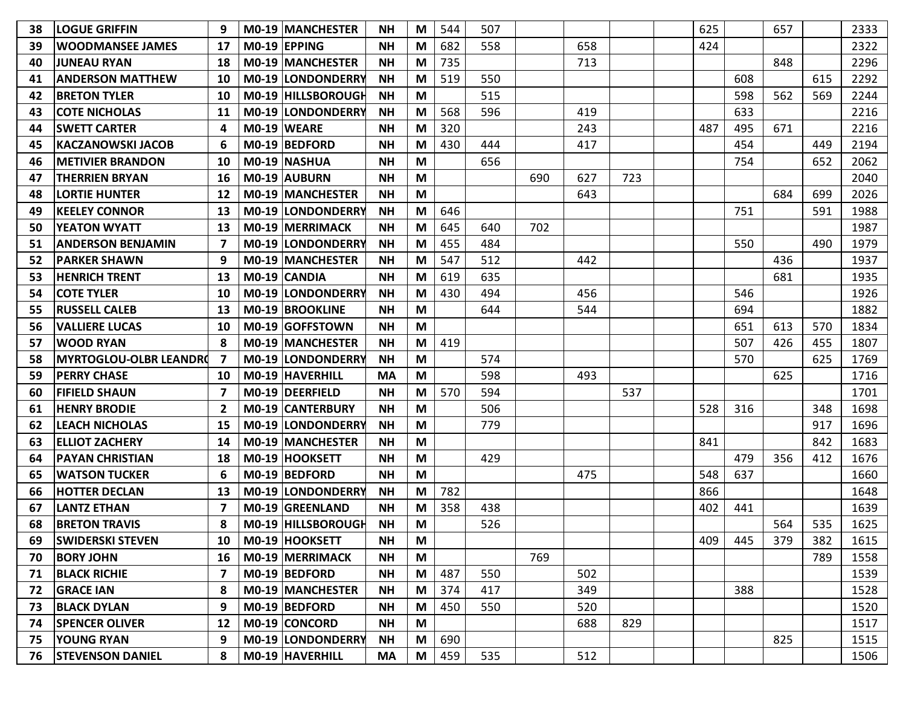| | | | | | | | | | | | | | | | | | |
|---|---|---|---|---|---|---|---|---|---|---|---|---|---|---|---|---|---|
| 38 | **LOGUE GRIFFIN** | **9** | **M0-19** | **MANCHESTER** | **NH** | **M** | 544 | 507 | | | | | 625 | | 657 | | 2333 |
| 39 | **WOODMANSEE JAMES** | **17** | **M0-19** | **EPPING** | **NH** | **M** | 682 | 558 | | 658 | | | 424 | | | | 2322 |
| 40 | **JUNEAU RYAN** | **18** | **M0-19** | **MANCHESTER** | **NH** | **M** | 735 | | | 713 | | | | | 848 | | 2296 |
| 41 | **ANDERSON MATTHEW** | **10** | **M0-19** | **LONDONDERRY** | **NH** | **M** | 519 | 550 | | | | | | 608 | | 615 | 2292 |
| 42 | **BRETON TYLER** | **10** | **M0-19** | **HILLSBOROUGH** | **NH** | **M** | | 515 | | | | | | 598 | 562 | 569 | 2244 |
| 43 | **COTE NICHOLAS** | **11** | **M0-19** | **LONDONDERRY** | **NH** | **M** | 568 | 596 | | 419 | | | | 633 | | | 2216 |
| 44 | **SWETT CARTER** | **4** | **M0-19** | **WEARE** | **NH** | **M** | 320 | | | 243 | | | 487 | 495 | 671 | | 2216 |
| 45 | **KACZANOWSKI JACOB** | **6** | **M0-19** | **BEDFORD** | **NH** | **M** | 430 | 444 | | 417 | | | | 454 | | 449 | 2194 |
| 46 | **METIVIER BRANDON** | **10** | **M0-19** | **NASHUA** | **NH** | **M** | | 656 | | | | | | 754 | | 652 | 2062 |
| 47 | **THERRIEN BRYAN** | **16** | **M0-19** | **AUBURN** | **NH** | **M** | | | 690 | 627 | 723 | | | | | | 2040 |
| 48 | **LORTIE HUNTER** | **12** | **M0-19** | **MANCHESTER** | **NH** | **M** | | | | 643 | | | | | 684 | 699 | 2026 |
| 49 | **KEELEY CONNOR** | **13** | **M0-19** | **LONDONDERRY** | **NH** | **M** | 646 | | | | | | | 751 | | 591 | 1988 |
| 50 | **YEATON WYATT** | **13** | **M0-19** | **MERRIMACK** | **NH** | **M** | 645 | 640 | 702 | | | | | | | | 1987 |
| 51 | **ANDERSON BENJAMIN** | **7** | **M0-19** | **LONDONDERRY** | **NH** | **M** | 455 | 484 | | | | | | 550 | | 490 | 1979 |
| 52 | **PARKER SHAWN** | **9** | **M0-19** | **MANCHESTER** | **NH** | **M** | 547 | 512 | | 442 | | | | | 436 | | 1937 |
| 53 | **HENRICH TRENT** | **13** | **M0-19** | **CANDIA** | **NH** | **M** | 619 | 635 | | | | | | | 681 | | 1935 |
| 54 | **COTE TYLER** | **10** | **M0-19** | **LONDONDERRY** | **NH** | **M** | 430 | 494 | | 456 | | | | 546 | | | 1926 |
| 55 | **RUSSELL CALEB** | **13** | **M0-19** | **BROOKLINE** | **NH** | **M** | | 644 | | 544 | | | | 694 | | | 1882 |
| 56 | **VALLIERE LUCAS** | **10** | **M0-19** | **GOFFSTOWN** | **NH** | **M** | | | | | | | | 651 | 613 | 570 | 1834 |
| 57 | **WOOD RYAN** | **8** | **M0-19** | **MANCHESTER** | **NH** | **M** | 419 | | | | | | | 507 | 426 | 455 | 1807 |
| 58 | **MYRTOGLOU-OLBR LEANDRO** | **7** | **M0-19** | **LONDONDERRY** | **NH** | **M** | | 574 | | | | | | 570 | | 625 | 1769 |
| 59 | **PERRY CHASE** | **10** | **M0-19** | **HAVERHILL** | **MA** | **M** | | 598 | | 493 | | | | | 625 | | 1716 |
| 60 | **FIFIELD SHAUN** | **7** | **M0-19** | **DEERFIELD** | **NH** | **M** | 570 | 594 | | | 537 | | | | | | 1701 |
| 61 | **HENRY BRODIE** | **2** | **M0-19** | **CANTERBURY** | **NH** | **M** | | 506 | | | | | 528 | 316 | | 348 | 1698 |
| 62 | **LEACH NICHOLAS** | **15** | **M0-19** | **LONDONDERRY** | **NH** | **M** | | 779 | | | | | | | | 917 | 1696 |
| 63 | **ELLIOT ZACHERY** | **14** | **M0-19** | **MANCHESTER** | **NH** | **M** | | | | | | | 841 | | | 842 | 1683 |
| 64 | **PAYAN CHRISTIAN** | **18** | **M0-19** | **HOOKSETT** | **NH** | **M** | | 429 | | | | | | 479 | 356 | 412 | 1676 |
| 65 | **WATSON TUCKER** | **6** | **M0-19** | **BEDFORD** | **NH** | **M** | | | | 475 | | | 548 | 637 | | | 1660 |
| 66 | **HOTTER DECLAN** | **13** | **M0-19** | **LONDONDERRY** | **NH** | **M** | 782 | | | | | | 866 | | | | 1648 |
| 67 | **LANTZ ETHAN** | **7** | **M0-19** | **GREENLAND** | **NH** | **M** | 358 | 438 | | | | | 402 | 441 | | | 1639 |
| 68 | **BRETON TRAVIS** | **8** | **M0-19** | **HILLSBOROUGH** | **NH** | **M** | | 526 | | | | | | | 564 | 535 | 1625 |
| 69 | **SWIDERSKI STEVEN** | **10** | **M0-19** | **HOOKSETT** | **NH** | **M** | | | | | | | 409 | 445 | 379 | 382 | 1615 |
| 70 | **BORY JOHN** | **16** | **M0-19** | **MERRIMACK** | **NH** | **M** | | | 769 | | | | | | | 789 | 1558 |
| 71 | **BLACK RICHIE** | **7** | **M0-19** | **BEDFORD** | **NH** | **M** | 487 | 550 | | 502 | | | | | | | 1539 |
| 72 | **GRACE IAN** | **8** | **M0-19** | **MANCHESTER** | **NH** | **M** | 374 | 417 | | 349 | | | | 388 | | | 1528 |
| 73 | **BLACK DYLAN** | **9** | **M0-19** | **BEDFORD** | **NH** | **M** | 450 | 550 | | 520 | | | | | | | 1520 |
| 74 | **SPENCER OLIVER** | **12** | **M0-19** | **CONCORD** | **NH** | **M** | | | | 688 | 829 | | | | | | 1517 |
| 75 | **YOUNG RYAN** | **9** | **M0-19** | **LONDONDERRY** | **NH** | **M** | 690 | | | | | | | | 825 | | 1515 |
| 76 | **STEVENSON DANIEL** | **8** | **M0-19** | **HAVERHILL** | **MA** | **M** | 459 | 535 | | 512 | | | | | | | 1506 |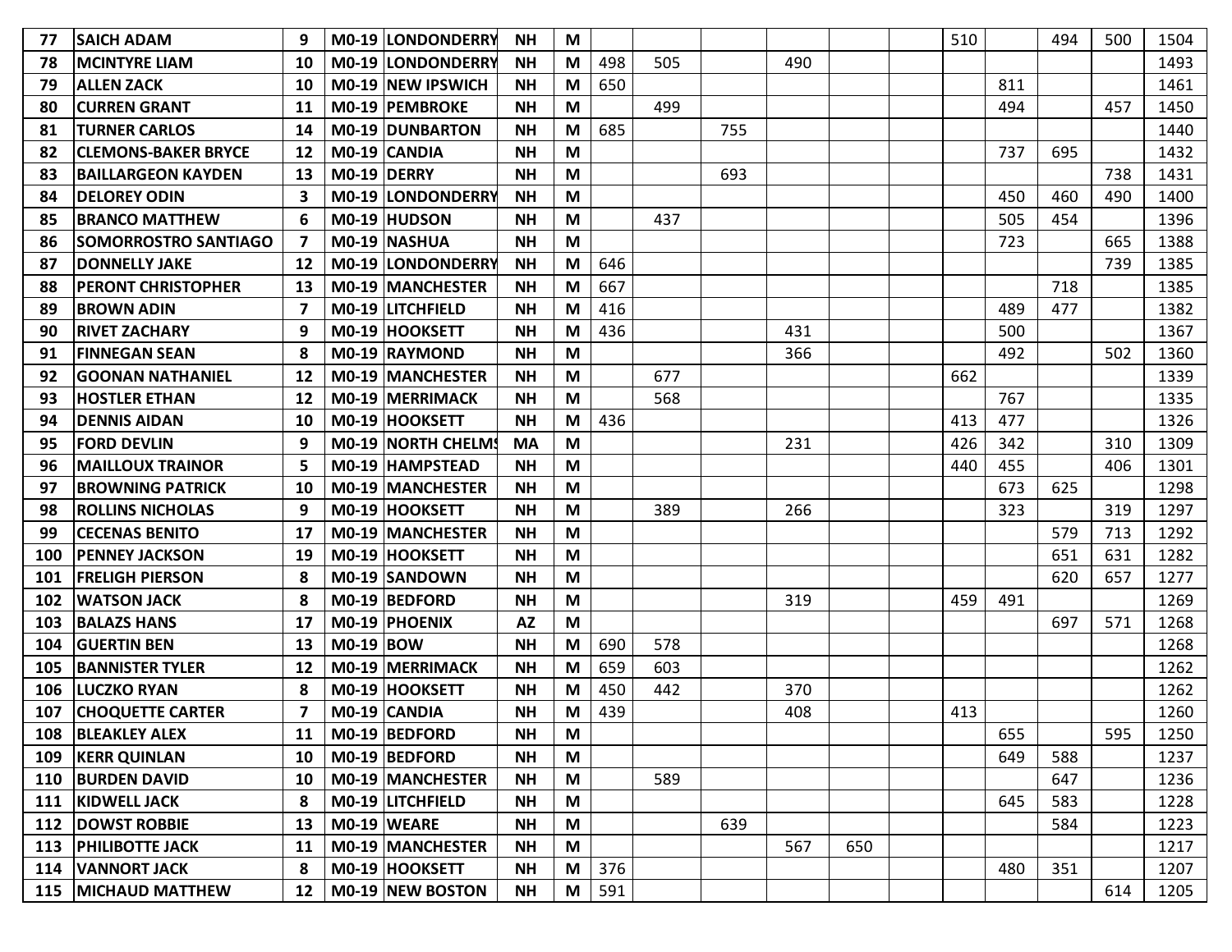| | | | | | | | | | | | | | | | | | |
|---|---|---|---|---|---|---|---|---|---|---|---|---|---|---|---|---|---|
| 77 | SAICH ADAM | 9 | M0-19 | LONDONDERRY | NH | M | | | | | | | 510 | | 494 | 500 | 1504 |
| 78 | MCINTYRE LIAM | 10 | M0-19 | LONDONDERRY | NH | M | 498 | 505 | | 490 | | | | | | | 1493 |
| 79 | ALLEN ZACK | 10 | M0-19 | NEW IPSWICH | NH | M | 650 | | | | | | | 811 | | | 1461 |
| 80 | CURREN GRANT | 11 | M0-19 | PEMBROKE | NH | M | | 499 | | | | | | 494 | | 457 | 1450 |
| 81 | TURNER CARLOS | 14 | M0-19 | DUNBARTON | NH | M | 685 | | 755 | | | | | | | | 1440 |
| 82 | CLEMONS-BAKER BRYCE | 12 | M0-19 | CANDIA | NH | M | | | | | | | | 737 | 695 | | 1432 |
| 83 | BAILLARGEON KAYDEN | 13 | M0-19 | DERRY | NH | M | | | 693 | | | | | | | 738 | 1431 |
| 84 | DELOREY ODIN | 3 | M0-19 | LONDONDERRY | NH | M | | | | | | | | 450 | 460 | 490 | 1400 |
| 85 | BRANCO MATTHEW | 6 | M0-19 | HUDSON | NH | M | | 437 | | | | | | 505 | 454 | | 1396 |
| 86 | SOMORROSTRO SANTIAGO | 7 | M0-19 | NASHUA | NH | M | | | | | | | | 723 | | 665 | 1388 |
| 87 | DONNELLY JAKE | 12 | M0-19 | LONDONDERRY | NH | M | 646 | | | | | | | | | 739 | 1385 |
| 88 | PERONT CHRISTOPHER | 13 | M0-19 | MANCHESTER | NH | M | 667 | | | | | | | | 718 | | 1385 |
| 89 | BROWN ADIN | 7 | M0-19 | LITCHFIELD | NH | M | 416 | | | | | | | 489 | 477 | | 1382 |
| 90 | RIVET ZACHARY | 9 | M0-19 | HOOKSETT | NH | M | 436 | | | 431 | | | | 500 | | | 1367 |
| 91 | FINNEGAN SEAN | 8 | M0-19 | RAYMOND | NH | M | | | | 366 | | | | 492 | | 502 | 1360 |
| 92 | GOONAN NATHANIEL | 12 | M0-19 | MANCHESTER | NH | M | | 677 | | | | | 662 | | | | 1339 |
| 93 | HOSTLER ETHAN | 12 | M0-19 | MERRIMACK | NH | M | | 568 | | | | | | 767 | | | 1335 |
| 94 | DENNIS AIDAN | 10 | M0-19 | HOOKSETT | NH | M | 436 | | | | | | 413 | 477 | | | 1326 |
| 95 | FORD DEVLIN | 9 | M0-19 | NORTH CHELMS | MA | M | | | | 231 | | | 426 | 342 | | 310 | 1309 |
| 96 | MAILLOUX TRAINOR | 5 | M0-19 | HAMPSTEAD | NH | M | | | | | | | 440 | 455 | | 406 | 1301 |
| 97 | BROWNING PATRICK | 10 | M0-19 | MANCHESTER | NH | M | | | | | | | | 673 | 625 | | 1298 |
| 98 | ROLLINS NICHOLAS | 9 | M0-19 | HOOKSETT | NH | M | | 389 | | 266 | | | | 323 | | 319 | 1297 |
| 99 | CECENAS BENITO | 17 | M0-19 | MANCHESTER | NH | M | | | | | | | | | 579 | 713 | 1292 |
| 100 | PENNEY JACKSON | 19 | M0-19 | HOOKSETT | NH | M | | | | | | | | | 651 | 631 | 1282 |
| 101 | FRELIGH PIERSON | 8 | M0-19 | SANDOWN | NH | M | | | | | | | | | 620 | 657 | 1277 |
| 102 | WATSON JACK | 8 | M0-19 | BEDFORD | NH | M | | | | 319 | | | 459 | 491 | | | 1269 |
| 103 | BALAZS HANS | 17 | M0-19 | PHOENIX | AZ | M | | | | | | | | | 697 | 571 | 1268 |
| 104 | GUERTIN BEN | 13 | M0-19 | BOW | NH | M | 690 | 578 | | | | | | | | | 1268 |
| 105 | BANNISTER TYLER | 12 | M0-19 | MERRIMACK | NH | M | 659 | 603 | | | | | | | | | 1262 |
| 106 | LUCZKO RYAN | 8 | M0-19 | HOOKSETT | NH | M | 450 | 442 | | 370 | | | | | | | 1262 |
| 107 | CHOQUETTE CARTER | 7 | M0-19 | CANDIA | NH | M | 439 | | | 408 | | | 413 | | | | 1260 |
| 108 | BLEAKLEY ALEX | 11 | M0-19 | BEDFORD | NH | M | | | | | | | | 655 | | 595 | 1250 |
| 109 | KERR QUINLAN | 10 | M0-19 | BEDFORD | NH | M | | | | | | | | 649 | 588 | | 1237 |
| 110 | BURDEN DAVID | 10 | M0-19 | MANCHESTER | NH | M | | 589 | | | | | | | 647 | | 1236 |
| 111 | KIDWELL JACK | 8 | M0-19 | LITCHFIELD | NH | M | | | | | | | | 645 | 583 | | 1228 |
| 112 | DOWST ROBBIE | 13 | M0-19 | WEARE | NH | M | | | 639 | | | | | | 584 | | 1223 |
| 113 | PHILIBOTTE JACK | 11 | M0-19 | MANCHESTER | NH | M | | | | 567 | 650 | | | | | | 1217 |
| 114 | VANNORT JACK | 8 | M0-19 | HOOKSETT | NH | M | 376 | | | | | | | 480 | 351 | | 1207 |
| 115 | MICHAUD MATTHEW | 12 | M0-19 | NEW BOSTON | NH | M | 591 | | | | | | | | | 614 | 1205 |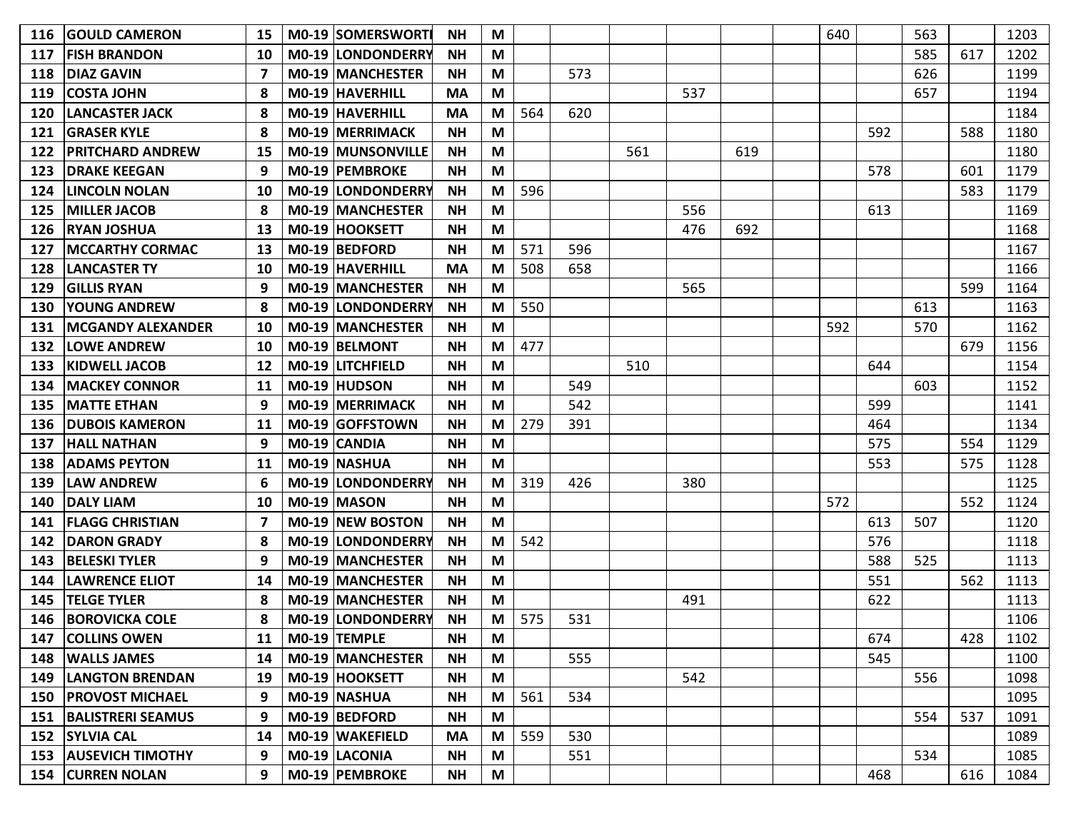| | | | | | | | | | | | | | | | | | |
|---|---|---|---|---|---|---|---|---|---|---|---|---|---|---|---|---|---|
| 116 | GOULD CAMERON | 15 | M0-19 | SOMERSWORTI | NH | M | | | | | | | 640 | | 563 | | 1203 |
| 117 | FISH BRANDON | 10 | M0-19 | LONDONDERRY | NH | M | | | | | | | | | 585 | 617 | 1202 |
| 118 | DIAZ GAVIN | 7 | M0-19 | MANCHESTER | NH | M | | 573 | | | | | | | 626 | | 1199 |
| 119 | COSTA JOHN | 8 | M0-19 | HAVERHILL | MA | M | | | | 537 | | | | | 657 | | 1194 |
| 120 | LANCASTER JACK | 8 | M0-19 | HAVERHILL | MA | M | 564 | 620 | | | | | | | | | 1184 |
| 121 | GRASER KYLE | 8 | M0-19 | MERRIMACK | NH | M | | | | | | | | 592 | | 588 | 1180 |
| 122 | PRITCHARD ANDREW | 15 | M0-19 | MUNSONVILLE | NH | M | | | 561 | | 619 | | | | | | 1180 |
| 123 | DRAKE KEEGAN | 9 | M0-19 | PEMBROKE | NH | M | | | | | | | | 578 | | 601 | 1179 |
| 124 | LINCOLN NOLAN | 10 | M0-19 | LONDONDERRY | NH | M | 596 | | | | | | | | | 583 | 1179 |
| 125 | MILLER JACOB | 8 | M0-19 | MANCHESTER | NH | M | | | | 556 | | | | 613 | | | 1169 |
| 126 | RYAN JOSHUA | 13 | M0-19 | HOOKSETT | NH | M | | | | 476 | 692 | | | | | | 1168 |
| 127 | MCCARTHY CORMAC | 13 | M0-19 | BEDFORD | NH | M | 571 | 596 | | | | | | | | | 1167 |
| 128 | LANCASTER TY | 10 | M0-19 | HAVERHILL | MA | M | 508 | 658 | | | | | | | | | 1166 |
| 129 | GILLIS RYAN | 9 | M0-19 | MANCHESTER | NH | M | | | | 565 | | | | | | 599 | 1164 |
| 130 | YOUNG ANDREW | 8 | M0-19 | LONDONDERRY | NH | M | 550 | | | | | | | | 613 | | 1163 |
| 131 | MCGANDY ALEXANDER | 10 | M0-19 | MANCHESTER | NH | M | | | | | | | 592 | | 570 | | 1162 |
| 132 | LOWE ANDREW | 10 | M0-19 | BELMONT | NH | M | 477 | | | | | | | | | 679 | 1156 |
| 133 | KIDWELL JACOB | 12 | M0-19 | LITCHFIELD | NH | M | | | 510 | | | | | 644 | | | 1154 |
| 134 | MACKEY CONNOR | 11 | M0-19 | HUDSON | NH | M | | 549 | | | | | | | 603 | | 1152 |
| 135 | MATTE ETHAN | 9 | M0-19 | MERRIMACK | NH | M | | 542 | | | | | | 599 | | | 1141 |
| 136 | DUBOIS KAMERON | 11 | M0-19 | GOFFSTOWN | NH | M | 279 | 391 | | | | | | 464 | | | 1134 |
| 137 | HALL NATHAN | 9 | M0-19 | CANDIA | NH | M | | | | | | | | 575 | | 554 | 1129 |
| 138 | ADAMS PEYTON | 11 | M0-19 | NASHUA | NH | M | | | | | | | | 553 | | 575 | 1128 |
| 139 | LAW ANDREW | 6 | M0-19 | LONDONDERRY | NH | M | 319 | 426 | | 380 | | | | | | | 1125 |
| 140 | DALY LIAM | 10 | M0-19 | MASON | NH | M | | | | | | | 572 | | | 552 | 1124 |
| 141 | FLAGG CHRISTIAN | 7 | M0-19 | NEW BOSTON | NH | M | | | | | | | | 613 | 507 | | 1120 |
| 142 | DARON GRADY | 8 | M0-19 | LONDONDERRY | NH | M | 542 | | | | | | | 576 | | | 1118 |
| 143 | BELESKI TYLER | 9 | M0-19 | MANCHESTER | NH | M | | | | | | | | 588 | 525 | | 1113 |
| 144 | LAWRENCE ELIOT | 14 | M0-19 | MANCHESTER | NH | M | | | | | | | | 551 | | 562 | 1113 |
| 145 | TELGE TYLER | 8 | M0-19 | MANCHESTER | NH | M | | | | 491 | | | | 622 | | | 1113 |
| 146 | BOROVICKA COLE | 8 | M0-19 | LONDONDERRY | NH | M | 575 | 531 | | | | | | | | | 1106 |
| 147 | COLLINS OWEN | 11 | M0-19 | TEMPLE | NH | M | | | | | | | | 674 | | 428 | 1102 |
| 148 | WALLS JAMES | 14 | M0-19 | MANCHESTER | NH | M | | 555 | | | | | | 545 | | | 1100 |
| 149 | LANGTON BRENDAN | 19 | M0-19 | HOOKSETT | NH | M | | | | 542 | | | | | 556 | | 1098 |
| 150 | PROVOST MICHAEL | 9 | M0-19 | NASHUA | NH | M | 561 | 534 | | | | | | | | | 1095 |
| 151 | BALISTRERI SEAMUS | 9 | M0-19 | BEDFORD | NH | M | | | | | | | | | 554 | 537 | 1091 |
| 152 | SYLVIA CAL | 14 | M0-19 | WAKEFIELD | MA | M | 559 | 530 | | | | | | | | | 1089 |
| 153 | AUSEVICH TIMOTHY | 9 | M0-19 | LACONIA | NH | M | | 551 | | | | | | | 534 | | 1085 |
| 154 | CURREN NOLAN | 9 | M0-19 | PEMBROKE | NH | M | | | | | | | | 468 | | 616 | 1084 |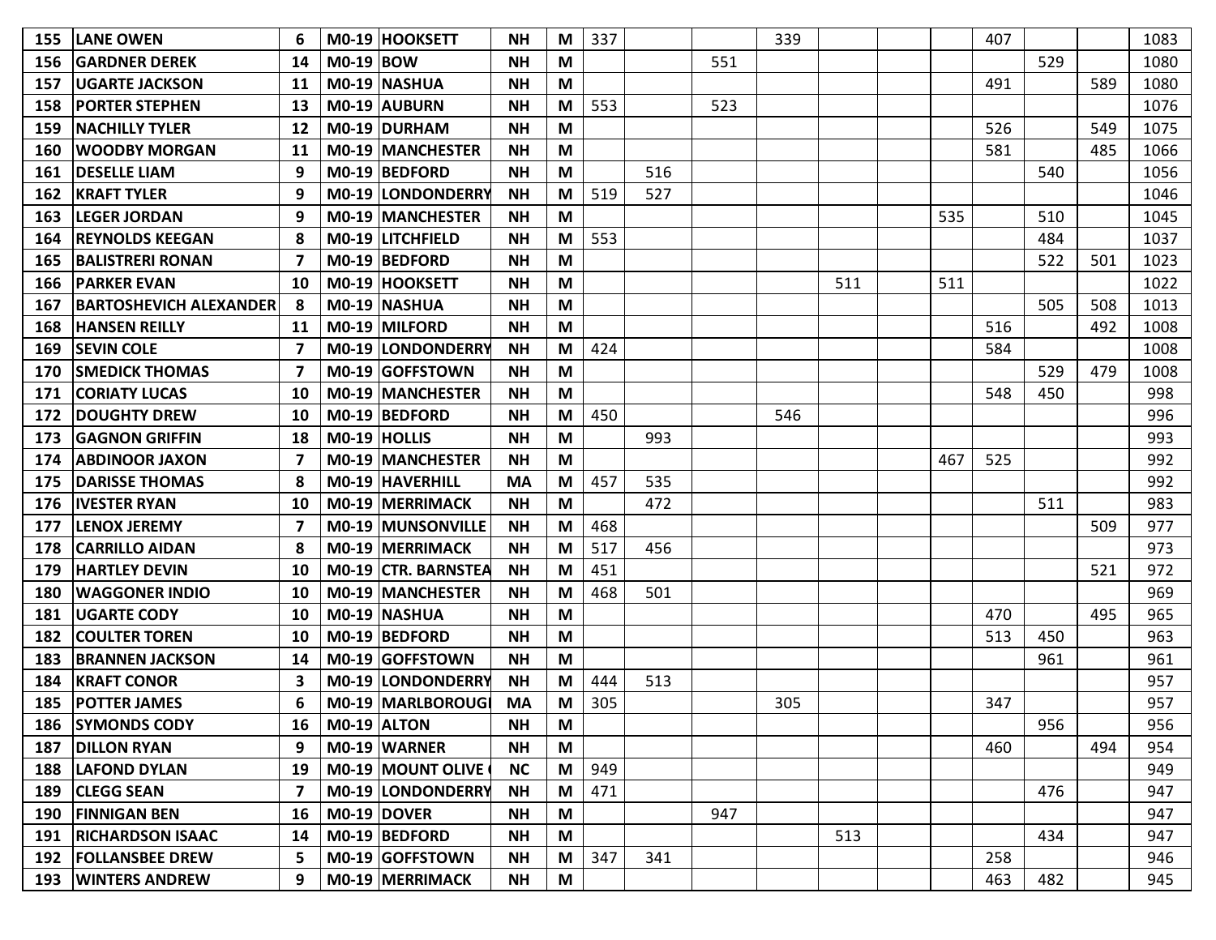| | | | | | | | | | | | | | | | | | |
|---|---|---|---|---|---|---|---|---|---|---|---|---|---|---|---|---|---|
| 155 | LANE OWEN | 6 | M0-19 | HOOKSETT | NH | M | 337 | | | 339 | | | | 407 | | | 1083 |
| 156 | GARDNER DEREK | 14 | M0-19 | BOW | NH | M | | | 551 | | | | | | 529 | | 1080 |
| 157 | UGARTE JACKSON | 11 | M0-19 | NASHUA | NH | M | | | | | | | | 491 | | 589 | 1080 |
| 158 | PORTER STEPHEN | 13 | M0-19 | AUBURN | NH | M | 553 | | 523 | | | | | | | | 1076 |
| 159 | NACHILLY TYLER | 12 | M0-19 | DURHAM | NH | M | | | | | | | | 526 | | 549 | 1075 |
| 160 | WOODBY MORGAN | 11 | M0-19 | MANCHESTER | NH | M | | | | | | | | 581 | | 485 | 1066 |
| 161 | DESELLE LIAM | 9 | M0-19 | BEDFORD | NH | M | | 516 | | | | | | | 540 | | 1056 |
| 162 | KRAFT TYLER | 9 | M0-19 | LONDONDERRY | NH | M | 519 | 527 | | | | | | | | | 1046 |
| 163 | LEGER JORDAN | 9 | M0-19 | MANCHESTER | NH | M | | | | | | | 535 | | 510 | | 1045 |
| 164 | REYNOLDS KEEGAN | 8 | M0-19 | LITCHFIELD | NH | M | 553 | | | | | | | | 484 | | 1037 |
| 165 | BALISTRERI RONAN | 7 | M0-19 | BEDFORD | NH | M | | | | | | | | | 522 | 501 | 1023 |
| 166 | PARKER EVAN | 10 | M0-19 | HOOKSETT | NH | M | | | | | 511 | | 511 | | | | 1022 |
| 167 | BARTOSHEVICH ALEXANDER | 8 | M0-19 | NASHUA | NH | M | | | | | | | | | 505 | 508 | 1013 |
| 168 | HANSEN REILLY | 11 | M0-19 | MILFORD | NH | M | | | | | | | | 516 | | 492 | 1008 |
| 169 | SEVIN COLE | 7 | M0-19 | LONDONDERRY | NH | M | 424 | | | | | | | 584 | | | 1008 |
| 170 | SMEDICK THOMAS | 7 | M0-19 | GOFFSTOWN | NH | M | | | | | | | | | 529 | 479 | 1008 |
| 171 | CORIATY LUCAS | 10 | M0-19 | MANCHESTER | NH | M | | | | | | | | 548 | 450 | | 998 |
| 172 | DOUGHTY DREW | 10 | M0-19 | BEDFORD | NH | M | 450 | | | 546 | | | | | | | 996 |
| 173 | GAGNON GRIFFIN | 18 | M0-19 | HOLLIS | NH | M | | 993 | | | | | | | | | 993 |
| 174 | ABDINOOR JAXON | 7 | M0-19 | MANCHESTER | NH | M | | | | | | | 467 | 525 | | | 992 |
| 175 | DARISSE THOMAS | 8 | M0-19 | HAVERHILL | MA | M | 457 | 535 | | | | | | | | | 992 |
| 176 | IVESTER RYAN | 10 | M0-19 | MERRIMACK | NH | M | | 472 | | | | | | | 511 | | 983 |
| 177 | LENOX JEREMY | 7 | M0-19 | MUNSONVILLE | NH | M | 468 | | | | | | | | | 509 | 977 |
| 178 | CARRILLO AIDAN | 8 | M0-19 | MERRIMACK | NH | M | 517 | 456 | | | | | | | | | 973 |
| 179 | HARTLEY DEVIN | 10 | M0-19 | CTR. BARNSTEA | NH | M | 451 | | | | | | | | | 521 | 972 |
| 180 | WAGGONER INDIO | 10 | M0-19 | MANCHESTER | NH | M | 468 | 501 | | | | | | | | | 969 |
| 181 | UGARTE CODY | 10 | M0-19 | NASHUA | NH | M | | | | | | | | 470 | | 495 | 965 |
| 182 | COULTER TOREN | 10 | M0-19 | BEDFORD | NH | M | | | | | | | | 513 | 450 | | 963 |
| 183 | BRANNEN JACKSON | 14 | M0-19 | GOFFSTOWN | NH | M | | | | | | | | | 961 | | 961 |
| 184 | KRAFT CONOR | 3 | M0-19 | LONDONDERRY | NH | M | 444 | 513 | | | | | | | | | 957 |
| 185 | POTTER JAMES | 6 | M0-19 | MARLBOROUGI | MA | M | 305 | | | 305 | | | | 347 | | | 957 |
| 186 | SYMONDS CODY | 16 | M0-19 | ALTON | NH | M | | | | | | | | | 956 | | 956 |
| 187 | DILLON RYAN | 9 | M0-19 | WARNER | NH | M | | | | | | | | 460 | | 494 | 954 |
| 188 | LAFOND DYLAN | 19 | M0-19 | MOUNT OLIVE | NC | M | 949 | | | | | | | | | | 949 |
| 189 | CLEGG SEAN | 7 | M0-19 | LONDONDERRY | NH | M | 471 | | | | | | | | 476 | | 947 |
| 190 | FINNIGAN BEN | 16 | M0-19 | DOVER | NH | M | | | 947 | | | | | | | | 947 |
| 191 | RICHARDSON ISAAC | 14 | M0-19 | BEDFORD | NH | M | | | | | 513 | | | | 434 | | 947 |
| 192 | FOLLANSBEE DREW | 5 | M0-19 | GOFFSTOWN | NH | M | 347 | 341 | | | | | | 258 | | | 946 |
| 193 | WINTERS ANDREW | 9 | M0-19 | MERRIMACK | NH | M | | | | | | | | 463 | 482 | | 945 |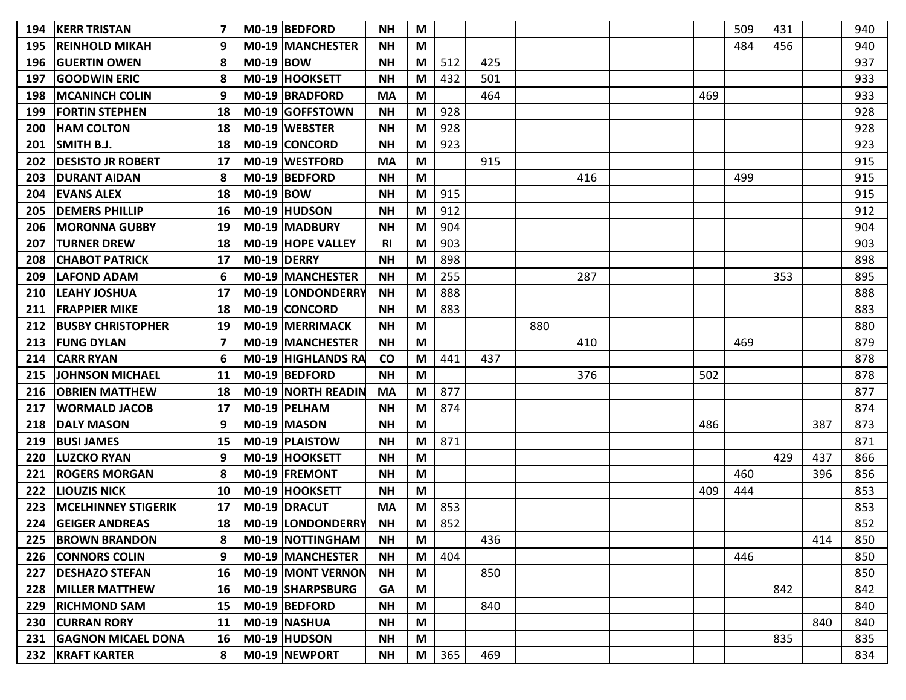| | | | | | | | | | | | | | | | | | |
|---|---|---|---|---|---|---|---|---|---|---|---|---|---|---|---|---|---|
| **194** | **KERR TRISTAN** | **7** | **M0-19** | **BEDFORD** | **NH** | **M** | | | | | | | 509 | 431 | | | 940 |
| **195** | **REINHOLD MIKAH** | **9** | **M0-19** | **MANCHESTER** | **NH** | **M** | | | | | | | 484 | 456 | | | 940 |
| **196** | **GUERTIN OWEN** | **8** | **M0-19** | **BOW** | **NH** | **M** | 512 | 425 | | | | | | | | | 937 |
| **197** | **GOODWIN ERIC** | **8** | **M0-19** | **HOOKSETT** | **NH** | **M** | 432 | 501 | | | | | | | | | 933 |
| **198** | **MCANINCH COLIN** | **9** | **M0-19** | **BRADFORD** | **MA** | **M** | | 464 | | | | 469 | | | | | 933 |
| **199** | **FORTIN STEPHEN** | **18** | **M0-19** | **GOFFSTOWN** | **NH** | **M** | 928 | | | | | | | | | | 928 |
| **200** | **HAM COLTON** | **18** | **M0-19** | **WEBSTER** | **NH** | **M** | 928 | | | | | | | | | | 928 |
| **201** | **SMITH B.J.** | **18** | **M0-19** | **CONCORD** | **NH** | **M** | 923 | | | | | | | | | | 923 |
| **202** | **DESISTO JR ROBERT** | **17** | **M0-19** | **WESTFORD** | **MA** | **M** | | 915 | | | | | | | | | 915 |
| **203** | **DURANT AIDAN** | **8** | **M0-19** | **BEDFORD** | **NH** | **M** | | | | 416 | | | | 499 | | | 915 |
| **204** | **EVANS ALEX** | **18** | **M0-19** | **BOW** | **NH** | **M** | 915 | | | | | | | | | | 915 |
| **205** | **DEMERS PHILLIP** | **16** | **M0-19** | **HUDSON** | **NH** | **M** | 912 | | | | | | | | | | 912 |
| **206** | **MORONNA GUBBY** | **19** | **M0-19** | **MADBURY** | **NH** | **M** | 904 | | | | | | | | | | 904 |
| **207** | **TURNER DREW** | **18** | **M0-19** | **HOPE VALLEY** | **RI** | **M** | 903 | | | | | | | | | | 903 |
| **208** | **CHABOT PATRICK** | **17** | **M0-19** | **DERRY** | **NH** | **M** | 898 | | | | | | | | | | 898 |
| **209** | **LAFOND ADAM** | **6** | **M0-19** | **MANCHESTER** | **NH** | **M** | 255 | | | 287 | | | | | 353 | | 895 |
| **210** | **LEAHY JOSHUA** | **17** | **M0-19** | **LONDONDERRY** | **NH** | **M** | 888 | | | | | | | | | | 888 |
| **211** | **FRAPPIER MIKE** | **18** | **M0-19** | **CONCORD** | **NH** | **M** | 883 | | | | | | | | | | 883 |
| **212** | **BUSBY CHRISTOPHER** | **19** | **M0-19** | **MERRIMACK** | **NH** | **M** | | | 880 | | | | | | | | 880 |
| **213** | **FUNG DYLAN** | **7** | **M0-19** | **MANCHESTER** | **NH** | **M** | | | | 410 | | | | 469 | | | 879 |
| **214** | **CARR RYAN** | **6** | **M0-19** | **HIGHLANDS RA** | **CO** | **M** | 441 | 437 | | | | | | | | | 878 |
| **215** | **JOHNSON MICHAEL** | **11** | **M0-19** | **BEDFORD** | **NH** | **M** | | | | 376 | | | 502 | | | | 878 |
| **216** | **OBRIEN MATTHEW** | **18** | **M0-19** | **NORTH READIN** | **MA** | **M** | 877 | | | | | | | | | | 877 |
| **217** | **WORMALD JACOB** | **17** | **M0-19** | **PELHAM** | **NH** | **M** | 874 | | | | | | | | | | 874 |
| **218** | **DALY MASON** | **9** | **M0-19** | **MASON** | **NH** | **M** | | | | | | | 486 | | | 387 | 873 |
| **219** | **BUSI JAMES** | **15** | **M0-19** | **PLAISTOW** | **NH** | **M** | 871 | | | | | | | | | | 871 |
| **220** | **LUZCKO RYAN** | **9** | **M0-19** | **HOOKSETT** | **NH** | **M** | | | | | | | | | 429 | 437 | 866 |
| **221** | **ROGERS MORGAN** | **8** | **M0-19** | **FREMONT** | **NH** | **M** | | | | | | | | 460 | | 396 | 856 |
| **222** | **LIOUZIS NICK** | **10** | **M0-19** | **HOOKSETT** | **NH** | **M** | | | | | | | 409 | 444 | | | 853 |
| **223** | **MCELHINNEY STIGERIK** | **17** | **M0-19** | **DRACUT** | **MA** | **M** | 853 | | | | | | | | | | 853 |
| **224** | **GEIGER ANDREAS** | **18** | **M0-19** | **LONDONDERRY** | **NH** | **M** | 852 | | | | | | | | | | 852 |
| **225** | **BROWN BRANDON** | **8** | **M0-19** | **NOTTINGHAM** | **NH** | **M** | | 436 | | | | | | | | 414 | 850 |
| **226** | **CONNORS COLIN** | **9** | **M0-19** | **MANCHESTER** | **NH** | **M** | 404 | | | | | | | 446 | | | 850 |
| **227** | **DESHAZO STEFAN** | **16** | **M0-19** | **MONT VERNON** | **NH** | **M** | | 850 | | | | | | | | | 850 |
| **228** | **MILLER MATTHEW** | **16** | **M0-19** | **SHARPSBURG** | **GA** | **M** | | | | | | | | | 842 | | 842 |
| **229** | **RICHMOND SAM** | **15** | **M0-19** | **BEDFORD** | **NH** | **M** | | 840 | | | | | | | | | 840 |
| **230** | **CURRAN RORY** | **11** | **M0-19** | **NASHUA** | **NH** | **M** | | | | | | | | | | 840 | 840 |
| **231** | **GAGNON MICAEL DONA** | **16** | **M0-19** | **HUDSON** | **NH** | **M** | | | | | | | | | 835 | | 835 |
| **232** | **KRAFT KARTER** | **8** | **M0-19** | **NEWPORT** | **NH** | **M** | 365 | 469 | | | | | | | | | 834 |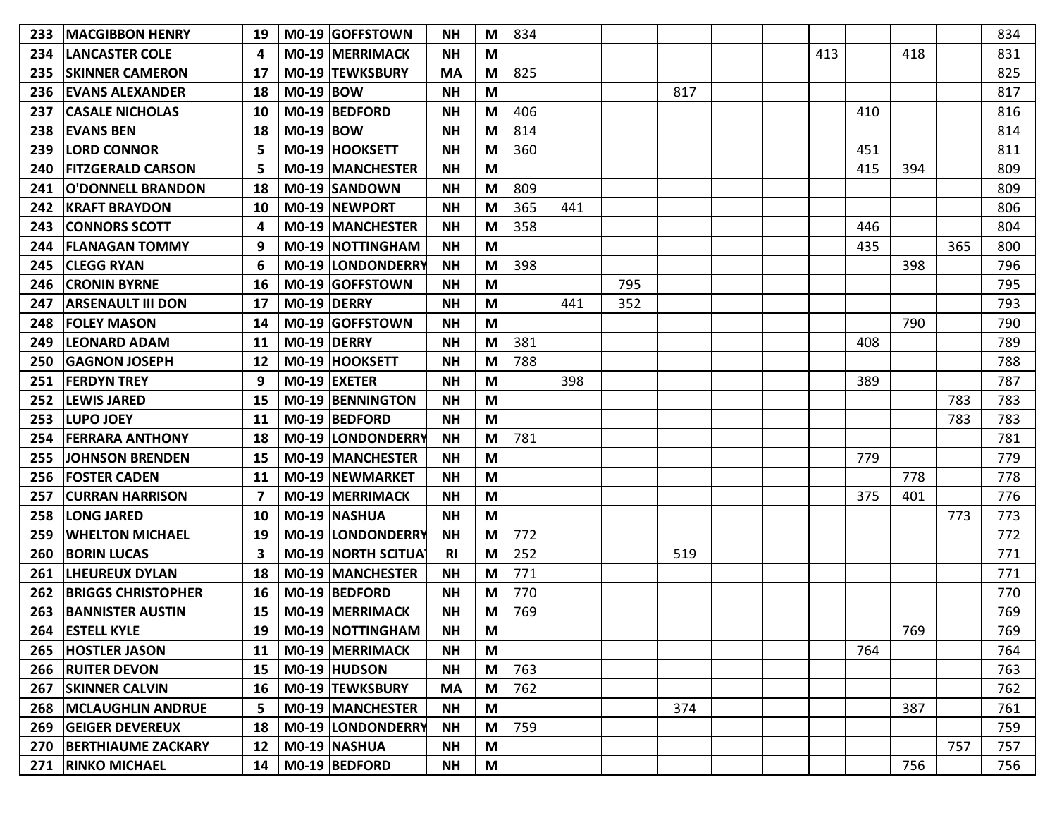| | | | | | | | | | | | | | | | | | |
|---|---|---|---|---|---|---|---|---|---|---|---|---|---|---|---|---|---|
| **233** | **MACGIBBON HENRY** | **19** | **M0-19** | **GOFFSTOWN** | **NH** | **M** | 834 | | | | | | | | | | 834 |
| **234** | **LANCASTER COLE** | **4** | **M0-19** | **MERRIMACK** | **NH** | **M** | | | | | | | 413 | | 418 | | 831 |
| **235** | **SKINNER CAMERON** | **17** | **M0-19** | **TEWKSBURY** | **MA** | **M** | 825 | | | | | | | | | | 825 |
| **236** | **EVANS ALEXANDER** | **18** | **M0-19** | **BOW** | **NH** | **M** | | | | 817 | | | | | | | 817 |
| **237** | **CASALE NICHOLAS** | **10** | **M0-19** | **BEDFORD** | **NH** | **M** | 406 | | | | | | | 410 | | | 816 |
| **238** | **EVANS BEN** | **18** | **M0-19** | **BOW** | **NH** | **M** | 814 | | | | | | | | | | 814 |
| **239** | **LORD CONNOR** | **5** | **M0-19** | **HOOKSETT** | **NH** | **M** | 360 | | | | | | | 451 | | | 811 |
| **240** | **FITZGERALD CARSON** | **5** | **M0-19** | **MANCHESTER** | **NH** | **M** | | | | | | | | 415 | 394 | | 809 |
| **241** | **O'DONNELL BRANDON** | **18** | **M0-19** | **SANDOWN** | **NH** | **M** | 809 | | | | | | | | | | 809 |
| **242** | **KRAFT BRAYDON** | **10** | **M0-19** | **NEWPORT** | **NH** | **M** | 365 | 441 | | | | | | | | | 806 |
| **243** | **CONNORS SCOTT** | **4** | **M0-19** | **MANCHESTER** | **NH** | **M** | 358 | | | | | | | 446 | | | 804 |
| **244** | **FLANAGAN TOMMY** | **9** | **M0-19** | **NOTTINGHAM** | **NH** | **M** | | | | | | | | 435 | | 365 | 800 |
| **245** | **CLEGG RYAN** | **6** | **M0-19** | **LONDONDERRY** | **NH** | **M** | 398 | | | | | | | | 398 | | 796 |
| **246** | **CRONIN BYRNE** | **16** | **M0-19** | **GOFFSTOWN** | **NH** | **M** | | | 795 | | | | | | | | 795 |
| **247** | **ARSENAULT III DON** | **17** | **M0-19** | **DERRY** | **NH** | **M** | | 441 | 352 | | | | | | | | 793 |
| **248** | **FOLEY MASON** | **14** | **M0-19** | **GOFFSTOWN** | **NH** | **M** | | | | | | | | | 790 | | 790 |
| **249** | **LEONARD ADAM** | **11** | **M0-19** | **DERRY** | **NH** | **M** | 381 | | | | | | | 408 | | | 789 |
| **250** | **GAGNON JOSEPH** | **12** | **M0-19** | **HOOKSETT** | **NH** | **M** | 788 | | | | | | | | | | 788 |
| **251** | **FERDYN TREY** | **9** | **M0-19** | **EXETER** | **NH** | **M** | | 398 | | | | | | 389 | | | 787 |
| **252** | **LEWIS JARED** | **15** | **M0-19** | **BENNINGTON** | **NH** | **M** | | | | | | | | | | 783 | 783 |
| **253** | **LUPO JOEY** | **11** | **M0-19** | **BEDFORD** | **NH** | **M** | | | | | | | | | | 783 | 783 |
| **254** | **FERRARA ANTHONY** | **18** | **M0-19** | **LONDONDERRY** | **NH** | **M** | 781 | | | | | | | | | | 781 |
| **255** | **JOHNSON BRENDEN** | **15** | **M0-19** | **MANCHESTER** | **NH** | **M** | | | | | | | | 779 | | | 779 |
| **256** | **FOSTER CADEN** | **11** | **M0-19** | **NEWMARKET** | **NH** | **M** | | | | | | | | | 778 | | 778 |
| **257** | **CURRAN HARRISON** | **7** | **M0-19** | **MERRIMACK** | **NH** | **M** | | | | | | | | 375 | 401 | | 776 |
| **258** | **LONG JARED** | **10** | **M0-19** | **NASHUA** | **NH** | **M** | | | | | | | | | | 773 | 773 |
| **259** | **WHELTON MICHAEL** | **19** | **M0-19** | **LONDONDERRY** | **NH** | **M** | 772 | | | | | | | | | | 772 |
| **260** | **BORIN LUCAS** | **3** | **M0-19** | **NORTH SCITUAT** | **RI** | **M** | 252 | | | 519 | | | | | | | 771 |
| **261** | **LHEUREUX DYLAN** | **18** | **M0-19** | **MANCHESTER** | **NH** | **M** | 771 | | | | | | | | | | 771 |
| **262** | **BRIGGS CHRISTOPHER** | **16** | **M0-19** | **BEDFORD** | **NH** | **M** | 770 | | | | | | | | | | 770 |
| **263** | **BANNISTER AUSTIN** | **15** | **M0-19** | **MERRIMACK** | **NH** | **M** | 769 | | | | | | | | | | 769 |
| **264** | **ESTELL KYLE** | **19** | **M0-19** | **NOTTINGHAM** | **NH** | **M** | | | | | | | | | 769 | | 769 |
| **265** | **HOSTLER JASON** | **11** | **M0-19** | **MERRIMACK** | **NH** | **M** | | | | | | | | 764 | | | 764 |
| **266** | **RUITER DEVON** | **15** | **M0-19** | **HUDSON** | **NH** | **M** | 763 | | | | | | | | | | 763 |
| **267** | **SKINNER CALVIN** | **16** | **M0-19** | **TEWKSBURY** | **MA** | **M** | 762 | | | | | | | | | | 762 |
| **268** | **MCLAUGHLIN ANDRUE** | **5** | **M0-19** | **MANCHESTER** | **NH** | **M** | | | | 374 | | | | | 387 | | 761 |
| **269** | **GEIGER DEVEREUX** | **18** | **M0-19** | **LONDONDERRY** | **NH** | **M** | 759 | | | | | | | | | | 759 |
| **270** | **BERTHIAUME ZACKARY** | **12** | **M0-19** | **NASHUA** | **NH** | **M** | | | | | | | | | | 757 | 757 |
| **271** | **RINKO MICHAEL** | **14** | **M0-19** | **BEDFORD** | **NH** | **M** | | | | | | | | | 756 | | 756 |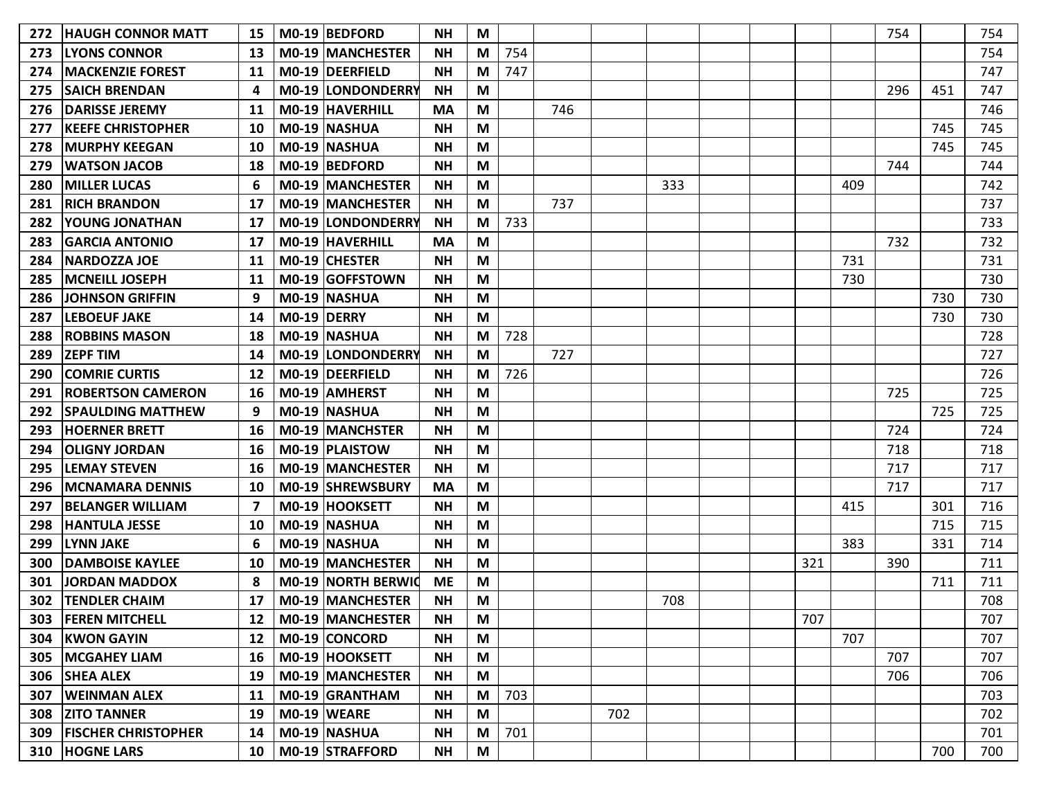| | | | | | | | | | | | | | | | | | |
|---|---|---|---|---|---|---|---|---|---|---|---|---|---|---|---|---|---|
| **272** | **HAUGH CONNOR MATT** | **15** | **M0-19** | **BEDFORD** | **NH** | **M** | | | | | | | | | 754 | | 754 |
| **273** | **LYONS CONNOR** | **13** | **M0-19** | **MANCHESTER** | **NH** | **M** | 754 | | | | | | | | | | 754 |
| **274** | **MACKENZIE FOREST** | **11** | **M0-19** | **DEERFIELD** | **NH** | **M** | 747 | | | | | | | | | | 747 |
| **275** | **SAICH BRENDAN** | **4** | **M0-19** | **LONDONDERRY** | **NH** | **M** | | | | | | | | | 296 | 451 | 747 |
| **276** | **DARISSE JEREMY** | **11** | **M0-19** | **HAVERHILL** | **MA** | **M** | | 746 | | | | | | | | | 746 |
| **277** | **KEEFE CHRISTOPHER** | **10** | **M0-19** | **NASHUA** | **NH** | **M** | | | | | | | | | | 745 | 745 |
| **278** | **MURPHY KEEGAN** | **10** | **M0-19** | **NASHUA** | **NH** | **M** | | | | | | | | | | 745 | 745 |
| **279** | **WATSON JACOB** | **18** | **M0-19** | **BEDFORD** | **NH** | **M** | | | | | | | | | 744 | | 744 |
| **280** | **MILLER LUCAS** | **6** | **M0-19** | **MANCHESTER** | **NH** | **M** | | | | 333 | | | | 409 | | | 742 |
| **281** | **RICH BRANDON** | **17** | **M0-19** | **MANCHESTER** | **NH** | **M** | | 737 | | | | | | | | | 737 |
| **282** | **YOUNG JONATHAN** | **17** | **M0-19** | **LONDONDERRY** | **NH** | **M** | 733 | | | | | | | | | | 733 |
| **283** | **GARCIA ANTONIO** | **17** | **M0-19** | **HAVERHILL** | **MA** | **M** | | | | | | | | | 732 | | 732 |
| **284** | **NARDOZZA JOE** | **11** | **M0-19** | **CHESTER** | **NH** | **M** | | | | | | | | 731 | | | 731 |
| **285** | **MCNEILL JOSEPH** | **11** | **M0-19** | **GOFFSTOWN** | **NH** | **M** | | | | | | | | 730 | | | 730 |
| **286** | **JOHNSON GRIFFIN** | **9** | **M0-19** | **NASHUA** | **NH** | **M** | | | | | | | | | | 730 | 730 |
| **287** | **LEBOEUF JAKE** | **14** | **M0-19** | **DERRY** | **NH** | **M** | | | | | | | | | | 730 | 730 |
| **288** | **ROBBINS MASON** | **18** | **M0-19** | **NASHUA** | **NH** | **M** | 728 | | | | | | | | | | 728 |
| **289** | **ZEPF TIM** | **14** | **M0-19** | **LONDONDERRY** | **NH** | **M** | | 727 | | | | | | | | | 727 |
| **290** | **COMRIE CURTIS** | **12** | **M0-19** | **DEERFIELD** | **NH** | **M** | 726 | | | | | | | | | | 726 |
| **291** | **ROBERTSON CAMERON** | **16** | **M0-19** | **AMHERST** | **NH** | **M** | | | | | | | | | 725 | | 725 |
| **292** | **SPAULDING MATTHEW** | **9** | **M0-19** | **NASHUA** | **NH** | **M** | | | | | | | | | | 725 | 725 |
| **293** | **HOERNER BRETT** | **16** | **M0-19** | **MANCHSTER** | **NH** | **M** | | | | | | | | | 724 | | 724 |
| **294** | **OLIGNY JORDAN** | **16** | **M0-19** | **PLAISTOW** | **NH** | **M** | | | | | | | | | 718 | | 718 |
| **295** | **LEMAY STEVEN** | **16** | **M0-19** | **MANCHESTER** | **NH** | **M** | | | | | | | | | 717 | | 717 |
| **296** | **MCNAMARA DENNIS** | **10** | **M0-19** | **SHREWSBURY** | **MA** | **M** | | | | | | | | | 717 | | 717 |
| **297** | **BELANGER WILLIAM** | **7** | **M0-19** | **HOOKSETT** | **NH** | **M** | | | | | | | | 415 | | 301 | 716 |
| **298** | **HANTULA JESSE** | **10** | **M0-19** | **NASHUA** | **NH** | **M** | | | | | | | | | | 715 | 715 |
| **299** | **LYNN JAKE** | **6** | **M0-19** | **NASHUA** | **NH** | **M** | | | | | | | | 383 | | 331 | 714 |
| **300** | **DAMBOISE KAYLEE** | **10** | **M0-19** | **MANCHESTER** | **NH** | **M** | | | | | | | 321 | | 390 | | 711 |
| **301** | **JORDAN MADDOX** | **8** | **M0-19** | **NORTH BERWIC** | **ME** | **M** | | | | | | | | | | 711 | 711 |
| **302** | **TENDLER CHAIM** | **17** | **M0-19** | **MANCHESTER** | **NH** | **M** | | | | 708 | | | | | | | 708 |
| **303** | **FEREN MITCHELL** | **12** | **M0-19** | **MANCHESTER** | **NH** | **M** | | | | | | | 707 | | | | 707 |
| **304** | **KWON GAYIN** | **12** | **M0-19** | **CONCORD** | **NH** | **M** | | | | | | | | 707 | | | 707 |
| **305** | **MCGAHEY LIAM** | **16** | **M0-19** | **HOOKSETT** | **NH** | **M** | | | | | | | | | 707 | | 707 |
| **306** | **SHEA ALEX** | **19** | **M0-19** | **MANCHESTER** | **NH** | **M** | | | | | | | | | 706 | | 706 |
| **307** | **WEINMAN ALEX** | **11** | **M0-19** | **GRANTHAM** | **NH** | **M** | 703 | | | | | | | | | | 703 |
| **308** | **ZITO TANNER** | **19** | **M0-19** | **WEARE** | **NH** | **M** | | | 702 | | | | | | | | 702 |
| **309** | **FISCHER CHRISTOPHER** | **14** | **M0-19** | **NASHUA** | **NH** | **M** | 701 | | | | | | | | | | 701 |
| **310** | **HOGNE LARS** | **10** | **M0-19** | **STRAFFORD** | **NH** | **M** | | | | | | | | | | 700 | 700 |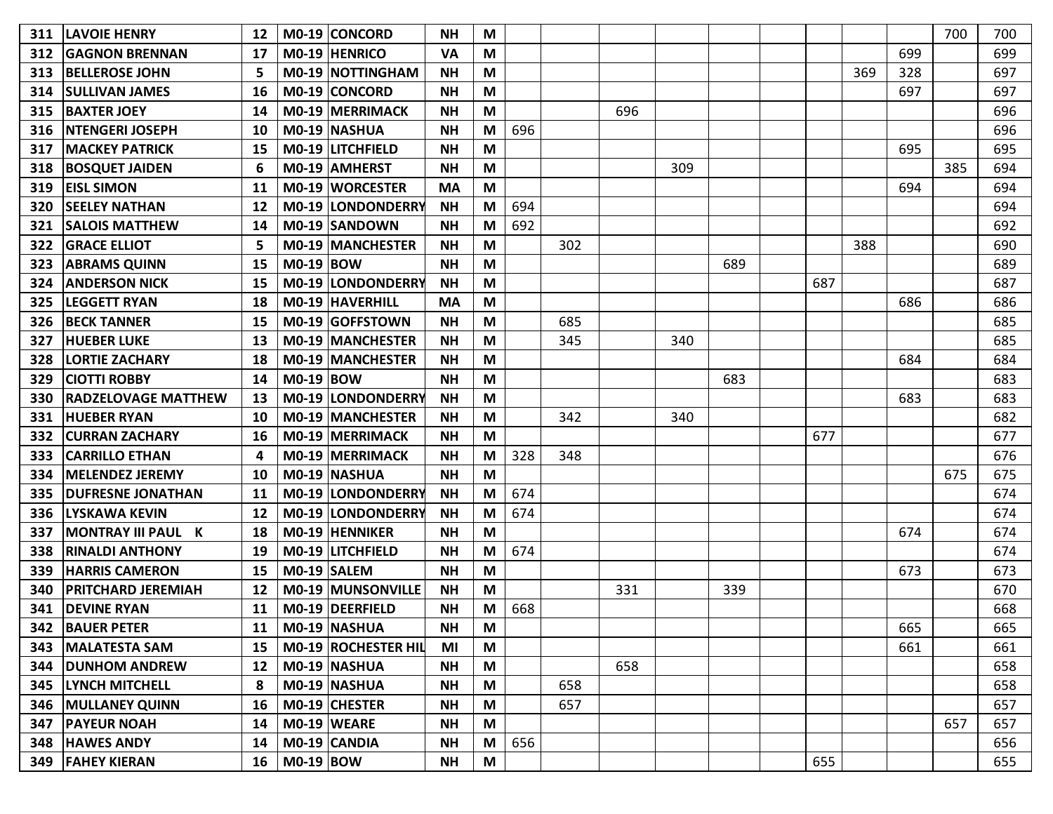| | | | | | | | | | | | | | | | | | |
|---|---|---|---|---|---|---|---|---|---|---|---|---|---|---|---|---|---|
| 311 | LAVOIE HENRY | 12 | M0-19 | CONCORD | NH | M | | | | | | | | | | 700 | 700 |
| 312 | GAGNON BRENNAN | 17 | M0-19 | HENRICO | VA | M | | | | | | | | | 699 | | 699 |
| 313 | BELLEROSE JOHN | 5 | M0-19 | NOTTINGHAM | NH | M | | | | | | | | 369 | 328 | | 697 |
| 314 | SULLIVAN JAMES | 16 | M0-19 | CONCORD | NH | M | | | | | | | | | 697 | | 697 |
| 315 | BAXTER JOEY | 14 | M0-19 | MERRIMACK | NH | M | | | 696 | | | | | | | | 696 |
| 316 | NTENGERI JOSEPH | 10 | M0-19 | NASHUA | NH | M | 696 | | | | | | | | | | 696 |
| 317 | MACKEY PATRICK | 15 | M0-19 | LITCHFIELD | NH | M | | | | | | | | | 695 | | 695 |
| 318 | BOSQUET JAIDEN | 6 | M0-19 | AMHERST | NH | M | | | | 309 | | | | | | 385 | 694 |
| 319 | EISL SIMON | 11 | M0-19 | WORCESTER | MA | M | | | | | | | | | 694 | | 694 |
| 320 | SEELEY NATHAN | 12 | M0-19 | LONDONDERRY | NH | M | 694 | | | | | | | | | | 694 |
| 321 | SALOIS MATTHEW | 14 | M0-19 | SANDOWN | NH | M | 692 | | | | | | | | | | 692 |
| 322 | GRACE ELLIOT | 5 | M0-19 | MANCHESTER | NH | M | | 302 | | | | | | 388 | | | 690 |
| 323 | ABRAMS QUINN | 15 | M0-19 | BOW | NH | M | | | | | 689 | | | | | | 689 |
| 324 | ANDERSON NICK | 15 | M0-19 | LONDONDERRY | NH | M | | | | | | | 687 | | | | 687 |
| 325 | LEGGETT RYAN | 18 | M0-19 | HAVERHILL | MA | M | | | | | | | | | 686 | | 686 |
| 326 | BECK TANNER | 15 | M0-19 | GOFFSTOWN | NH | M | | 685 | | | | | | | | | 685 |
| 327 | HUEBER LUKE | 13 | M0-19 | MANCHESTER | NH | M | | 345 | | 340 | | | | | | | 685 |
| 328 | LORTIE ZACHARY | 18 | M0-19 | MANCHESTER | NH | M | | | | | | | | | 684 | | 684 |
| 329 | CIOTTI ROBBY | 14 | M0-19 | BOW | NH | M | | | | | 683 | | | | | | 683 |
| 330 | RADZELOVAGE MATTHEW | 13 | M0-19 | LONDONDERRY | NH | M | | | | | | | | | 683 | | 683 |
| 331 | HUEBER RYAN | 10 | M0-19 | MANCHESTER | NH | M | | 342 | | 340 | | | | | | | 682 |
| 332 | CURRAN ZACHARY | 16 | M0-19 | MERRIMACK | NH | M | | | | | | | 677 | | | | 677 |
| 333 | CARRILLO ETHAN | 4 | M0-19 | MERRIMACK | NH | M | 328 | 348 | | | | | | | | | 676 |
| 334 | MELENDEZ JEREMY | 10 | M0-19 | NASHUA | NH | M | | | | | | | | | | 675 | 675 |
| 335 | DUFRESNE JONATHAN | 11 | M0-19 | LONDONDERRY | NH | M | 674 | | | | | | | | | | 674 |
| 336 | LYSKAWA KEVIN | 12 | M0-19 | LONDONDERRY | NH | M | 674 | | | | | | | | | | 674 |
| 337 | MONTRAY III PAUL K | 18 | M0-19 | HENNIKER | NH | M | | | | | | | | | 674 | | 674 |
| 338 | RINALDI ANTHONY | 19 | M0-19 | LITCHFIELD | NH | M | 674 | | | | | | | | | | 674 |
| 339 | HARRIS CAMERON | 15 | M0-19 | SALEM | NH | M | | | | | | | | | 673 | | 673 |
| 340 | PRITCHARD JEREMIAH | 12 | M0-19 | MUNSONVILLE | NH | M | | | 331 | | 339 | | | | | | 670 |
| 341 | DEVINE RYAN | 11 | M0-19 | DEERFIELD | NH | M | 668 | | | | | | | | | | 668 |
| 342 | BAUER PETER | 11 | M0-19 | NASHUA | NH | M | | | | | | | | | 665 | | 665 |
| 343 | MALATESTA SAM | 15 | M0-19 | ROCHESTER HIL | MI | M | | | | | | | | | 661 | | 661 |
| 344 | DUNHOM ANDREW | 12 | M0-19 | NASHUA | NH | M | | | 658 | | | | | | | | 658 |
| 345 | LYNCH MITCHELL | 8 | M0-19 | NASHUA | NH | M | | 658 | | | | | | | | | 658 |
| 346 | MULLANEY QUINN | 16 | M0-19 | CHESTER | NH | M | | 657 | | | | | | | | | 657 |
| 347 | PAYEUR NOAH | 14 | M0-19 | WEARE | NH | M | | | | | | | | | | 657 | 657 |
| 348 | HAWES ANDY | 14 | M0-19 | CANDIA | NH | M | 656 | | | | | | | | | | 656 |
| 349 | FAHEY KIERAN | 16 | M0-19 | BOW | NH | M | | | | | | | 655 | | | | 655 |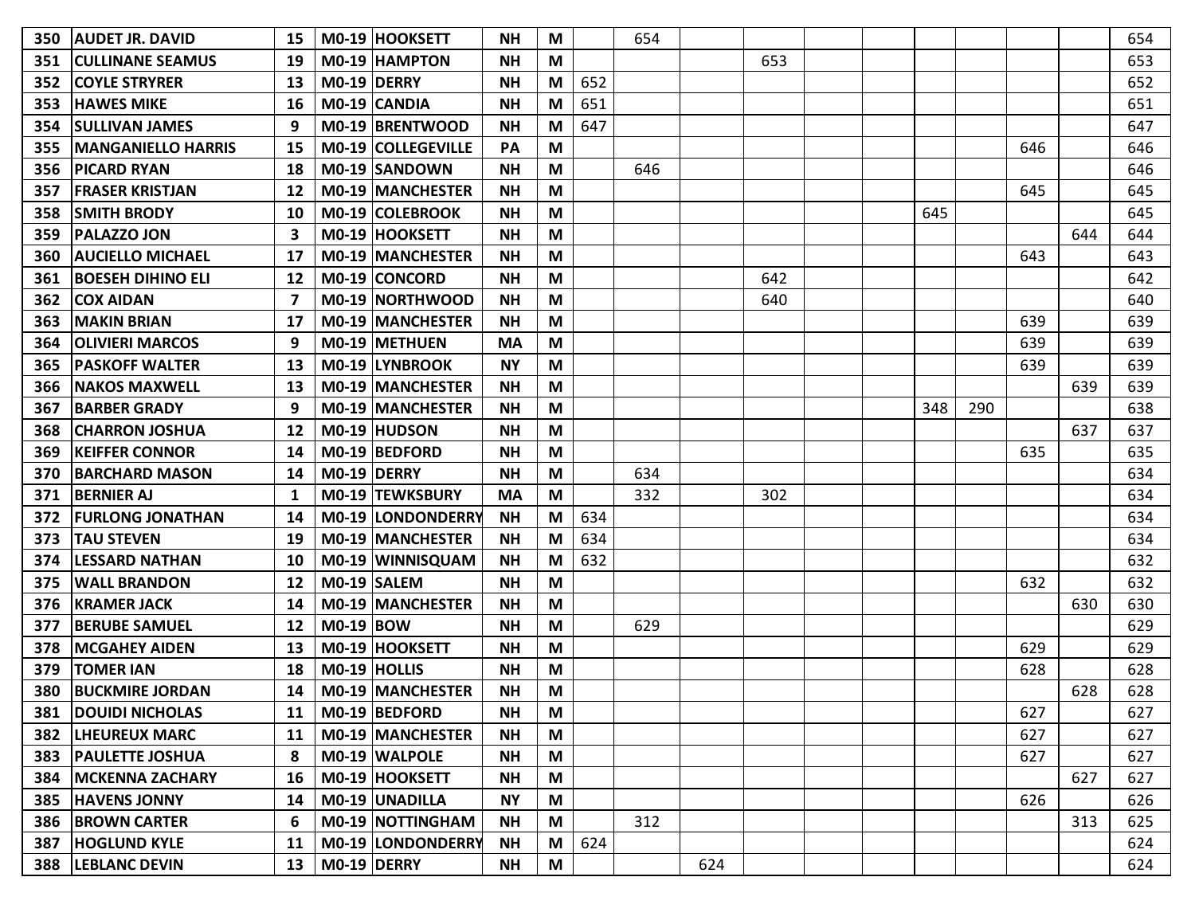| | | | | | | | | | | | | | | | | | |
|---|---|---|---|---|---|---|---|---|---|---|---|---|---|---|---|---|---|
| 350 | AUDET JR. DAVID | 15 | M0-19 | HOOKSETT | NH | M | | 654 | | | | | | | | | 654 |
| 351 | CULLINANE SEAMUS | 19 | M0-19 | HAMPTON | NH | M | | | | 653 | | | | | | | 653 |
| 352 | COYLE STRYRER | 13 | M0-19 | DERRY | NH | M | 652 | | | | | | | | | | 652 |
| 353 | HAWES MIKE | 16 | M0-19 | CANDIA | NH | M | 651 | | | | | | | | | | 651 |
| 354 | SULLIVAN JAMES | 9 | M0-19 | BRENTWOOD | NH | M | 647 | | | | | | | | | | 647 |
| 355 | MANGANIELLO HARRIS | 15 | M0-19 | COLLEGEVILLE | PA | M | | | | | | | | | 646 | | 646 |
| 356 | PICARD RYAN | 18 | M0-19 | SANDOWN | NH | M | | 646 | | | | | | | | | 646 |
| 357 | FRASER KRISTJAN | 12 | M0-19 | MANCHESTER | NH | M | | | | | | | | | 645 | | 645 |
| 358 | SMITH BRODY | 10 | M0-19 | COLEBROOK | NH | M | | | | | | | 645 | | | | 645 |
| 359 | PALAZZO JON | 3 | M0-19 | HOOKSETT | NH | M | | | | | | | | | | 644 | 644 |
| 360 | AUCIELLO MICHAEL | 17 | M0-19 | MANCHESTER | NH | M | | | | | | | | | 643 | | 643 |
| 361 | BOESEH DIHINO ELI | 12 | M0-19 | CONCORD | NH | M | | | | 642 | | | | | | | 642 |
| 362 | COX AIDAN | 7 | M0-19 | NORTHWOOD | NH | M | | | | 640 | | | | | | | 640 |
| 363 | MAKIN BRIAN | 17 | M0-19 | MANCHESTER | NH | M | | | | | | | | | 639 | | 639 |
| 364 | OLIVIERI MARCOS | 9 | M0-19 | METHUEN | MA | M | | | | | | | | | 639 | | 639 |
| 365 | PASKOFF WALTER | 13 | M0-19 | LYNBROOK | NY | M | | | | | | | | | 639 | | 639 |
| 366 | NAKOS MAXWELL | 13 | M0-19 | MANCHESTER | NH | M | | | | | | | | | | 639 | 639 |
| 367 | BARBER GRADY | 9 | M0-19 | MANCHESTER | NH | M | | | | | | | 348 | 290 | | | 638 |
| 368 | CHARRON JOSHUA | 12 | M0-19 | HUDSON | NH | M | | | | | | | | | | 637 | 637 |
| 369 | KEIFFER CONNOR | 14 | M0-19 | BEDFORD | NH | M | | | | | | | | | 635 | | 635 |
| 370 | BARCHARD MASON | 14 | M0-19 | DERRY | NH | M | | 634 | | | | | | | | | 634 |
| 371 | BERNIER AJ | 1 | M0-19 | TEWKSBURY | MA | M | | 332 | | 302 | | | | | | | 634 |
| 372 | FURLONG JONATHAN | 14 | M0-19 | LONDONDERRY | NH | M | 634 | | | | | | | | | | 634 |
| 373 | TAU STEVEN | 19 | M0-19 | MANCHESTER | NH | M | 634 | | | | | | | | | | 634 |
| 374 | LESSARD NATHAN | 10 | M0-19 | WINNISQUAM | NH | M | 632 | | | | | | | | | | 632 |
| 375 | WALL BRANDON | 12 | M0-19 | SALEM | NH | M | | | | | | | | | 632 | | 632 |
| 376 | KRAMER JACK | 14 | M0-19 | MANCHESTER | NH | M | | | | | | | | | | 630 | 630 |
| 377 | BERUBE SAMUEL | 12 | M0-19 | BOW | NH | M | | 629 | | | | | | | | | 629 |
| 378 | MCGAHEY AIDEN | 13 | M0-19 | HOOKSETT | NH | M | | | | | | | | | 629 | | 629 |
| 379 | TOMER IAN | 18 | M0-19 | HOLLIS | NH | M | | | | | | | | | 628 | | 628 |
| 380 | BUCKMIRE JORDAN | 14 | M0-19 | MANCHESTER | NH | M | | | | | | | | | | 628 | 628 |
| 381 | DOUIDI NICHOLAS | 11 | M0-19 | BEDFORD | NH | M | | | | | | | | | 627 | | 627 |
| 382 | LHEUREUX MARC | 11 | M0-19 | MANCHESTER | NH | M | | | | | | | | | 627 | | 627 |
| 383 | PAULETTE JOSHUA | 8 | M0-19 | WALPOLE | NH | M | | | | | | | | | 627 | | 627 |
| 384 | MCKENNA ZACHARY | 16 | M0-19 | HOOKSETT | NH | M | | | | | | | | | | 627 | 627 |
| 385 | HAVENS JONNY | 14 | M0-19 | UNADILLA | NY | M | | | | | | | | | 626 | | 626 |
| 386 | BROWN CARTER | 6 | M0-19 | NOTTINGHAM | NH | M | | 312 | | | | | | | | 313 | 625 |
| 387 | HOGLUND KYLE | 11 | M0-19 | LONDONDERRY | NH | M | 624 | | | | | | | | | | 624 |
| 388 | LEBLANC DEVIN | 13 | M0-19 | DERRY | NH | M | | | 624 | | | | | | | | 624 |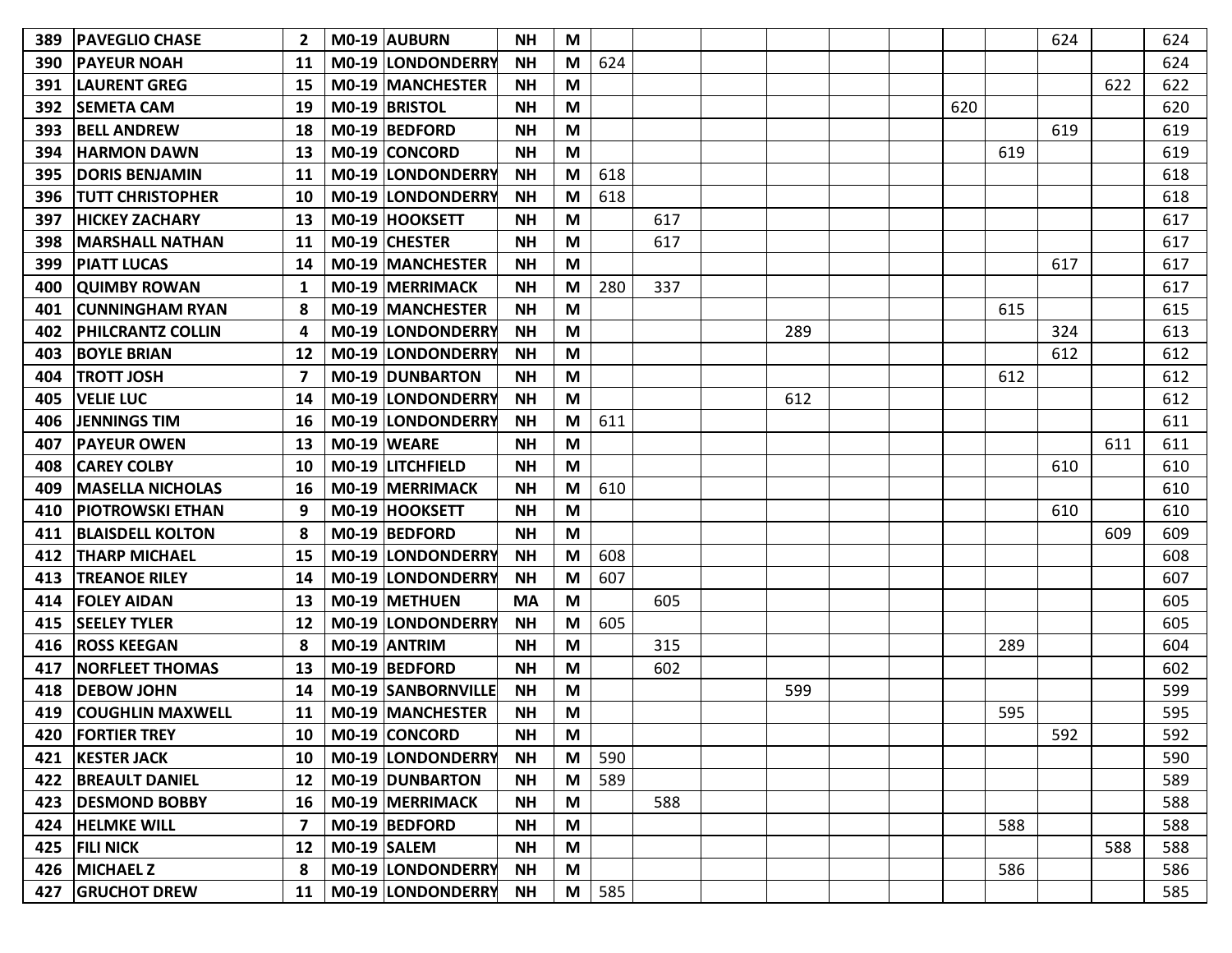| | | | | | | | | | | | | | | | | |
|---|---|---|---|---|---|---|---|---|---|---|---|---|---|---|---|---|
| 389 | PAVEGLIO CHASE | 2 | M0-19 | AUBURN | NH | M | | | | | | | | | 624 | | 624 |
| 390 | PAYEUR NOAH | 11 | M0-19 | LONDONDERRY | NH | M | 624 | | | | | | | | | | 624 |
| 391 | LAURENT GREG | 15 | M0-19 | MANCHESTER | NH | M | | | | | | | | | | 622 | 622 |
| 392 | SEMETA CAM | 19 | M0-19 | BRISTOL | NH | M | | | | | | | 620 | | | | 620 |
| 393 | BELL ANDREW | 18 | M0-19 | BEDFORD | NH | M | | | | | | | | | 619 | | 619 |
| 394 | HARMON DAWN | 13 | M0-19 | CONCORD | NH | M | | | | | | | | 619 | | | 619 |
| 395 | DORIS BENJAMIN | 11 | M0-19 | LONDONDERRY | NH | M | 618 | | | | | | | | | | 618 |
| 396 | TUTT CHRISTOPHER | 10 | M0-19 | LONDONDERRY | NH | M | 618 | | | | | | | | | | 618 |
| 397 | HICKEY ZACHARY | 13 | M0-19 | HOOKSETT | NH | M | | 617 | | | | | | | | | 617 |
| 398 | MARSHALL NATHAN | 11 | M0-19 | CHESTER | NH | M | | 617 | | | | | | | | | 617 |
| 399 | PIATT LUCAS | 14 | M0-19 | MANCHESTER | NH | M | | | | | | | | | 617 | | 617 |
| 400 | QUIMBY ROWAN | 1 | M0-19 | MERRIMACK | NH | M | 280 | 337 | | | | | | | | | 617 |
| 401 | CUNNINGHAM RYAN | 8 | M0-19 | MANCHESTER | NH | M | | | | | | | | 615 | | | 615 |
| 402 | PHILCRANTZ COLLIN | 4 | M0-19 | LONDONDERRY | NH | M | | | | 289 | | | | | 324 | | 613 |
| 403 | BOYLE BRIAN | 12 | M0-19 | LONDONDERRY | NH | M | | | | | | | | | 612 | | 612 |
| 404 | TROTT JOSH | 7 | M0-19 | DUNBARTON | NH | M | | | | | | | | 612 | | | 612 |
| 405 | VELIE LUC | 14 | M0-19 | LONDONDERRY | NH | M | | | | 612 | | | | | | | 612 |
| 406 | JENNINGS TIM | 16 | M0-19 | LONDONDERRY | NH | M | 611 | | | | | | | | | | 611 |
| 407 | PAYEUR OWEN | 13 | M0-19 | WEARE | NH | M | | | | | | | | | | 611 | 611 |
| 408 | CAREY COLBY | 10 | M0-19 | LITCHFIELD | NH | M | | | | | | | | | 610 | | 610 |
| 409 | MASELLA NICHOLAS | 16 | M0-19 | MERRIMACK | NH | M | 610 | | | | | | | | | | 610 |
| 410 | PIOTROWSKI ETHAN | 9 | M0-19 | HOOKSETT | NH | M | | | | | | | | | 610 | | 610 |
| 411 | BLAISDELL KOLTON | 8 | M0-19 | BEDFORD | NH | M | | | | | | | | | | 609 | 609 |
| 412 | THARP MICHAEL | 15 | M0-19 | LONDONDERRY | NH | M | 608 | | | | | | | | | | 608 |
| 413 | TREANOE RILEY | 14 | M0-19 | LONDONDERRY | NH | M | 607 | | | | | | | | | | 607 |
| 414 | FOLEY AIDAN | 13 | M0-19 | METHUEN | MA | M | | 605 | | | | | | | | | 605 |
| 415 | SEELEY TYLER | 12 | M0-19 | LONDONDERRY | NH | M | 605 | | | | | | | | | | 605 |
| 416 | ROSS KEEGAN | 8 | M0-19 | ANTRIM | NH | M | | 315 | | | | | | 289 | | | 604 |
| 417 | NORFLEET THOMAS | 13 | M0-19 | BEDFORD | NH | M | | 602 | | | | | | | | | 602 |
| 418 | DEBOW JOHN | 14 | M0-19 | SANBORNVILLE | NH | M | | | | 599 | | | | | | | 599 |
| 419 | COUGHLIN MAXWELL | 11 | M0-19 | MANCHESTER | NH | M | | | | | | | | 595 | | | 595 |
| 420 | FORTIER TREY | 10 | M0-19 | CONCORD | NH | M | | | | | | | | | 592 | | 592 |
| 421 | KESTER JACK | 10 | M0-19 | LONDONDERRY | NH | M | 590 | | | | | | | | | | 590 |
| 422 | BREAULT DANIEL | 12 | M0-19 | DUNBARTON | NH | M | 589 | | | | | | | | | | 589 |
| 423 | DESMOND BOBBY | 16 | M0-19 | MERRIMACK | NH | M | | 588 | | | | | | | | | 588 |
| 424 | HELMKE WILL | 7 | M0-19 | BEDFORD | NH | M | | | | | | | | 588 | | | 588 |
| 425 | FILI NICK | 12 | M0-19 | SALEM | NH | M | | | | | | | | | | 588 | 588 |
| 426 | MICHAEL Z | 8 | M0-19 | LONDONDERRY | NH | M | | | | | | | | 586 | | | 586 |
| 427 | GRUCHOT DREW | 11 | M0-19 | LONDONDERRY | NH | M | 585 | | | | | | | | | | 585 |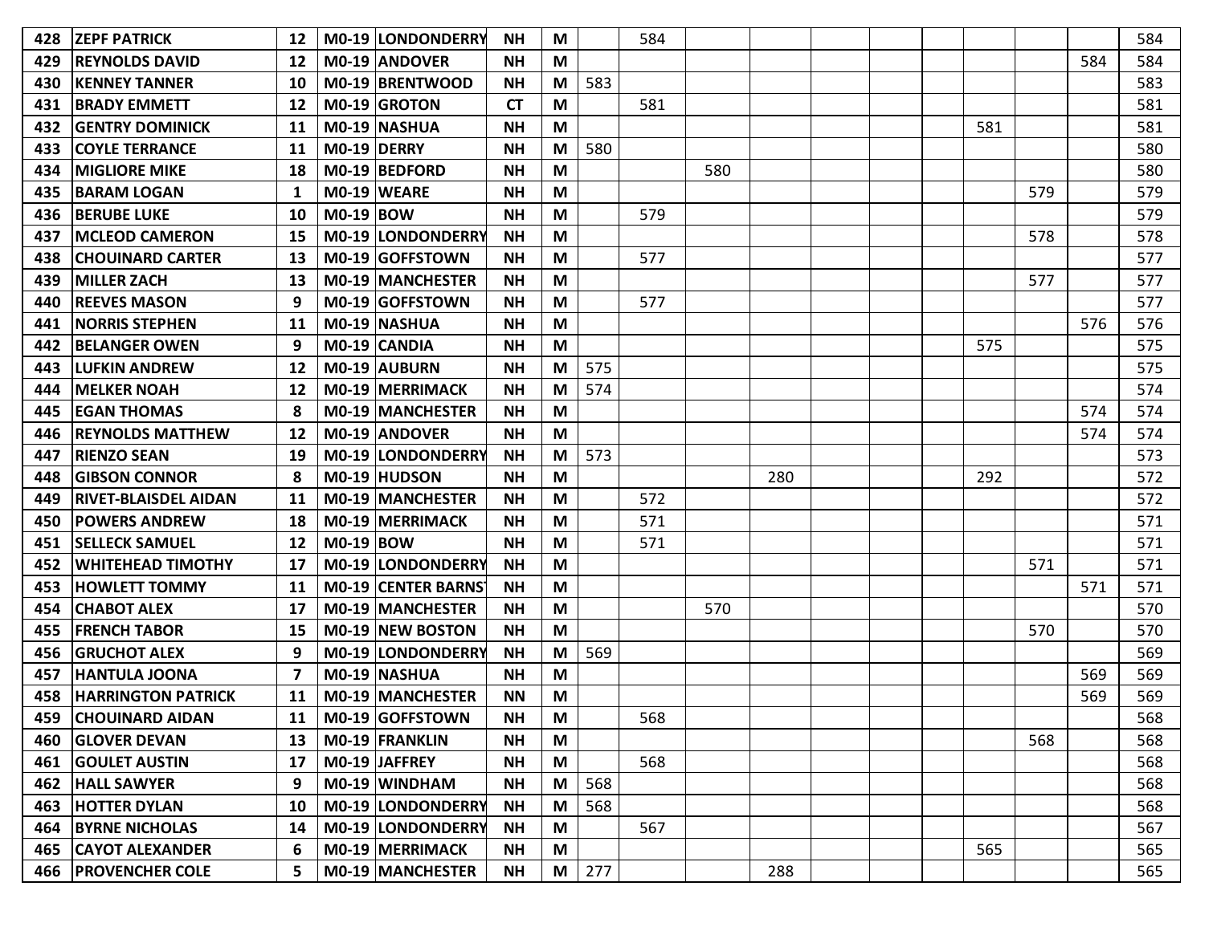| | | | | | | | | | | | | | | | | | |
|---|---|---|---|---|---|---|---|---|---|---|---|---|---|---|---|---|---|
| 428 | ZEPF PATRICK | 12 | M0-19 | LONDONDERRY | NH | M | | 584 | | | | | | | | | 584 |
| 429 | REYNOLDS DAVID | 12 | M0-19 | ANDOVER | NH | M | | | | | | | | | | 584 | 584 |
| 430 | KENNEY TANNER | 10 | M0-19 | BRENTWOOD | NH | M | 583 | | | | | | | | | | 583 |
| 431 | BRADY EMMETT | 12 | M0-19 | GROTON | CT | M | | 581 | | | | | | | | | 581 |
| 432 | GENTRY DOMINICK | 11 | M0-19 | NASHUA | NH | M | | | | | | | | 581 | | | 581 |
| 433 | COYLE TERRANCE | 11 | M0-19 | DERRY | NH | M | 580 | | | | | | | | | | 580 |
| 434 | MIGLIORE MIKE | 18 | M0-19 | BEDFORD | NH | M | | | 580 | | | | | | | | 580 |
| 435 | BARAM LOGAN | 1 | M0-19 | WEARE | NH | M | | | | | | | | | 579 | | 579 |
| 436 | BERUBE LUKE | 10 | M0-19 | BOW | NH | M | | 579 | | | | | | | | | 579 |
| 437 | MCLEOD CAMERON | 15 | M0-19 | LONDONDERRY | NH | M | | | | | | | | | 578 | | 578 |
| 438 | CHOUINARD CARTER | 13 | M0-19 | GOFFSTOWN | NH | M | | 577 | | | | | | | | | 577 |
| 439 | MILLER ZACH | 13 | M0-19 | MANCHESTER | NH | M | | | | | | | | | 577 | | 577 |
| 440 | REEVES MASON | 9 | M0-19 | GOFFSTOWN | NH | M | | 577 | | | | | | | | | 577 |
| 441 | NORRIS STEPHEN | 11 | M0-19 | NASHUA | NH | M | | | | | | | | | | 576 | 576 |
| 442 | BELANGER OWEN | 9 | M0-19 | CANDIA | NH | M | | | | | | | | 575 | | | 575 |
| 443 | LUFKIN ANDREW | 12 | M0-19 | AUBURN | NH | M | 575 | | | | | | | | | | 575 |
| 444 | MELKER NOAH | 12 | M0-19 | MERRIMACK | NH | M | 574 | | | | | | | | | | 574 |
| 445 | EGAN THOMAS | 8 | M0-19 | MANCHESTER | NH | M | | | | | | | | | | 574 | 574 |
| 446 | REYNOLDS MATTHEW | 12 | M0-19 | ANDOVER | NH | M | | | | | | | | | | 574 | 574 |
| 447 | RIENZO SEAN | 19 | M0-19 | LONDONDERRY | NH | M | 573 | | | | | | | | | | 573 |
| 448 | GIBSON CONNOR | 8 | M0-19 | HUDSON | NH | M | | | | 280 | | | | 292 | | | 572 |
| 449 | RIVET-BLAISDEL AIDAN | 11 | M0-19 | MANCHESTER | NH | M | | 572 | | | | | | | | | 572 |
| 450 | POWERS ANDREW | 18 | M0-19 | MERRIMACK | NH | M | | 571 | | | | | | | | | 571 |
| 451 | SELLECK SAMUEL | 12 | M0-19 | BOW | NH | M | | 571 | | | | | | | | | 571 |
| 452 | WHITEHEAD TIMOTHY | 17 | M0-19 | LONDONDERRY | NH | M | | | | | | | | | 571 | | 571 |
| 453 | HOWLETT TOMMY | 11 | M0-19 | CENTER BARNST | NH | M | | | | | | | | | | 571 | 571 |
| 454 | CHABOT ALEX | 17 | M0-19 | MANCHESTER | NH | M | | | 570 | | | | | | | | 570 |
| 455 | FRENCH TABOR | 15 | M0-19 | NEW BOSTON | NH | M | | | | | | | | | 570 | | 570 |
| 456 | GRUCHOT ALEX | 9 | M0-19 | LONDONDERRY | NH | M | 569 | | | | | | | | | | 569 |
| 457 | HANTULA JOONA | 7 | M0-19 | NASHUA | NH | M | | | | | | | | | | 569 | 569 |
| 458 | HARRINGTON PATRICK | 11 | M0-19 | MANCHESTER | NN | M | | | | | | | | | | 569 | 569 |
| 459 | CHOUINARD AIDAN | 11 | M0-19 | GOFFSTOWN | NH | M | | 568 | | | | | | | | | 568 |
| 460 | GLOVER DEVAN | 13 | M0-19 | FRANKLIN | NH | M | | | | | | | | | 568 | | 568 |
| 461 | GOULET AUSTIN | 17 | M0-19 | JAFFREY | NH | M | | 568 | | | | | | | | | 568 |
| 462 | HALL SAWYER | 9 | M0-19 | WINDHAM | NH | M | 568 | | | | | | | | | | 568 |
| 463 | HOTTER DYLAN | 10 | M0-19 | LONDONDERRY | NH | M | 568 | | | | | | | | | | 568 |
| 464 | BYRNE NICHOLAS | 14 | M0-19 | LONDONDERRY | NH | M | | 567 | | | | | | | | | 567 |
| 465 | CAYOT ALEXANDER | 6 | M0-19 | MERRIMACK | NH | M | | | | | | | | 565 | | | 565 |
| 466 | PROVENCHER COLE | 5 | M0-19 | MANCHESTER | NH | M | 277 | | | 288 | | | | | | | 565 |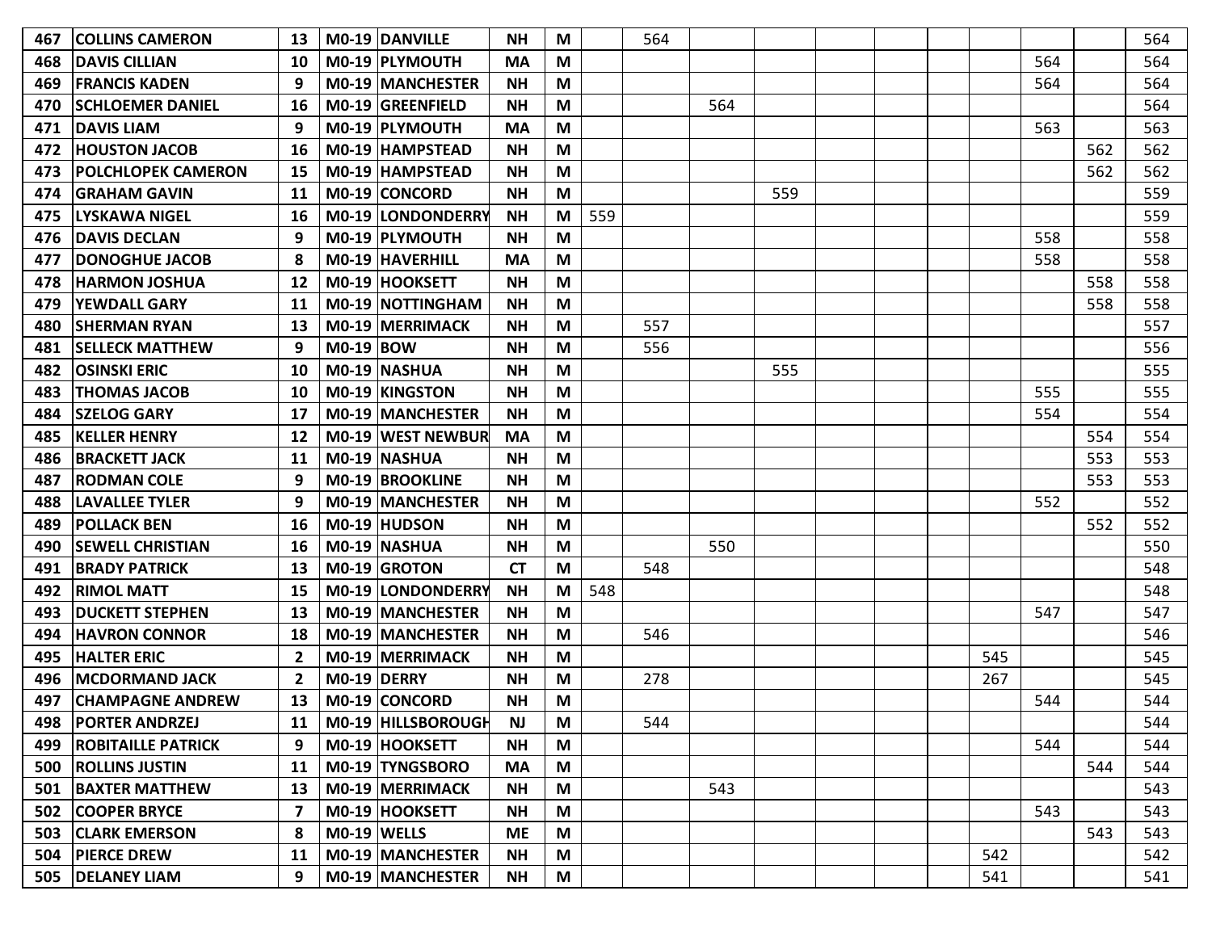| | | | | | | | | | | | | | | | | | |
|---|---|---|---|---|---|---|---|---|---|---|---|---|---|---|---|---|---|
| 467 | COLLINS CAMERON | 13 | M0-19 | DANVILLE | NH | M | | 564 | | | | | | | | | 564 |
| 468 | DAVIS CILLIAN | 10 | M0-19 | PLYMOUTH | MA | M | | | | | | | | | 564 | | 564 |
| 469 | FRANCIS KADEN | 9 | M0-19 | MANCHESTER | NH | M | | | | | | | | | 564 | | 564 |
| 470 | SCHLOEMER DANIEL | 16 | M0-19 | GREENFIELD | NH | M | | | 564 | | | | | | | | 564 |
| 471 | DAVIS LIAM | 9 | M0-19 | PLYMOUTH | MA | M | | | | | | | | | 563 | | 563 |
| 472 | HOUSTON JACOB | 16 | M0-19 | HAMPSTEAD | NH | M | | | | | | | | | | 562 | 562 |
| 473 | POLCHLOPEK CAMERON | 15 | M0-19 | HAMPSTEAD | NH | M | | | | | | | | | | 562 | 562 |
| 474 | GRAHAM GAVIN | 11 | M0-19 | CONCORD | NH | M | | | | 559 | | | | | | | 559 |
| 475 | LYSKAWA NIGEL | 16 | M0-19 | LONDONDERRY | NH | M | 559 | | | | | | | | | | 559 |
| 476 | DAVIS DECLAN | 9 | M0-19 | PLYMOUTH | NH | M | | | | | | | | | 558 | | 558 |
| 477 | DONOGHUE JACOB | 8 | M0-19 | HAVERHILL | MA | M | | | | | | | | | 558 | | 558 |
| 478 | HARMON JOSHUA | 12 | M0-19 | HOOKSETT | NH | M | | | | | | | | | | 558 | 558 |
| 479 | YEWDALL GARY | 11 | M0-19 | NOTTINGHAM | NH | M | | | | | | | | | | 558 | 558 |
| 480 | SHERMAN RYAN | 13 | M0-19 | MERRIMACK | NH | M | | 557 | | | | | | | | | 557 |
| 481 | SELLECK MATTHEW | 9 | M0-19 | BOW | NH | M | | 556 | | | | | | | | | 556 |
| 482 | OSINSKI ERIC | 10 | M0-19 | NASHUA | NH | M | | | | 555 | | | | | | | 555 |
| 483 | THOMAS JACOB | 10 | M0-19 | KINGSTON | NH | M | | | | | | | | | 555 | | 555 |
| 484 | SZELOG GARY | 17 | M0-19 | MANCHESTER | NH | M | | | | | | | | | 554 | | 554 |
| 485 | KELLER HENRY | 12 | M0-19 | WEST NEWBUR | MA | M | | | | | | | | | | 554 | 554 |
| 486 | BRACKETT JACK | 11 | M0-19 | NASHUA | NH | M | | | | | | | | | | 553 | 553 |
| 487 | RODMAN COLE | 9 | M0-19 | BROOKLINE | NH | M | | | | | | | | | | 553 | 553 |
| 488 | LAVALLEE TYLER | 9 | M0-19 | MANCHESTER | NH | M | | | | | | | | | 552 | | 552 |
| 489 | POLLACK BEN | 16 | M0-19 | HUDSON | NH | M | | | | | | | | | | 552 | 552 |
| 490 | SEWELL CHRISTIAN | 16 | M0-19 | NASHUA | NH | M | | | 550 | | | | | | | | 550 |
| 491 | BRADY PATRICK | 13 | M0-19 | GROTON | CT | M | | 548 | | | | | | | | | 548 |
| 492 | RIMOL MATT | 15 | M0-19 | LONDONDERRY | NH | M | 548 | | | | | | | | | | 548 |
| 493 | DUCKETT STEPHEN | 13 | M0-19 | MANCHESTER | NH | M | | | | | | | | | 547 | | 547 |
| 494 | HAVRON CONNOR | 18 | M0-19 | MANCHESTER | NH | M | | 546 | | | | | | | | | 546 |
| 495 | HALTER ERIC | 2 | M0-19 | MERRIMACK | NH | M | | | | | | | | 545 | | | 545 |
| 496 | MCDORMAND JACK | 2 | M0-19 | DERRY | NH | M | | 278 | | | | | | 267 | | | 545 |
| 497 | CHAMPAGNE ANDREW | 13 | M0-19 | CONCORD | NH | M | | | | | | | | | 544 | | 544 |
| 498 | PORTER ANDRZEJ | 11 | M0-19 | HILLSBOROUGH | NJ | M | | 544 | | | | | | | | | 544 |
| 499 | ROBITAILLE PATRICK | 9 | M0-19 | HOOKSETT | NH | M | | | | | | | | | 544 | | 544 |
| 500 | ROLLINS JUSTIN | 11 | M0-19 | TYNGSBORO | MA | M | | | | | | | | | | 544 | 544 |
| 501 | BAXTER MATTHEW | 13 | M0-19 | MERRIMACK | NH | M | | | 543 | | | | | | | | 543 |
| 502 | COOPER BRYCE | 7 | M0-19 | HOOKSETT | NH | M | | | | | | | | | 543 | | 543 |
| 503 | CLARK EMERSON | 8 | M0-19 | WELLS | ME | M | | | | | | | | | | 543 | 543 |
| 504 | PIERCE DREW | 11 | M0-19 | MANCHESTER | NH | M | | | | | | | | 542 | | | 542 |
| 505 | DELANEY LIAM | 9 | M0-19 | MANCHESTER | NH | M | | | | | | | | 541 | | | 541 |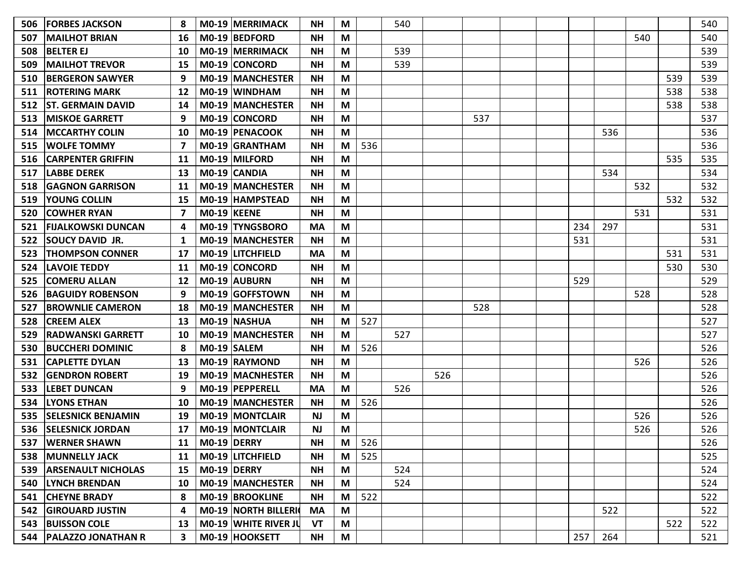| | | | | | | | | | | | | | | | | | |
|---|---|---|---|---|---|---|---|---|---|---|---|---|---|---|---|---|---|
| 506 | FORBES JACKSON | 8 | M0-19 | MERRIMACK | NH | M | | 540 | | | | | | | | | 540 |
| 507 | MAILHOT BRIAN | 16 | M0-19 | BEDFORD | NH | M | | | | | | | | | 540 | | 540 |
| 508 | BELTER EJ | 10 | M0-19 | MERRIMACK | NH | M | | 539 | | | | | | | | | 539 |
| 509 | MAILHOT TREVOR | 15 | M0-19 | CONCORD | NH | M | | 539 | | | | | | | | | 539 |
| 510 | BERGERON SAWYER | 9 | M0-19 | MANCHESTER | NH | M | | | | | | | | | | 539 | 539 |
| 511 | ROTERING MARK | 12 | M0-19 | WINDHAM | NH | M | | | | | | | | | | 538 | 538 |
| 512 | ST. GERMAIN DAVID | 14 | M0-19 | MANCHESTER | NH | M | | | | | | | | | | 538 | 538 |
| 513 | MISKOE GARRETT | 9 | M0-19 | CONCORD | NH | M | | | | 537 | | | | | | | 537 |
| 514 | MCCARTHY COLIN | 10 | M0-19 | PENACOOK | NH | M | | | | | | | | 536 | | | 536 |
| 515 | WOLFE TOMMY | 7 | M0-19 | GRANTHAM | NH | M | 536 | | | | | | | | | | 536 |
| 516 | CARPENTER GRIFFIN | 11 | M0-19 | MILFORD | NH | M | | | | | | | | | | 535 | 535 |
| 517 | LABBE DEREK | 13 | M0-19 | CANDIA | NH | M | | | | | | | | 534 | | | 534 |
| 518 | GAGNON GARRISON | 11 | M0-19 | MANCHESTER | NH | M | | | | | | | | | 532 | | 532 |
| 519 | YOUNG COLLIN | 15 | M0-19 | HAMPSTEAD | NH | M | | | | | | | | | | 532 | 532 |
| 520 | COWHER RYAN | 7 | M0-19 | KEENE | NH | M | | | | | | | | | 531 | | 531 |
| 521 | FIJALKOWSKI DUNCAN | 4 | M0-19 | TYNGSBORO | MA | M | | | | | | | 234 | 297 | | | 531 |
| 522 | SOUCY DAVID JR. | 1 | M0-19 | MANCHESTER | NH | M | | | | | | | 531 | | | | 531 |
| 523 | THOMPSON CONNER | 17 | M0-19 | LITCHFIELD | MA | M | | | | | | | | | | 531 | 531 |
| 524 | LAVOIE TEDDY | 11 | M0-19 | CONCORD | NH | M | | | | | | | | | | 530 | 530 |
| 525 | COMERU ALLAN | 12 | M0-19 | AUBURN | NH | M | | | | | | | 529 | | | | 529 |
| 526 | BAGUIDY ROBENSON | 9 | M0-19 | GOFFSTOWN | NH | M | | | | | | | | | 528 | | 528 |
| 527 | BROWNLIE CAMERON | 18 | M0-19 | MANCHESTER | NH | M | | | | 528 | | | | | | | 528 |
| 528 | CREEM ALEX | 13 | M0-19 | NASHUA | NH | M | 527 | | | | | | | | | | 527 |
| 529 | RADWANSKI GARRETT | 10 | M0-19 | MANCHESTER | NH | M | | 527 | | | | | | | | | 527 |
| 530 | BUCCHERI DOMINIC | 8 | M0-19 | SALEM | NH | M | 526 | | | | | | | | | | 526 |
| 531 | CAPLETTE DYLAN | 13 | M0-19 | RAYMOND | NH | M | | | | | | | | | 526 | | 526 |
| 532 | GENDRON ROBERT | 19 | M0-19 | MACNHESTER | NH | M | | | 526 | | | | | | | | 526 |
| 533 | LEBET DUNCAN | 9 | M0-19 | PEPPERELL | MA | M | | 526 | | | | | | | | | 526 |
| 534 | LYONS ETHAN | 10 | M0-19 | MANCHESTER | NH | M | 526 | | | | | | | | | | 526 |
| 535 | SELESNICK BENJAMIN | 19 | M0-19 | MONTCLAIR | NJ | M | | | | | | | | | 526 | | 526 |
| 536 | SELESNICK JORDAN | 17 | M0-19 | MONTCLAIR | NJ | M | | | | | | | | | 526 | | 526 |
| 537 | WERNER SHAWN | 11 | M0-19 | DERRY | NH | M | 526 | | | | | | | | | | 526 |
| 538 | MUNNELLY JACK | 11 | M0-19 | LITCHFIELD | NH | M | 525 | | | | | | | | | | 525 |
| 539 | ARSENAULT NICHOLAS | 15 | M0-19 | DERRY | NH | M | | 524 | | | | | | | | | 524 |
| 540 | LYNCH BRENDAN | 10 | M0-19 | MANCHESTER | NH | M | | 524 | | | | | | | | | 524 |
| 541 | CHEYNE BRADY | 8 | M0-19 | BROOKLINE | NH | M | 522 | | | | | | | | | | 522 |
| 542 | GIROUARD JUSTIN | 4 | M0-19 | NORTH BILLERI( | MA | M | | | | | | | | 522 | | | 522 |
| 543 | BUISSON COLE | 13 | M0-19 | WHITE RIVER JL | VT | M | | | | | | | | | | 522 | 522 |
| 544 | PALAZZO JONATHAN R | 3 | M0-19 | HOOKSETT | NH | M | | | | | | | 257 | 264 | | | 521 |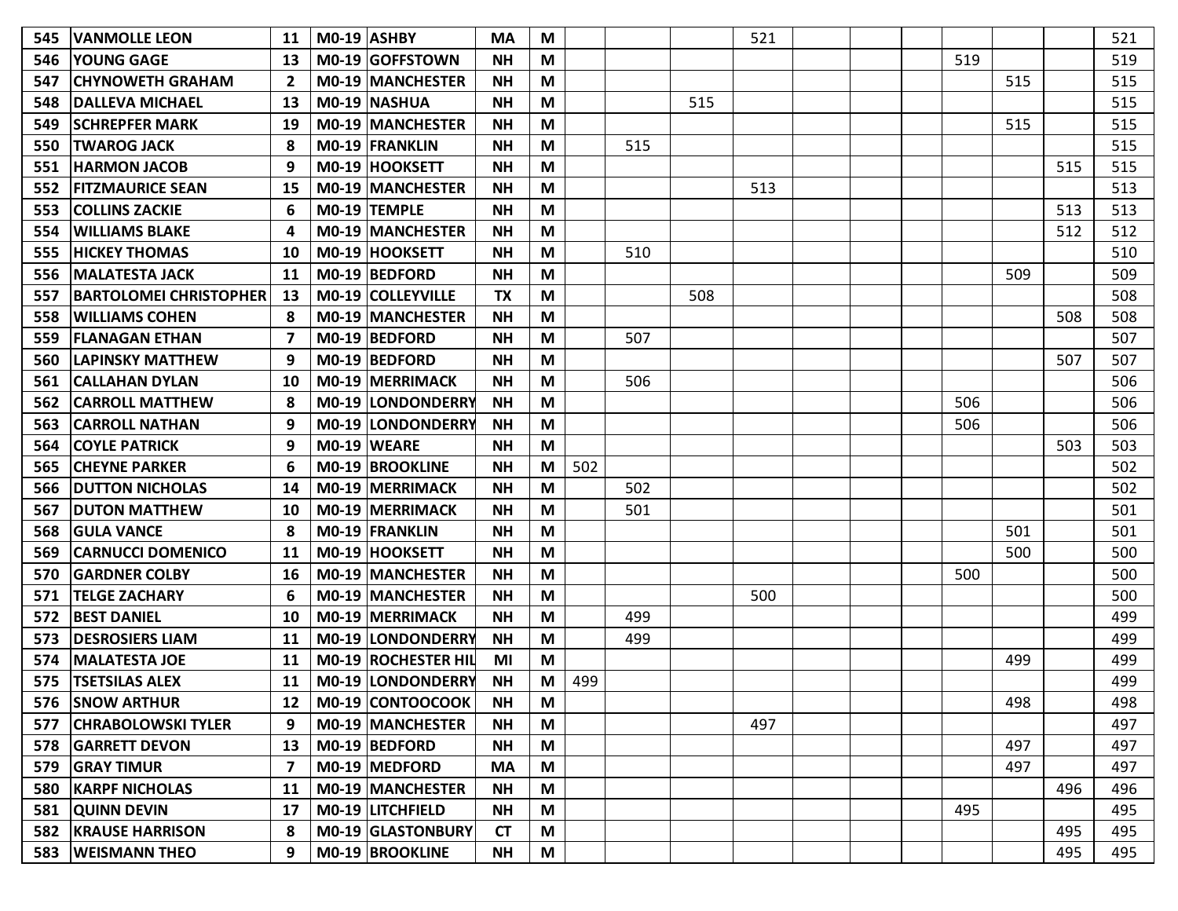| | | | | | | | | | | | | | | | | | |
|---|---|---|---|---|---|---|---|---|---|---|---|---|---|---|---|---|---|
| 545 | VANMOLLE LEON | 11 | M0-19 | ASHBY | MA | M | | | | 521 | | | | | | | 521 |
| 546 | YOUNG GAGE | 13 | M0-19 | GOFFSTOWN | NH | M | | | | | | | | 519 | | | 519 |
| 547 | CHYNOWETH GRAHAM | 2 | M0-19 | MANCHESTER | NH | M | | | | | | | | | 515 | | 515 |
| 548 | DALLEVA MICHAEL | 13 | M0-19 | NASHUA | NH | M | | | 515 | | | | | | | | 515 |
| 549 | SCHREPFER MARK | 19 | M0-19 | MANCHESTER | NH | M | | | | | | | | | 515 | | 515 |
| 550 | TWAROG JACK | 8 | M0-19 | FRANKLIN | NH | M | | 515 | | | | | | | | | 515 |
| 551 | HARMON JACOB | 9 | M0-19 | HOOKSETT | NH | M | | | | | | | | | | 515 | 515 |
| 552 | FITZMAURICE SEAN | 15 | M0-19 | MANCHESTER | NH | M | | | | 513 | | | | | | | 513 |
| 553 | COLLINS ZACKIE | 6 | M0-19 | TEMPLE | NH | M | | | | | | | | | | 513 | 513 |
| 554 | WILLIAMS BLAKE | 4 | M0-19 | MANCHESTER | NH | M | | | | | | | | | | 512 | 512 |
| 555 | HICKEY THOMAS | 10 | M0-19 | HOOKSETT | NH | M | | 510 | | | | | | | | | 510 |
| 556 | MALATESTA JACK | 11 | M0-19 | BEDFORD | NH | M | | | | | | | | | 509 | | 509 |
| 557 | BARTOLOMEI CHRISTOPHER | 13 | M0-19 | COLLEYVILLE | TX | M | | | 508 | | | | | | | | 508 |
| 558 | WILLIAMS COHEN | 8 | M0-19 | MANCHESTER | NH | M | | | | | | | | | | 508 | 508 |
| 559 | FLANAGAN ETHAN | 7 | M0-19 | BEDFORD | NH | M | | 507 | | | | | | | | | 507 |
| 560 | LAPINSKY MATTHEW | 9 | M0-19 | BEDFORD | NH | M | | | | | | | | | | 507 | 507 |
| 561 | CALLAHAN DYLAN | 10 | M0-19 | MERRIMACK | NH | M | | 506 | | | | | | | | | 506 |
| 562 | CARROLL MATTHEW | 8 | M0-19 | LONDONDERRY | NH | M | | | | | | | | 506 | | | 506 |
| 563 | CARROLL NATHAN | 9 | M0-19 | LONDONDERRY | NH | M | | | | | | | | 506 | | | 506 |
| 564 | COYLE PATRICK | 9 | M0-19 | WEARE | NH | M | | | | | | | | | | 503 | 503 |
| 565 | CHEYNE PARKER | 6 | M0-19 | BROOKLINE | NH | M | 502 | | | | | | | | | | 502 |
| 566 | DUTTON NICHOLAS | 14 | M0-19 | MERRIMACK | NH | M | | 502 | | | | | | | | | 502 |
| 567 | DUTON MATTHEW | 10 | M0-19 | MERRIMACK | NH | M | | 501 | | | | | | | | | 501 |
| 568 | GULA VANCE | 8 | M0-19 | FRANKLIN | NH | M | | | | | | | | | 501 | | 501 |
| 569 | CARNUCCI DOMENICO | 11 | M0-19 | HOOKSETT | NH | M | | | | | | | | | 500 | | 500 |
| 570 | GARDNER COLBY | 16 | M0-19 | MANCHESTER | NH | M | | | | | | | | 500 | | | 500 |
| 571 | TELGE ZACHARY | 6 | M0-19 | MANCHESTER | NH | M | | | | 500 | | | | | | | 500 |
| 572 | BEST DANIEL | 10 | M0-19 | MERRIMACK | NH | M | | 499 | | | | | | | | | 499 |
| 573 | DESROSIERS LIAM | 11 | M0-19 | LONDONDERRY | NH | M | | 499 | | | | | | | | | 499 |
| 574 | MALATESTA JOE | 11 | M0-19 | ROCHESTER HIL | MI | M | | | | | | | | | 499 | | 499 |
| 575 | TSETSILAS ALEX | 11 | M0-19 | LONDONDERRY | NH | M | 499 | | | | | | | | | | 499 |
| 576 | SNOW ARTHUR | 12 | M0-19 | CONTOOCOOK | NH | M | | | | | | | | | 498 | | 498 |
| 577 | CHRABOLOWSKI TYLER | 9 | M0-19 | MANCHESTER | NH | M | | | | 497 | | | | | | | 497 |
| 578 | GARRETT DEVON | 13 | M0-19 | BEDFORD | NH | M | | | | | | | | | 497 | | 497 |
| 579 | GRAY TIMUR | 7 | M0-19 | MEDFORD | MA | M | | | | | | | | | 497 | | 497 |
| 580 | KARPF NICHOLAS | 11 | M0-19 | MANCHESTER | NH | M | | | | | | | | | | 496 | 496 |
| 581 | QUINN DEVIN | 17 | M0-19 | LITCHFIELD | NH | M | | | | | | | | 495 | | | 495 |
| 582 | KRAUSE HARRISON | 8 | M0-19 | GLASTONBURY | CT | M | | | | | | | | | | 495 | 495 |
| 583 | WEISMANN THEO | 9 | M0-19 | BROOKLINE | NH | M | | | | | | | | | | 495 | 495 |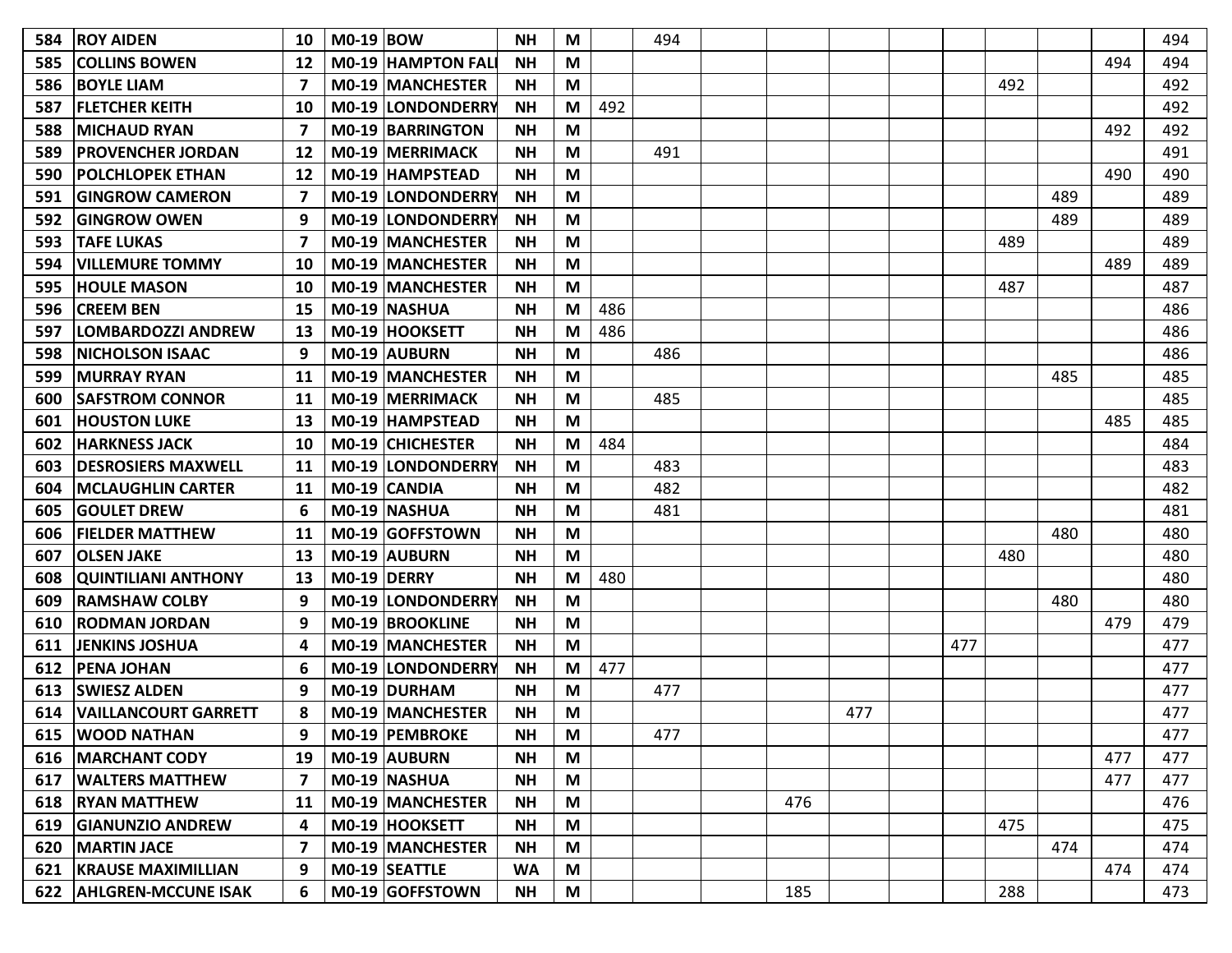| | | | | | | | | | | | | | | | | | |
|---|---|---|---|---|---|---|---|---|---|---|---|---|---|---|---|---|---|
| 584 | ROY AIDEN | 10 | M0-19 | BOW | NH | M | | 494 | | | | | | | | | 494 |
| 585 | COLLINS BOWEN | 12 | M0-19 | HAMPTON FALI | NH | M | | | | | | | | | | 494 | 494 |
| 586 | BOYLE LIAM | 7 | M0-19 | MANCHESTER | NH | M | | | | | | | | 492 | | | 492 |
| 587 | FLETCHER KEITH | 10 | M0-19 | LONDONDERRY | NH | M | 492 | | | | | | | | | | 492 |
| 588 | MICHAUD RYAN | 7 | M0-19 | BARRINGTON | NH | M | | | | | | | | | | 492 | 492 |
| 589 | PROVENCHER JORDAN | 12 | M0-19 | MERRIMACK | NH | M | | 491 | | | | | | | | | 491 |
| 590 | POLCHLOPEK ETHAN | 12 | M0-19 | HAMPSTEAD | NH | M | | | | | | | | | | 490 | 490 |
| 591 | GINGROW CAMERON | 7 | M0-19 | LONDONDERRY | NH | M | | | | | | | | | 489 | | 489 |
| 592 | GINGROW OWEN | 9 | M0-19 | LONDONDERRY | NH | M | | | | | | | | | 489 | | 489 |
| 593 | TAFE LUKAS | 7 | M0-19 | MANCHESTER | NH | M | | | | | | | | 489 | | | 489 |
| 594 | VILLEMURE TOMMY | 10 | M0-19 | MANCHESTER | NH | M | | | | | | | | | | 489 | 489 |
| 595 | HOULE MASON | 10 | M0-19 | MANCHESTER | NH | M | | | | | | | | 487 | | | 487 |
| 596 | CREEM BEN | 15 | M0-19 | NASHUA | NH | M | 486 | | | | | | | | | | 486 |
| 597 | LOMBARDOZZI ANDREW | 13 | M0-19 | HOOKSETT | NH | M | 486 | | | | | | | | | | 486 |
| 598 | NICHOLSON ISAAC | 9 | M0-19 | AUBURN | NH | M | | 486 | | | | | | | | | 486 |
| 599 | MURRAY RYAN | 11 | M0-19 | MANCHESTER | NH | M | | | | | | | | | 485 | | 485 |
| 600 | SAFSTROM CONNOR | 11 | M0-19 | MERRIMACK | NH | M | | 485 | | | | | | | | | 485 |
| 601 | HOUSTON LUKE | 13 | M0-19 | HAMPSTEAD | NH | M | | | | | | | | | | 485 | 485 |
| 602 | HARKNESS JACK | 10 | M0-19 | CHICHESTER | NH | M | 484 | | | | | | | | | | 484 |
| 603 | DESROSIERS MAXWELL | 11 | M0-19 | LONDONDERRY | NH | M | | 483 | | | | | | | | | 483 |
| 604 | MCLAUGHLIN CARTER | 11 | M0-19 | CANDIA | NH | M | | 482 | | | | | | | | | 482 |
| 605 | GOULET DREW | 6 | M0-19 | NASHUA | NH | M | | 481 | | | | | | | | | 481 |
| 606 | FIELDER MATTHEW | 11 | M0-19 | GOFFSTOWN | NH | M | | | | | | | | | 480 | | 480 |
| 607 | OLSEN JAKE | 13 | M0-19 | AUBURN | NH | M | | | | | | | | 480 | | | 480 |
| 608 | QUINTILIANI ANTHONY | 13 | M0-19 | DERRY | NH | M | 480 | | | | | | | | | | 480 |
| 609 | RAMSHAW COLBY | 9 | M0-19 | LONDONDERRY | NH | M | | | | | | | | | 480 | | 480 |
| 610 | RODMAN JORDAN | 9 | M0-19 | BROOKLINE | NH | M | | | | | | | | | | 479 | 479 |
| 611 | JENKINS JOSHUA | 4 | M0-19 | MANCHESTER | NH | M | | | | | | | 477 | | | | 477 |
| 612 | PENA JOHAN | 6 | M0-19 | LONDONDERRY | NH | M | 477 | | | | | | | | | | 477 |
| 613 | SWIESZ ALDEN | 9 | M0-19 | DURHAM | NH | M | | 477 | | | | | | | | | 477 |
| 614 | VAILLANCOURT GARRETT | 8 | M0-19 | MANCHESTER | NH | M | | | | | 477 | | | | | | 477 |
| 615 | WOOD NATHAN | 9 | M0-19 | PEMBROKE | NH | M | | 477 | | | | | | | | | 477 |
| 616 | MARCHANT CODY | 19 | M0-19 | AUBURN | NH | M | | | | | | | | | | 477 | 477 |
| 617 | WALTERS MATTHEW | 7 | M0-19 | NASHUA | NH | M | | | | | | | | | | 477 | 477 |
| 618 | RYAN MATTHEW | 11 | M0-19 | MANCHESTER | NH | M | | | | 476 | | | | | | | 476 |
| 619 | GIANUNZIO ANDREW | 4 | M0-19 | HOOKSETT | NH | M | | | | | | | | 475 | | | 475 |
| 620 | MARTIN JACE | 7 | M0-19 | MANCHESTER | NH | M | | | | | | | | | 474 | | 474 |
| 621 | KRAUSE MAXIMILLIAN | 9 | M0-19 | SEATTLE | WA | M | | | | | | | | | | 474 | 474 |
| 622 | AHLGREN-MCCUNE ISAK | 6 | M0-19 | GOFFSTOWN | NH | M | | | | 185 | | | | 288 | | | 473 |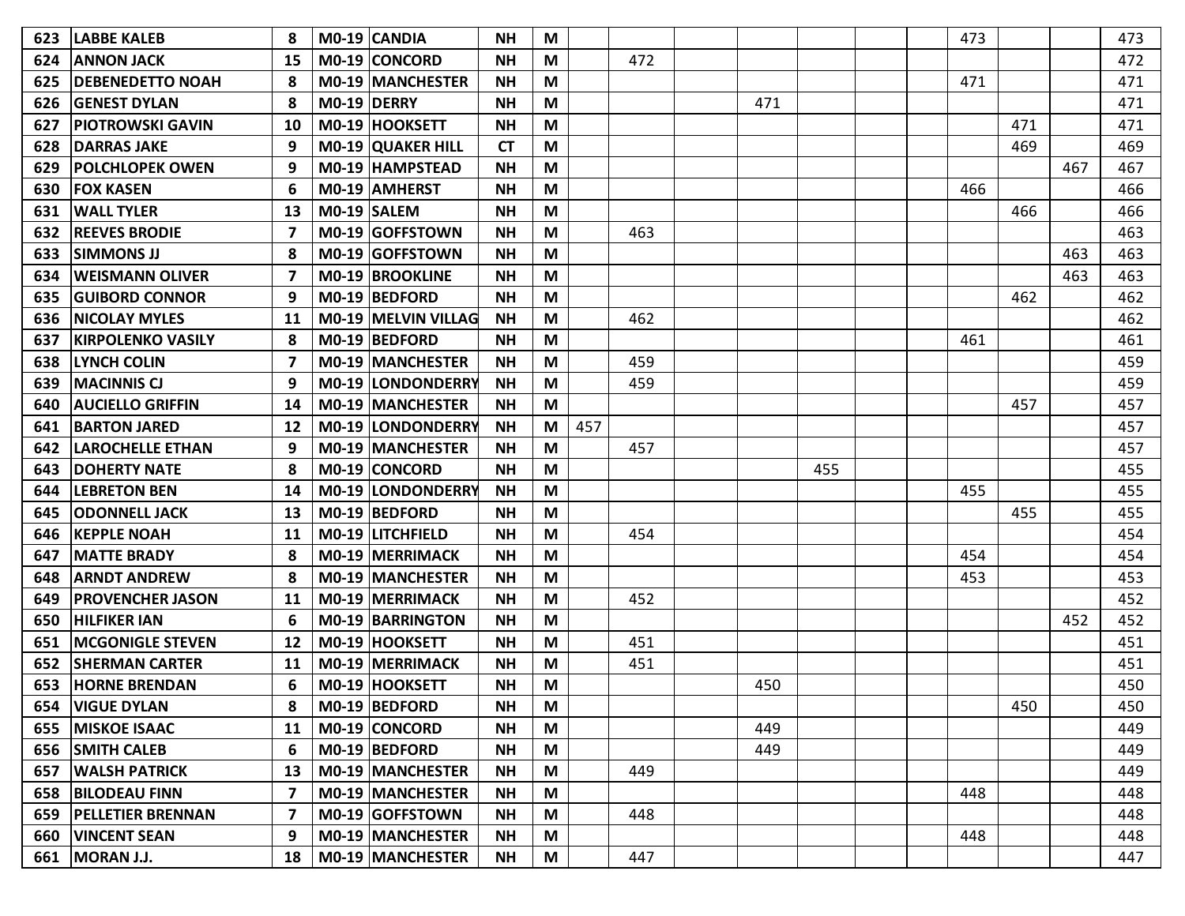| 623 | LABBE KALEB | 8 | M0-19 | CANDIA | NH | M | | | | | | | | 473 | | | 473 |
|---|---|---|---|---|---|---|---|---|---|---|---|---|---|---|---|---|---|
| 624 | ANNON JACK | 15 | M0-19 | CONCORD | NH | M | | 472 | | | | | | | | | 472 |
| 625 | DEBENEDETTO NOAH | 8 | M0-19 | MANCHESTER | NH | M | | | | | | | | 471 | | | 471 |
| 626 | GENEST DYLAN | 8 | M0-19 | DERRY | NH | M | | | | 471 | | | | | | | 471 |
| 627 | PIOTROWSKI GAVIN | 10 | M0-19 | HOOKSETT | NH | M | | | | | | | | | 471 | | 471 |
| 628 | DARRAS JAKE | 9 | M0-19 | QUAKER HILL | CT | M | | | | | | | | | 469 | | 469 |
| 629 | POLCHLOPEK OWEN | 9 | M0-19 | HAMPSTEAD | NH | M | | | | | | | | | | 467 | 467 |
| 630 | FOX KASEN | 6 | M0-19 | AMHERST | NH | M | | | | | | | | 466 | | | 466 |
| 631 | WALL TYLER | 13 | M0-19 | SALEM | NH | M | | | | | | | | | 466 | | 466 |
| 632 | REEVES BRODIE | 7 | M0-19 | GOFFSTOWN | NH | M | | 463 | | | | | | | | | 463 |
| 633 | SIMMONS JJ | 8 | M0-19 | GOFFSTOWN | NH | M | | | | | | | | | | 463 | 463 |
| 634 | WEISMANN OLIVER | 7 | M0-19 | BROOKLINE | NH | M | | | | | | | | | | 463 | 463 |
| 635 | GUIBORD CONNOR | 9 | M0-19 | BEDFORD | NH | M | | | | | | | | | 462 | | 462 |
| 636 | NICOLAY MYLES | 11 | M0-19 | MELVIN VILLAG | NH | M | | 462 | | | | | | | | | 462 |
| 637 | KIRPOLENKO VASILY | 8 | M0-19 | BEDFORD | NH | M | | | | | | | | 461 | | | 461 |
| 638 | LYNCH COLIN | 7 | M0-19 | MANCHESTER | NH | M | | 459 | | | | | | | | | 459 |
| 639 | MACINNIS CJ | 9 | M0-19 | LONDONDERRY | NH | M | | 459 | | | | | | | | | 459 |
| 640 | AUCIELLO GRIFFIN | 14 | M0-19 | MANCHESTER | NH | M | | | | | | | | | 457 | | 457 |
| 641 | BARTON JARED | 12 | M0-19 | LONDONDERRY | NH | M | 457 | | | | | | | | | | 457 |
| 642 | LAROCHELLE ETHAN | 9 | M0-19 | MANCHESTER | NH | M | | 457 | | | | | | | | | 457 |
| 643 | DOHERTY NATE | 8 | M0-19 | CONCORD | NH | M | | | | | 455 | | | | | | 455 |
| 644 | LEBRETON BEN | 14 | M0-19 | LONDONDERRY | NH | M | | | | | | | | 455 | | | 455 |
| 645 | ODONNELL JACK | 13 | M0-19 | BEDFORD | NH | M | | | | | | | | | 455 | | 455 |
| 646 | KEPPLE NOAH | 11 | M0-19 | LITCHFIELD | NH | M | | 454 | | | | | | | | | 454 |
| 647 | MATTE BRADY | 8 | M0-19 | MERRIMACK | NH | M | | | | | | | | 454 | | | 454 |
| 648 | ARNDT ANDREW | 8 | M0-19 | MANCHESTER | NH | M | | | | | | | | 453 | | | 453 |
| 649 | PROVENCHER JASON | 11 | M0-19 | MERRIMACK | NH | M | | 452 | | | | | | | | | 452 |
| 650 | HILFIKER IAN | 6 | M0-19 | BARRINGTON | NH | M | | | | | | | | | | 452 | 452 |
| 651 | MCGONIGLE STEVEN | 12 | M0-19 | HOOKSETT | NH | M | | 451 | | | | | | | | | 451 |
| 652 | SHERMAN CARTER | 11 | M0-19 | MERRIMACK | NH | M | | 451 | | | | | | | | | 451 |
| 653 | HORNE BRENDAN | 6 | M0-19 | HOOKSETT | NH | M | | | | 450 | | | | | | | 450 |
| 654 | VIGUE DYLAN | 8 | M0-19 | BEDFORD | NH | M | | | | | | | | | 450 | | 450 |
| 655 | MISKOE ISAAC | 11 | M0-19 | CONCORD | NH | M | | | | 449 | | | | | | | 449 |
| 656 | SMITH CALEB | 6 | M0-19 | BEDFORD | NH | M | | | | 449 | | | | | | | 449 |
| 657 | WALSH PATRICK | 13 | M0-19 | MANCHESTER | NH | M | | 449 | | | | | | | | | 449 |
| 658 | BILODEAU FINN | 7 | M0-19 | MANCHESTER | NH | M | | | | | | | | 448 | | | 448 |
| 659 | PELLETIER BRENNAN | 7 | M0-19 | GOFFSTOWN | NH | M | | 448 | | | | | | | | | 448 |
| 660 | VINCENT SEAN | 9 | M0-19 | MANCHESTER | NH | M | | | | | | | | 448 | | | 448 |
| 661 | MORAN J.J. | 18 | M0-19 | MANCHESTER | NH | M | | 447 | | | | | | | | | 447 |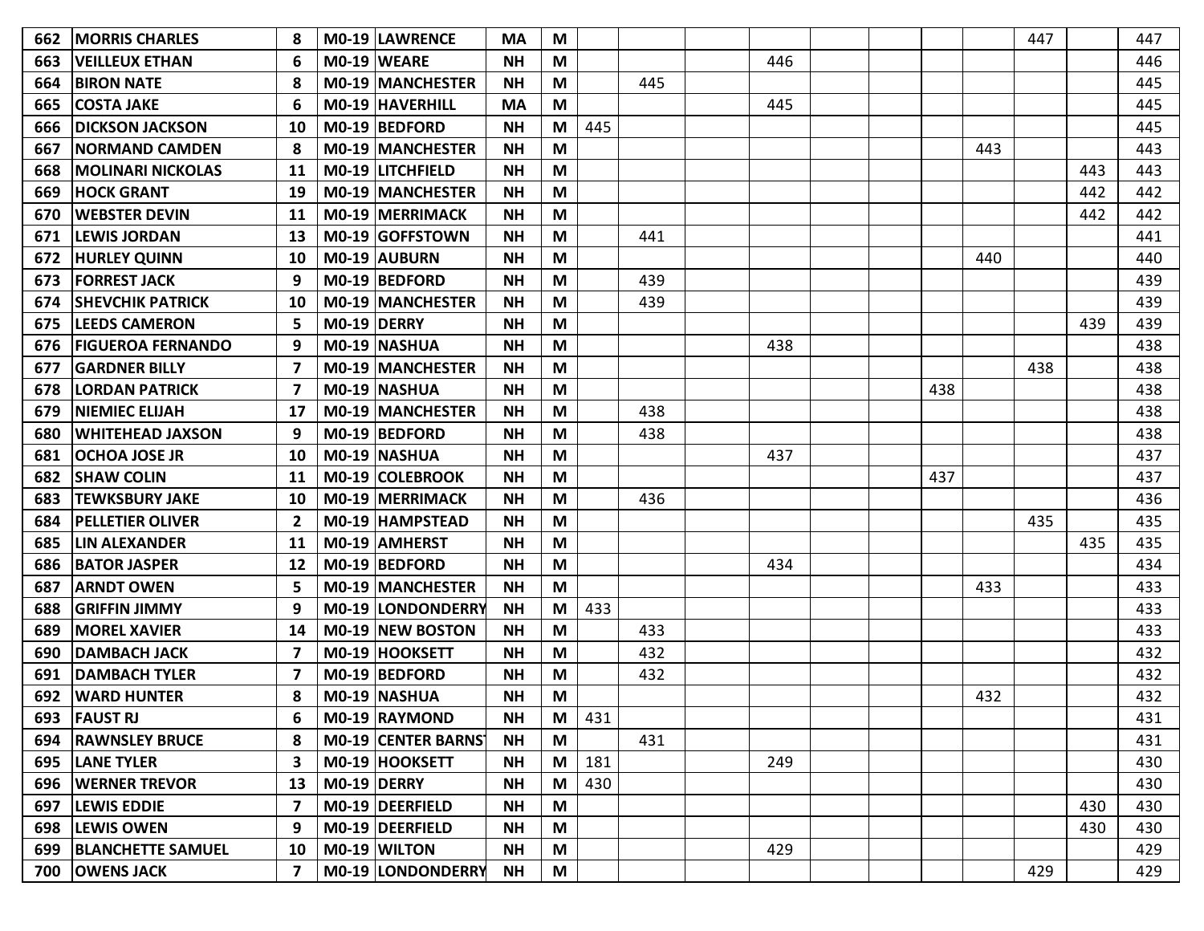| | | | | | | | | | | | | | | | | | |
|---|---|---|---|---|---|---|---|---|---|---|---|---|---|---|---|---|---|
| 662 | MORRIS CHARLES | 8 | M0-19 | LAWRENCE | MA | M | | | | | | | | | 447 | | 447 |
| 663 | VEILLEUX ETHAN | 6 | M0-19 | WEARE | NH | M | | | | 446 | | | | | | | 446 |
| 664 | BIRON NATE | 8 | M0-19 | MANCHESTER | NH | M | | 445 | | | | | | | | | 445 |
| 665 | COSTA JAKE | 6 | M0-19 | HAVERHILL | MA | M | | | | 445 | | | | | | | 445 |
| 666 | DICKSON JACKSON | 10 | M0-19 | BEDFORD | NH | M | 445 | | | | | | | | | | 445 |
| 667 | NORMAND CAMDEN | 8 | M0-19 | MANCHESTER | NH | M | | | | | | | | 443 | | | 443 |
| 668 | MOLINARI NICKOLAS | 11 | M0-19 | LITCHFIELD | NH | M | | | | | | | | | | 443 | 443 |
| 669 | HOCK GRANT | 19 | M0-19 | MANCHESTER | NH | M | | | | | | | | | | 442 | 442 |
| 670 | WEBSTER DEVIN | 11 | M0-19 | MERRIMACK | NH | M | | | | | | | | | | 442 | 442 |
| 671 | LEWIS JORDAN | 13 | M0-19 | GOFFSTOWN | NH | M | | 441 | | | | | | | | | 441 |
| 672 | HURLEY QUINN | 10 | M0-19 | AUBURN | NH | M | | | | | | | | 440 | | | 440 |
| 673 | FORREST JACK | 9 | M0-19 | BEDFORD | NH | M | | 439 | | | | | | | | | 439 |
| 674 | SHEVCHIK PATRICK | 10 | M0-19 | MANCHESTER | NH | M | | 439 | | | | | | | | | 439 |
| 675 | LEEDS CAMERON | 5 | M0-19 | DERRY | NH | M | | | | | | | | | | 439 | 439 |
| 676 | FIGUEROA FERNANDO | 9 | M0-19 | NASHUA | NH | M | | | | 438 | | | | | | | 438 |
| 677 | GARDNER BILLY | 7 | M0-19 | MANCHESTER | NH | M | | | | | | | | | 438 | | 438 |
| 678 | LORDAN PATRICK | 7 | M0-19 | NASHUA | NH | M | | | | | | | 438 | | | | 438 |
| 679 | NIEMIEC ELIJAH | 17 | M0-19 | MANCHESTER | NH | M | | 438 | | | | | | | | | 438 |
| 680 | WHITEHEAD JAXSON | 9 | M0-19 | BEDFORD | NH | M | | 438 | | | | | | | | | 438 |
| 681 | OCHOA JOSE JR | 10 | M0-19 | NASHUA | NH | M | | | | 437 | | | | | | | 437 |
| 682 | SHAW COLIN | 11 | M0-19 | COLEBROOK | NH | M | | | | | | | 437 | | | | 437 |
| 683 | TEWKSBURY JAKE | 10 | M0-19 | MERRIMACK | NH | M | | 436 | | | | | | | | | 436 |
| 684 | PELLETIER OLIVER | 2 | M0-19 | HAMPSTEAD | NH | M | | | | | | | | | 435 | | 435 |
| 685 | LIN ALEXANDER | 11 | M0-19 | AMHERST | NH | M | | | | | | | | | | 435 | 435 |
| 686 | BATOR JASPER | 12 | M0-19 | BEDFORD | NH | M | | | | 434 | | | | | | | 434 |
| 687 | ARNDT OWEN | 5 | M0-19 | MANCHESTER | NH | M | | | | | | | | 433 | | | 433 |
| 688 | GRIFFIN JIMMY | 9 | M0-19 | LONDONDERRY | NH | M | 433 | | | | | | | | | | 433 |
| 689 | MOREL XAVIER | 14 | M0-19 | NEW BOSTON | NH | M | | 433 | | | | | | | | | 433 |
| 690 | DAMBACH JACK | 7 | M0-19 | HOOKSETT | NH | M | | 432 | | | | | | | | | 432 |
| 691 | DAMBACH TYLER | 7 | M0-19 | BEDFORD | NH | M | | 432 | | | | | | | | | 432 |
| 692 | WARD HUNTER | 8 | M0-19 | NASHUA | NH | M | | | | | | | | 432 | | | 432 |
| 693 | FAUST RJ | 6 | M0-19 | RAYMOND | NH | M | 431 | | | | | | | | | | 431 |
| 694 | RAWNSLEY BRUCE | 8 | M0-19 | CENTER BARNST | NH | M | | 431 | | | | | | | | | 431 |
| 695 | LANE TYLER | 3 | M0-19 | HOOKSETT | NH | M | 181 | | | 249 | | | | | | | 430 |
| 696 | WERNER TREVOR | 13 | M0-19 | DERRY | NH | M | 430 | | | | | | | | | | 430 |
| 697 | LEWIS EDDIE | 7 | M0-19 | DEERFIELD | NH | M | | | | | | | | | | 430 | 430 |
| 698 | LEWIS OWEN | 9 | M0-19 | DEERFIELD | NH | M | | | | | | | | | | 430 | 430 |
| 699 | BLANCHETTE SAMUEL | 10 | M0-19 | WILTON | NH | M | | | | 429 | | | | | | | 429 |
| 700 | OWENS JACK | 7 | M0-19 | LONDONDERRY | NH | M | | | | | | | | | 429 | | 429 |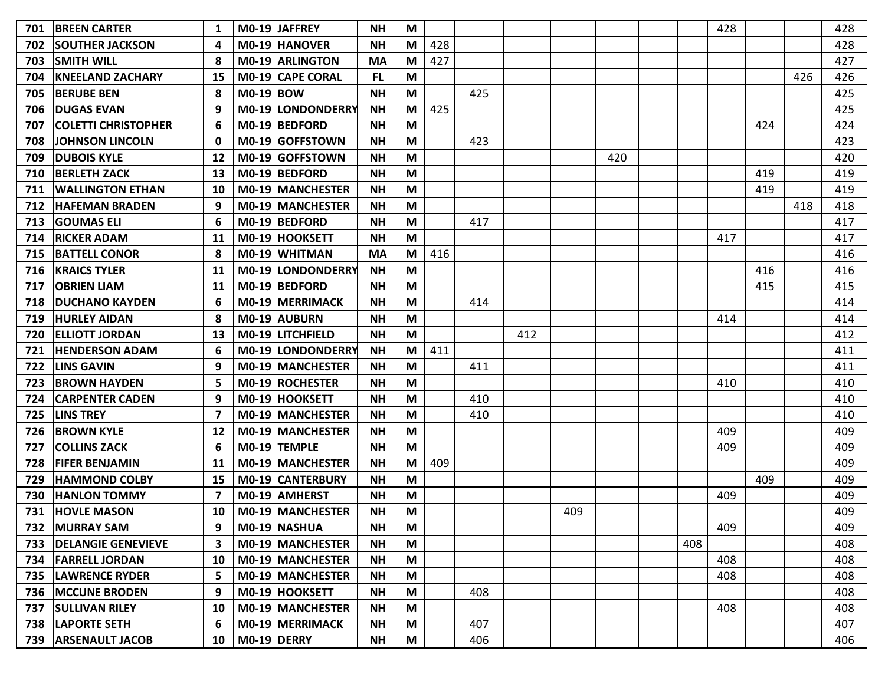| | | | | | | | | | | | | | | | | | |
|---|---|---|---|---|---|---|---|---|---|---|---|---|---|---|---|---|---|
| **701** | **BREEN CARTER** | **1** | **M0-19** | **JAFFREY** | **NH** | **M** | | | | | | | | 428 | | | 428 |
| **702** | **SOUTHER JACKSON** | **4** | **M0-19** | **HANOVER** | **NH** | **M** | 428 | | | | | | | | | | 428 |
| **703** | **SMITH WILL** | **8** | **M0-19** | **ARLINGTON** | **MA** | **M** | 427 | | | | | | | | | | 427 |
| **704** | **KNEELAND ZACHARY** | **15** | **M0-19** | **CAPE CORAL** | **FL** | **M** | | | | | | | | | | 426 | 426 |
| **705** | **BERUBE BEN** | **8** | **M0-19** | **BOW** | **NH** | **M** | | 425 | | | | | | | | | 425 |
| **706** | **DUGAS EVAN** | **9** | **M0-19** | **LONDONDERRY** | **NH** | **M** | 425 | | | | | | | | | | 425 |
| **707** | **COLETTI CHRISTOPHER** | **6** | **M0-19** | **BEDFORD** | **NH** | **M** | | | | | | | | | 424 | | 424 |
| **708** | **JOHNSON LINCOLN** | **0** | **M0-19** | **GOFFSTOWN** | **NH** | **M** | | 423 | | | | | | | | | 423 |
| **709** | **DUBOIS KYLE** | **12** | **M0-19** | **GOFFSTOWN** | **NH** | **M** | | | | | 420 | | | | | | 420 |
| **710** | **BERLETH ZACK** | **13** | **M0-19** | **BEDFORD** | **NH** | **M** | | | | | | | | | 419 | | 419 |
| **711** | **WALLINGTON ETHAN** | **10** | **M0-19** | **MANCHESTER** | **NH** | **M** | | | | | | | | | 419 | | 419 |
| **712** | **HAFEMAN BRADEN** | **9** | **M0-19** | **MANCHESTER** | **NH** | **M** | | | | | | | | | | 418 | 418 |
| **713** | **GOUMAS ELI** | **6** | **M0-19** | **BEDFORD** | **NH** | **M** | | 417 | | | | | | | | | 417 |
| **714** | **RICKER ADAM** | **11** | **M0-19** | **HOOKSETT** | **NH** | **M** | | | | | | | | 417 | | | 417 |
| **715** | **BATTELL CONOR** | **8** | **M0-19** | **WHITMAN** | **MA** | **M** | 416 | | | | | | | | | | 416 |
| **716** | **KRAICS TYLER** | **11** | **M0-19** | **LONDONDERRY** | **NH** | **M** | | | | | | | | | 416 | | 416 |
| **717** | **OBRIEN LIAM** | **11** | **M0-19** | **BEDFORD** | **NH** | **M** | | | | | | | | | 415 | | 415 |
| **718** | **DUCHANO KAYDEN** | **6** | **M0-19** | **MERRIMACK** | **NH** | **M** | | 414 | | | | | | | | | 414 |
| **719** | **HURLEY AIDAN** | **8** | **M0-19** | **AUBURN** | **NH** | **M** | | | | | | | | 414 | | | 414 |
| **720** | **ELLIOTT JORDAN** | **13** | **M0-19** | **LITCHFIELD** | **NH** | **M** | | | 412 | | | | | | | | 412 |
| **721** | **HENDERSON ADAM** | **6** | **M0-19** | **LONDONDERRY** | **NH** | **M** | 411 | | | | | | | | | | 411 |
| **722** | **LINS GAVIN** | **9** | **M0-19** | **MANCHESTER** | **NH** | **M** | | 411 | | | | | | | | | 411 |
| **723** | **BROWN HAYDEN** | **5** | **M0-19** | **ROCHESTER** | **NH** | **M** | | | | | | | | 410 | | | 410 |
| **724** | **CARPENTER CADEN** | **9** | **M0-19** | **HOOKSETT** | **NH** | **M** | | 410 | | | | | | | | | 410 |
| **725** | **LINS TREY** | **7** | **M0-19** | **MANCHESTER** | **NH** | **M** | | 410 | | | | | | | | | 410 |
| **726** | **BROWN KYLE** | **12** | **M0-19** | **MANCHESTER** | **NH** | **M** | | | | | | | | 409 | | | 409 |
| **727** | **COLLINS ZACK** | **6** | **M0-19** | **TEMPLE** | **NH** | **M** | | | | | | | | 409 | | | 409 |
| **728** | **FIFER BENJAMIN** | **11** | **M0-19** | **MANCHESTER** | **NH** | **M** | 409 | | | | | | | | | | 409 |
| **729** | **HAMMOND COLBY** | **15** | **M0-19** | **CANTERBURY** | **NH** | **M** | | | | | | | | | 409 | | 409 |
| **730** | **HANLON TOMMY** | **7** | **M0-19** | **AMHERST** | **NH** | **M** | | | | | | | | 409 | | | 409 |
| **731** | **HOVLE MASON** | **10** | **M0-19** | **MANCHESTER** | **NH** | **M** | | | | 409 | | | | | | | 409 |
| **732** | **MURRAY SAM** | **9** | **M0-19** | **NASHUA** | **NH** | **M** | | | | | | | | 409 | | | 409 |
| **733** | **DELANGIE GENEVIEVE** | **3** | **M0-19** | **MANCHESTER** | **NH** | **M** | | | | | | | 408 | | | | 408 |
| **734** | **FARRELL JORDAN** | **10** | **M0-19** | **MANCHESTER** | **NH** | **M** | | | | | | | | 408 | | | 408 |
| **735** | **LAWRENCE RYDER** | **5** | **M0-19** | **MANCHESTER** | **NH** | **M** | | | | | | | | 408 | | | 408 |
| **736** | **MCCUNE BRODEN** | **9** | **M0-19** | **HOOKSETT** | **NH** | **M** | | 408 | | | | | | | | | 408 |
| **737** | **SULLIVAN RILEY** | **10** | **M0-19** | **MANCHESTER** | **NH** | **M** | | | | | | | | 408 | | | 408 |
| **738** | **LAPORTE SETH** | **6** | **M0-19** | **MERRIMACK** | **NH** | **M** | | 407 | | | | | | | | | 407 |
| **739** | **ARSENAULT JACOB** | **10** | **M0-19** | **DERRY** | **NH** | **M** | | 406 | | | | | | | | | 406 |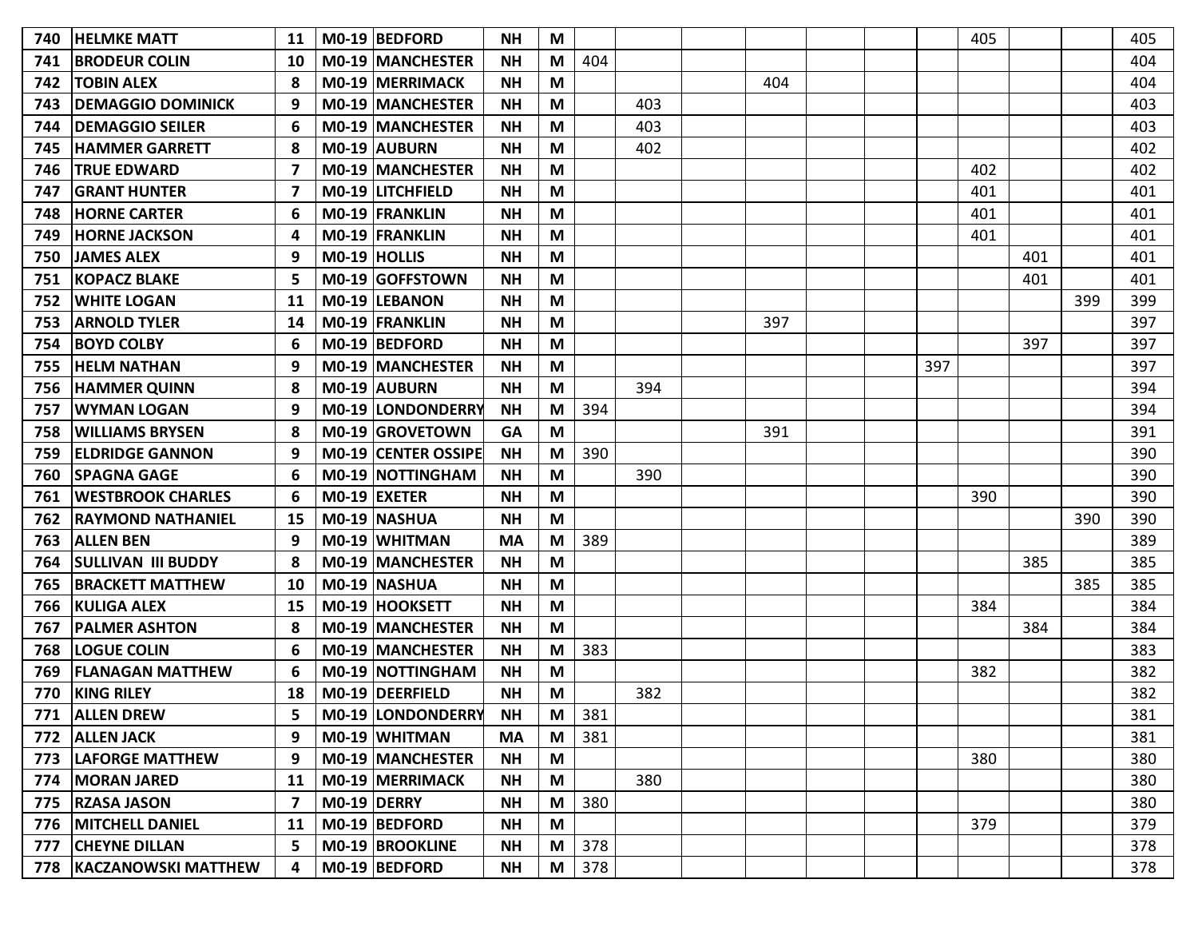| | | | | | | | | | | | | | | | | | |
|---|---|---|---|---|---|---|---|---|---|---|---|---|---|---|---|---|---|
| 740 | HELMKE MATT | 11 | M0-19 | BEDFORD | NH | M | | | | | | | | 405 | | | 405 |
| 741 | BRODEUR COLIN | 10 | M0-19 | MANCHESTER | NH | M | 404 | | | | | | | | | | 404 |
| 742 | TOBIN ALEX | 8 | M0-19 | MERRIMACK | NH | M | | | | 404 | | | | | | | 404 |
| 743 | DEMAGGIO DOMINICK | 9 | M0-19 | MANCHESTER | NH | M | | 403 | | | | | | | | | 403 |
| 744 | DEMAGGIO SEILER | 6 | M0-19 | MANCHESTER | NH | M | | 403 | | | | | | | | | 403 |
| 745 | HAMMER GARRETT | 8 | M0-19 | AUBURN | NH | M | | 402 | | | | | | | | | 402 |
| 746 | TRUE EDWARD | 7 | M0-19 | MANCHESTER | NH | M | | | | | | | | 402 | | | 402 |
| 747 | GRANT HUNTER | 7 | M0-19 | LITCHFIELD | NH | M | | | | | | | | 401 | | | 401 |
| 748 | HORNE CARTER | 6 | M0-19 | FRANKLIN | NH | M | | | | | | | | 401 | | | 401 |
| 749 | HORNE JACKSON | 4 | M0-19 | FRANKLIN | NH | M | | | | | | | | 401 | | | 401 |
| 750 | JAMES ALEX | 9 | M0-19 | HOLLIS | NH | M | | | | | | | | | 401 | | 401 |
| 751 | KOPACZ BLAKE | 5 | M0-19 | GOFFSTOWN | NH | M | | | | | | | | | 401 | | 401 |
| 752 | WHITE LOGAN | 11 | M0-19 | LEBANON | NH | M | | | | | | | | | | 399 | 399 |
| 753 | ARNOLD TYLER | 14 | M0-19 | FRANKLIN | NH | M | | | | 397 | | | | | | | 397 |
| 754 | BOYD COLBY | 6 | M0-19 | BEDFORD | NH | M | | | | | | | | | 397 | | 397 |
| 755 | HELM NATHAN | 9 | M0-19 | MANCHESTER | NH | M | | | | | | | 397 | | | | 397 |
| 756 | HAMMER QUINN | 8 | M0-19 | AUBURN | NH | M | | 394 | | | | | | | | | 394 |
| 757 | WYMAN LOGAN | 9 | M0-19 | LONDONDERRY | NH | M | 394 | | | | | | | | | | 394 |
| 758 | WILLIAMS BRYSEN | 8 | M0-19 | GROVETOWN | GA | M | | | | 391 | | | | | | | 391 |
| 759 | ELDRIDGE GANNON | 9 | M0-19 | CENTER OSSIPE | NH | M | 390 | | | | | | | | | | 390 |
| 760 | SPAGNA GAGE | 6 | M0-19 | NOTTINGHAM | NH | M | | 390 | | | | | | | | | 390 |
| 761 | WESTBROOK CHARLES | 6 | M0-19 | EXETER | NH | M | | | | | | | | 390 | | | 390 |
| 762 | RAYMOND NATHANIEL | 15 | M0-19 | NASHUA | NH | M | | | | | | | | | | 390 | 390 |
| 763 | ALLEN BEN | 9 | M0-19 | WHITMAN | MA | M | 389 | | | | | | | | | | 389 |
| 764 | SULLIVAN III BUDDY | 8 | M0-19 | MANCHESTER | NH | M | | | | | | | | | 385 | | 385 |
| 765 | BRACKETT MATTHEW | 10 | M0-19 | NASHUA | NH | M | | | | | | | | | | 385 | 385 |
| 766 | KULIGA ALEX | 15 | M0-19 | HOOKSETT | NH | M | | | | | | | | 384 | | | 384 |
| 767 | PALMER ASHTON | 8 | M0-19 | MANCHESTER | NH | M | | | | | | | | | 384 | | 384 |
| 768 | LOGUE COLIN | 6 | M0-19 | MANCHESTER | NH | M | 383 | | | | | | | | | | 383 |
| 769 | FLANAGAN MATTHEW | 6 | M0-19 | NOTTINGHAM | NH | M | | | | | | | | 382 | | | 382 |
| 770 | KING RILEY | 18 | M0-19 | DEERFIELD | NH | M | | 382 | | | | | | | | | 382 |
| 771 | ALLEN DREW | 5 | M0-19 | LONDONDERRY | NH | M | 381 | | | | | | | | | | 381 |
| 772 | ALLEN JACK | 9 | M0-19 | WHITMAN | MA | M | 381 | | | | | | | | | | 381 |
| 773 | LAFORGE MATTHEW | 9 | M0-19 | MANCHESTER | NH | M | | | | | | | | 380 | | | 380 |
| 774 | MORAN JARED | 11 | M0-19 | MERRIMACK | NH | M | | 380 | | | | | | | | | 380 |
| 775 | RZASA JASON | 7 | M0-19 | DERRY | NH | M | 380 | | | | | | | | | | 380 |
| 776 | MITCHELL DANIEL | 11 | M0-19 | BEDFORD | NH | M | | | | | | | | 379 | | | 379 |
| 777 | CHEYNE DILLAN | 5 | M0-19 | BROOKLINE | NH | M | 378 | | | | | | | | | | 378 |
| 778 | KACZANOWSKI MATTHEW | 4 | M0-19 | BEDFORD | NH | M | 378 | | | | | | | | | | 378 |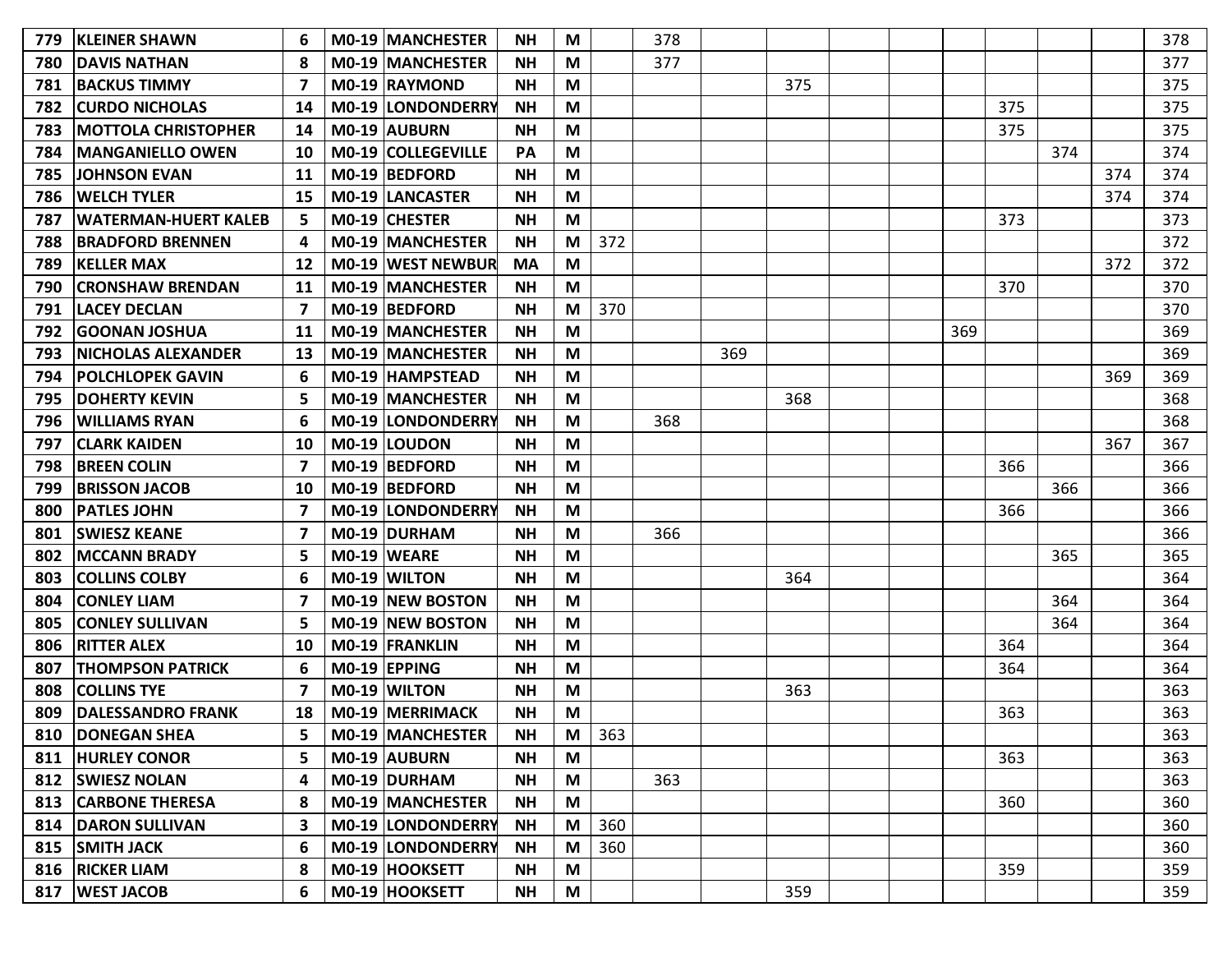| | | | | | | | | | | | | | | | | |
|---|---|---|---|---|---|---|---|---|---|---|---|---|---|---|---|---|
| **779** | **KLEINER SHAWN** | **6** | **M0-19** | **MANCHESTER** | **NH** | **M** | | 378 | | | | | | | | | 378 |
| **780** | **DAVIS NATHAN** | **8** | **M0-19** | **MANCHESTER** | **NH** | **M** | | 377 | | | | | | | | | 377 |
| **781** | **BACKUS TIMMY** | **7** | **M0-19** | **RAYMOND** | **NH** | **M** | | | | 375 | | | | | | | 375 |
| **782** | **CURDO NICHOLAS** | **14** | **M0-19** | **LONDONDERRY** | **NH** | **M** | | | | | | | | 375 | | | 375 |
| **783** | **MOTTOLA CHRISTOPHER** | **14** | **M0-19** | **AUBURN** | **NH** | **M** | | | | | | | | 375 | | | 375 |
| **784** | **MANGANIELLO OWEN** | **10** | **M0-19** | **COLLEGEVILLE** | **PA** | **M** | | | | | | | | | 374 | | 374 |
| **785** | **JOHNSON EVAN** | **11** | **M0-19** | **BEDFORD** | **NH** | **M** | | | | | | | | | | 374 | 374 |
| **786** | **WELCH TYLER** | **15** | **M0-19** | **LANCASTER** | **NH** | **M** | | | | | | | | | | 374 | 374 |
| **787** | **WATERMAN-HUERT KALEB** | **5** | **M0-19** | **CHESTER** | **NH** | **M** | | | | | | | | 373 | | | 373 |
| **788** | **BRADFORD BRENNEN** | **4** | **M0-19** | **MANCHESTER** | **NH** | **M** | 372 | | | | | | | | | | 372 |
| **789** | **KELLER MAX** | **12** | **M0-19** | **WEST NEWBUR** | **MA** | **M** | | | | | | | | | | 372 | 372 |
| **790** | **CRONSHAW BRENDAN** | **11** | **M0-19** | **MANCHESTER** | **NH** | **M** | | | | | | | | 370 | | | 370 |
| **791** | **LACEY DECLAN** | **7** | **M0-19** | **BEDFORD** | **NH** | **M** | 370 | | | | | | | | | | 370 |
| **792** | **GOONAN JOSHUA** | **11** | **M0-19** | **MANCHESTER** | **NH** | **M** | | | | | | | 369 | | | | 369 |
| **793** | **NICHOLAS ALEXANDER** | **13** | **M0-19** | **MANCHESTER** | **NH** | **M** | | | 369 | | | | | | | | 369 |
| **794** | **POLCHLOPEK GAVIN** | **6** | **M0-19** | **HAMPSTEAD** | **NH** | **M** | | | | | | | | | | 369 | 369 |
| **795** | **DOHERTY KEVIN** | **5** | **M0-19** | **MANCHESTER** | **NH** | **M** | | | | 368 | | | | | | | 368 |
| **796** | **WILLIAMS RYAN** | **6** | **M0-19** | **LONDONDERRY** | **NH** | **M** | | 368 | | | | | | | | | 368 |
| **797** | **CLARK KAIDEN** | **10** | **M0-19** | **LOUDON** | **NH** | **M** | | | | | | | | | | 367 | 367 |
| **798** | **BREEN COLIN** | **7** | **M0-19** | **BEDFORD** | **NH** | **M** | | | | | | | | 366 | | | 366 |
| **799** | **BRISSON JACOB** | **10** | **M0-19** | **BEDFORD** | **NH** | **M** | | | | | | | | | 366 | | 366 |
| **800** | **PATLES JOHN** | **7** | **M0-19** | **LONDONDERRY** | **NH** | **M** | | | | | | | | 366 | | | 366 |
| **801** | **SWIESZ KEANE** | **7** | **M0-19** | **DURHAM** | **NH** | **M** | | 366 | | | | | | | | | 366 |
| **802** | **MCCANN BRADY** | **5** | **M0-19** | **WEARE** | **NH** | **M** | | | | | | | | | 365 | | 365 |
| **803** | **COLLINS COLBY** | **6** | **M0-19** | **WILTON** | **NH** | **M** | | | | 364 | | | | | | | 364 |
| **804** | **CONLEY LIAM** | **7** | **M0-19** | **NEW BOSTON** | **NH** | **M** | | | | | | | | | 364 | | 364 |
| **805** | **CONLEY SULLIVAN** | **5** | **M0-19** | **NEW BOSTON** | **NH** | **M** | | | | | | | | | 364 | | 364 |
| **806** | **RITTER ALEX** | **10** | **M0-19** | **FRANKLIN** | **NH** | **M** | | | | | | | | 364 | | | 364 |
| **807** | **THOMPSON PATRICK** | **6** | **M0-19** | **EPPING** | **NH** | **M** | | | | | | | | 364 | | | 364 |
| **808** | **COLLINS TYE** | **7** | **M0-19** | **WILTON** | **NH** | **M** | | | | 363 | | | | | | | 363 |
| **809** | **DALESSANDRO FRANK** | **18** | **M0-19** | **MERRIMACK** | **NH** | **M** | | | | | | | | 363 | | | 363 |
| **810** | **DONEGAN SHEA** | **5** | **M0-19** | **MANCHESTER** | **NH** | **M** | 363 | | | | | | | | | | 363 |
| **811** | **HURLEY CONOR** | **5** | **M0-19** | **AUBURN** | **NH** | **M** | | | | | | | | 363 | | | 363 |
| **812** | **SWIESZ NOLAN** | **4** | **M0-19** | **DURHAM** | **NH** | **M** | | 363 | | | | | | | | | 363 |
| **813** | **CARBONE THERESA** | **8** | **M0-19** | **MANCHESTER** | **NH** | **M** | | | | | | | | 360 | | | 360 |
| **814** | **DARON SULLIVAN** | **3** | **M0-19** | **LONDONDERRY** | **NH** | **M** | 360 | | | | | | | | | | 360 |
| **815** | **SMITH JACK** | **6** | **M0-19** | **LONDONDERRY** | **NH** | **M** | 360 | | | | | | | | | | 360 |
| **816** | **RICKER LIAM** | **8** | **M0-19** | **HOOKSETT** | **NH** | **M** | | | | | | | | 359 | | | 359 |
| **817** | **WEST JACOB** | **6** | **M0-19** | **HOOKSETT** | **NH** | **M** | | | | 359 | | | | | | | 359 |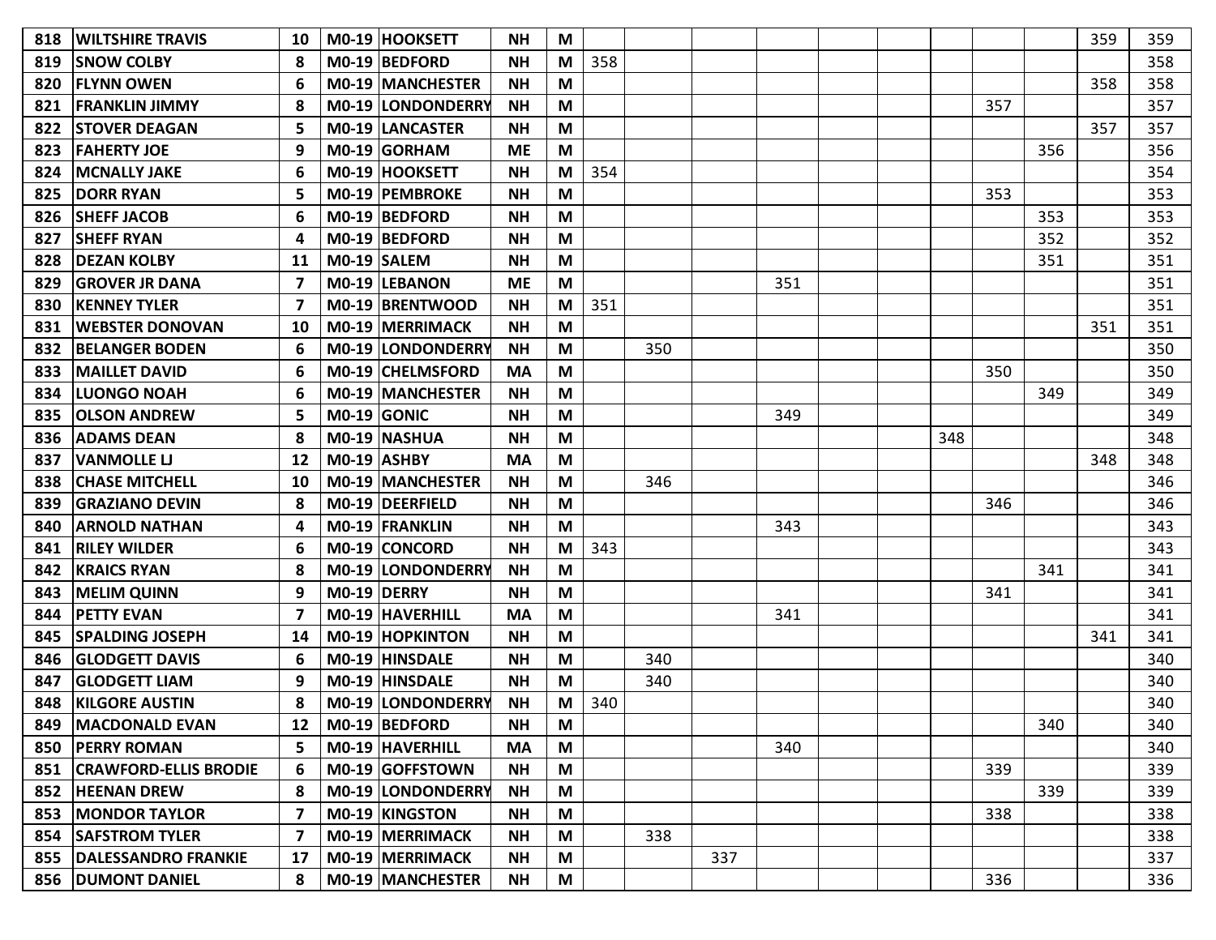| | | | | | | | | | | | | | | | | | |
|---|---|---|---|---|---|---|---|---|---|---|---|---|---|---|---|---|---|
| 818 | WILTSHIRE TRAVIS | 10 | M0-19 | HOOKSETT | NH | M | | | | | | | | | | 359 | 359 |
| 819 | SNOW COLBY | 8 | M0-19 | BEDFORD | NH | M | 358 | | | | | | | | | | 358 |
| 820 | FLYNN OWEN | 6 | M0-19 | MANCHESTER | NH | M | | | | | | | | | | 358 | 358 |
| 821 | FRANKLIN JIMMY | 8 | M0-19 | LONDONDERRY | NH | M | | | | | | | | 357 | | | 357 |
| 822 | STOVER DEAGAN | 5 | M0-19 | LANCASTER | NH | M | | | | | | | | | | 357 | 357 |
| 823 | FAHERTY JOE | 9 | M0-19 | GORHAM | ME | M | | | | | | | | | 356 | | 356 |
| 824 | MCNALLY JAKE | 6 | M0-19 | HOOKSETT | NH | M | 354 | | | | | | | | | | 354 |
| 825 | DORR RYAN | 5 | M0-19 | PEMBROKE | NH | M | | | | | | | | 353 | | | 353 |
| 826 | SHEFF JACOB | 6 | M0-19 | BEDFORD | NH | M | | | | | | | | | 353 | | 353 |
| 827 | SHEFF RYAN | 4 | M0-19 | BEDFORD | NH | M | | | | | | | | | 352 | | 352 |
| 828 | DEZAN KOLBY | 11 | M0-19 | SALEM | NH | M | | | | | | | | | 351 | | 351 |
| 829 | GROVER JR DANA | 7 | M0-19 | LEBANON | ME | M | | | | 351 | | | | | | | 351 |
| 830 | KENNEY TYLER | 7 | M0-19 | BRENTWOOD | NH | M | 351 | | | | | | | | | | 351 |
| 831 | WEBSTER DONOVAN | 10 | M0-19 | MERRIMACK | NH | M | | | | | | | | | | 351 | 351 |
| 832 | BELANGER BODEN | 6 | M0-19 | LONDONDERRY | NH | M | | 350 | | | | | | | | | 350 |
| 833 | MAILLET DAVID | 6 | M0-19 | CHELMSFORD | MA | M | | | | | | | | 350 | | | 350 |
| 834 | LUONGO NOAH | 6 | M0-19 | MANCHESTER | NH | M | | | | | | | | | 349 | | 349 |
| 835 | OLSON ANDREW | 5 | M0-19 | GONIC | NH | M | | | | 349 | | | | | | | 349 |
| 836 | ADAMS DEAN | 8 | M0-19 | NASHUA | NH | M | | | | | | | 348 | | | | 348 |
| 837 | VANMOLLE LJ | 12 | M0-19 | ASHBY | MA | M | | | | | | | | | | 348 | 348 |
| 838 | CHASE MITCHELL | 10 | M0-19 | MANCHESTER | NH | M | | 346 | | | | | | | | | 346 |
| 839 | GRAZIANO DEVIN | 8 | M0-19 | DEERFIELD | NH | M | | | | | | | | 346 | | | 346 |
| 840 | ARNOLD NATHAN | 4 | M0-19 | FRANKLIN | NH | M | | | | 343 | | | | | | | 343 |
| 841 | RILEY WILDER | 6 | M0-19 | CONCORD | NH | M | 343 | | | | | | | | | | 343 |
| 842 | KRAICS RYAN | 8 | M0-19 | LONDONDERRY | NH | M | | | | | | | | | 341 | | 341 |
| 843 | MELIM QUINN | 9 | M0-19 | DERRY | NH | M | | | | | | | | 341 | | | 341 |
| 844 | PETTY EVAN | 7 | M0-19 | HAVERHILL | MA | M | | | | 341 | | | | | | | 341 |
| 845 | SPALDING JOSEPH | 14 | M0-19 | HOPKINTON | NH | M | | | | | | | | | | 341 | 341 |
| 846 | GLODGETT DAVIS | 6 | M0-19 | HINSDALE | NH | M | | 340 | | | | | | | | | 340 |
| 847 | GLODGETT LIAM | 9 | M0-19 | HINSDALE | NH | M | | 340 | | | | | | | | | 340 |
| 848 | KILGORE AUSTIN | 8 | M0-19 | LONDONDERRY | NH | M | 340 | | | | | | | | | | 340 |
| 849 | MACDONALD EVAN | 12 | M0-19 | BEDFORD | NH | M | | | | | | | | | 340 | | 340 |
| 850 | PERRY ROMAN | 5 | M0-19 | HAVERHILL | MA | M | | | | 340 | | | | | | | 340 |
| 851 | CRAWFORD-ELLIS BRODIE | 6 | M0-19 | GOFFSTOWN | NH | M | | | | | | | | 339 | | | 339 |
| 852 | HEENAN DREW | 8 | M0-19 | LONDONDERRY | NH | M | | | | | | | | | 339 | | 339 |
| 853 | MONDOR TAYLOR | 7 | M0-19 | KINGSTON | NH | M | | | | | | | | 338 | | | 338 |
| 854 | SAFSTROM TYLER | 7 | M0-19 | MERRIMACK | NH | M | | 338 | | | | | | | | | 338 |
| 855 | DALESSANDRO FRANKIE | 17 | M0-19 | MERRIMACK | NH | M | | | 337 | | | | | | | | 337 |
| 856 | DUMONT DANIEL | 8 | M0-19 | MANCHESTER | NH | M | | | | | | | | 336 | | | 336 |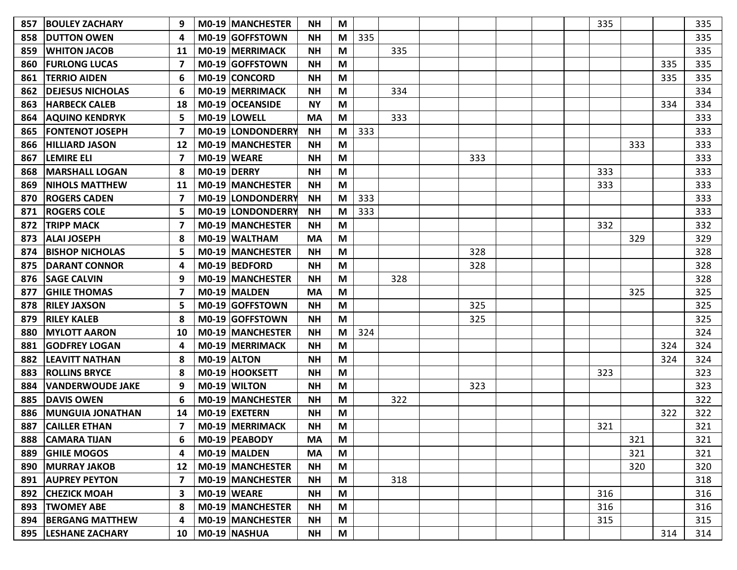| | | | | | | | | | | | | | | | | | |
|---|---|---|---|---|---|---|---|---|---|---|---|---|---|---|---|---|---|
| 857 | BOULEY ZACHARY | 9 | M0-19 | MANCHESTER | NH | M | | | | | | | | 335 | | | 335 |
| 858 | DUTTON OWEN | 4 | M0-19 | GOFFSTOWN | NH | M | 335 | | | | | | | | | | 335 |
| 859 | WHITON JACOB | 11 | M0-19 | MERRIMACK | NH | M | | 335 | | | | | | | | | 335 |
| 860 | FURLONG LUCAS | 7 | M0-19 | GOFFSTOWN | NH | M | | | | | | | | | | 335 | 335 |
| 861 | TERRIO AIDEN | 6 | M0-19 | CONCORD | NH | M | | | | | | | | | | 335 | 335 |
| 862 | DEJESUS NICHOLAS | 6 | M0-19 | MERRIMACK | NH | M | | 334 | | | | | | | | | 334 |
| 863 | HARBECK CALEB | 18 | M0-19 | OCEANSIDE | NY | M | | | | | | | | | | 334 | 334 |
| 864 | AQUINO KENDRYK | 5 | M0-19 | LOWELL | MA | M | | 333 | | | | | | | | | 333 |
| 865 | FONTENOT JOSEPH | 7 | M0-19 | LONDONDERRY | NH | M | 333 | | | | | | | | | | 333 |
| 866 | HILLIARD JASON | 12 | M0-19 | MANCHESTER | NH | M | | | | | | | | | 333 | | 333 |
| 867 | LEMIRE ELI | 7 | M0-19 | WEARE | NH | M | | | | 333 | | | | | | | 333 |
| 868 | MARSHALL LOGAN | 8 | M0-19 | DERRY | NH | M | | | | | | | | 333 | | | 333 |
| 869 | NIHOLS MATTHEW | 11 | M0-19 | MANCHESTER | NH | M | | | | | | | | 333 | | | 333 |
| 870 | ROGERS CADEN | 7 | M0-19 | LONDONDERRY | NH | M | 333 | | | | | | | | | | 333 |
| 871 | ROGERS COLE | 5 | M0-19 | LONDONDERRY | NH | M | 333 | | | | | | | | | | 333 |
| 872 | TRIPP MACK | 7 | M0-19 | MANCHESTER | NH | M | | | | | | | | 332 | | | 332 |
| 873 | ALAI JOSEPH | 8 | M0-19 | WALTHAM | MA | M | | | | | | | | | 329 | | 329 |
| 874 | BISHOP NICHOLAS | 5 | M0-19 | MANCHESTER | NH | M | | | | 328 | | | | | | | 328 |
| 875 | DARANT CONNOR | 4 | M0-19 | BEDFORD | NH | M | | | | 328 | | | | | | | 328 |
| 876 | SAGE CALVIN | 9 | M0-19 | MANCHESTER | NH | M | | 328 | | | | | | | | | 328 |
| 877 | GHILE THOMAS | 7 | M0-19 | MALDEN | MA | M | | | | | | | | | 325 | | 325 |
| 878 | RILEY JAXSON | 5 | M0-19 | GOFFSTOWN | NH | M | | | | 325 | | | | | | | 325 |
| 879 | RILEY KALEB | 8 | M0-19 | GOFFSTOWN | NH | M | | | | 325 | | | | | | | 325 |
| 880 | MYLOTT AARON | 10 | M0-19 | MANCHESTER | NH | M | 324 | | | | | | | | | | 324 |
| 881 | GODFREY LOGAN | 4 | M0-19 | MERRIMACK | NH | M | | | | | | | | | | 324 | 324 |
| 882 | LEAVITT NATHAN | 8 | M0-19 | ALTON | NH | M | | | | | | | | | | 324 | 324 |
| 883 | ROLLINS BRYCE | 8 | M0-19 | HOOKSETT | NH | M | | | | | | | | 323 | | | 323 |
| 884 | VANDERWOUDE JAKE | 9 | M0-19 | WILTON | NH | M | | | | 323 | | | | | | | 323 |
| 885 | DAVIS OWEN | 6 | M0-19 | MANCHESTER | NH | M | | 322 | | | | | | | | | 322 |
| 886 | MUNGUIA JONATHAN | 14 | M0-19 | EXETERN | NH | M | | | | | | | | | | 322 | 322 |
| 887 | CAILLER ETHAN | 7 | M0-19 | MERRIMACK | NH | M | | | | | | | | 321 | | | 321 |
| 888 | CAMARA TIJAN | 6 | M0-19 | PEABODY | MA | M | | | | | | | | | 321 | | 321 |
| 889 | GHILE MOGOS | 4 | M0-19 | MALDEN | MA | M | | | | | | | | | 321 | | 321 |
| 890 | MURRAY JAKOB | 12 | M0-19 | MANCHESTER | NH | M | | | | | | | | | 320 | | 320 |
| 891 | AUPREY PEYTON | 7 | M0-19 | MANCHESTER | NH | M | | 318 | | | | | | | | | 318 |
| 892 | CHEZICK MOAH | 3 | M0-19 | WEARE | NH | M | | | | | | | | 316 | | | 316 |
| 893 | TWOMEY ABE | 8 | M0-19 | MANCHESTER | NH | M | | | | | | | | 316 | | | 316 |
| 894 | BERGANG MATTHEW | 4 | M0-19 | MANCHESTER | NH | M | | | | | | | | 315 | | | 315 |
| 895 | LESHANE ZACHARY | 10 | M0-19 | NASHUA | NH | M | | | | | | | | | | 314 | 314 |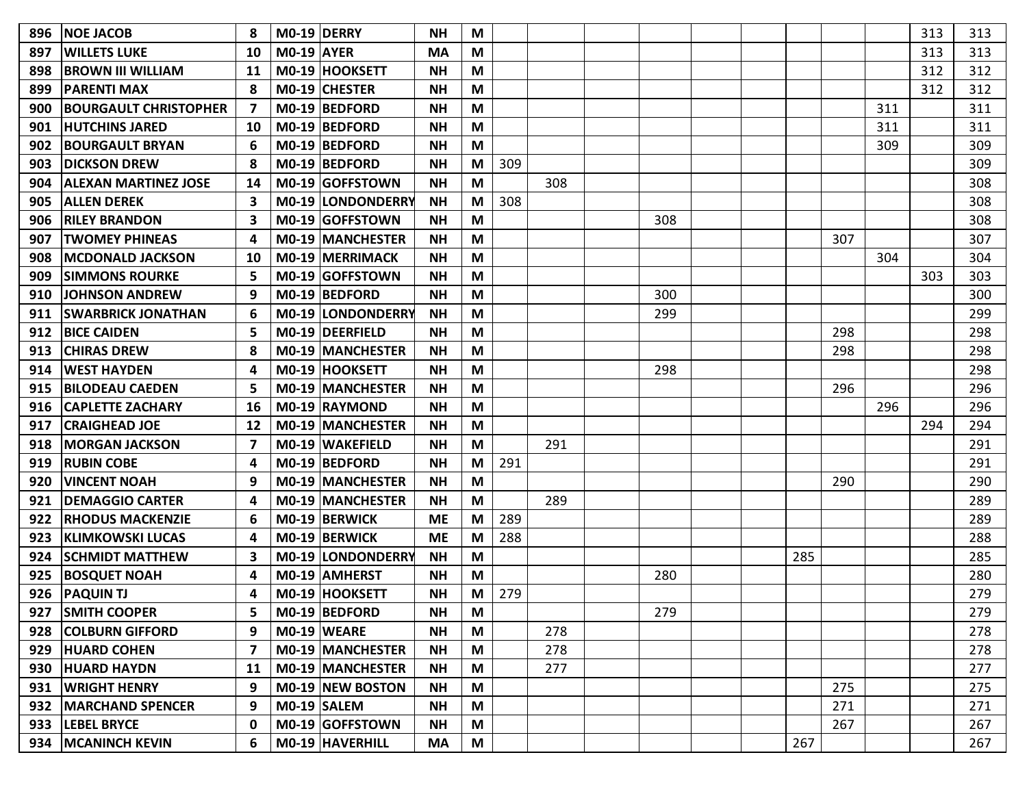| | | | | | | | | | | | | | | | | | |
|---|---|---|---|---|---|---|---|---|---|---|---|---|---|---|---|---|---|
| 896 | NOE JACOB | 8 | M0-19 | DERRY | NH | M | | | | | | | | | | 313 | 313 |
| 897 | WILLETS LUKE | 10 | M0-19 | AYER | MA | M | | | | | | | | | | 313 | 313 |
| 898 | BROWN III WILLIAM | 11 | M0-19 | HOOKSETT | NH | M | | | | | | | | | | 312 | 312 |
| 899 | PARENTI MAX | 8 | M0-19 | CHESTER | NH | M | | | | | | | | | | 312 | 312 |
| 900 | BOURGAULT CHRISTOPHER | 7 | M0-19 | BEDFORD | NH | M | | | | | | | | | 311 | | 311 |
| 901 | HUTCHINS JARED | 10 | M0-19 | BEDFORD | NH | M | | | | | | | | | 311 | | 311 |
| 902 | BOURGAULT BRYAN | 6 | M0-19 | BEDFORD | NH | M | | | | | | | | | 309 | | 309 |
| 903 | DICKSON DREW | 8 | M0-19 | BEDFORD | NH | M | 309 | | | | | | | | | | 309 |
| 904 | ALEXAN MARTINEZ JOSE | 14 | M0-19 | GOFFSTOWN | NH | M | | 308 | | | | | | | | | 308 |
| 905 | ALLEN DEREK | 3 | M0-19 | LONDONDERRY | NH | M | 308 | | | | | | | | | | 308 |
| 906 | RILEY BRANDON | 3 | M0-19 | GOFFSTOWN | NH | M | | | | 308 | | | | | | | 308 |
| 907 | TWOMEY PHINEAS | 4 | M0-19 | MANCHESTER | NH | M | | | | | | | | 307 | | | 307 |
| 908 | MCDONALD JACKSON | 10 | M0-19 | MERRIMACK | NH | M | | | | | | | | | 304 | | 304 |
| 909 | SIMMONS ROURKE | 5 | M0-19 | GOFFSTOWN | NH | M | | | | | | | | | | 303 | 303 |
| 910 | JOHNSON ANDREW | 9 | M0-19 | BEDFORD | NH | M | | | | 300 | | | | | | | 300 |
| 911 | SWARBRICK JONATHAN | 6 | M0-19 | LONDONDERRY | NH | M | | | | 299 | | | | | | | 299 |
| 912 | BICE CAIDEN | 5 | M0-19 | DEERFIELD | NH | M | | | | | | | | 298 | | | 298 |
| 913 | CHIRAS DREW | 8 | M0-19 | MANCHESTER | NH | M | | | | | | | | 298 | | | 298 |
| 914 | WEST HAYDEN | 4 | M0-19 | HOOKSETT | NH | M | | | | 298 | | | | | | | 298 |
| 915 | BILODEAU CAEDEN | 5 | M0-19 | MANCHESTER | NH | M | | | | | | | | 296 | | | 296 |
| 916 | CAPLETTE ZACHARY | 16 | M0-19 | RAYMOND | NH | M | | | | | | | | | 296 | | 296 |
| 917 | CRAIGHEAD JOE | 12 | M0-19 | MANCHESTER | NH | M | | | | | | | | | | 294 | 294 |
| 918 | MORGAN JACKSON | 7 | M0-19 | WAKEFIELD | NH | M | | 291 | | | | | | | | | 291 |
| 919 | RUBIN COBE | 4 | M0-19 | BEDFORD | NH | M | 291 | | | | | | | | | | 291 |
| 920 | VINCENT NOAH | 9 | M0-19 | MANCHESTER | NH | M | | | | | | | | 290 | | | 290 |
| 921 | DEMAGGIO CARTER | 4 | M0-19 | MANCHESTER | NH | M | | 289 | | | | | | | | | 289 |
| 922 | RHODUS MACKENZIE | 6 | M0-19 | BERWICK | ME | M | 289 | | | | | | | | | | 289 |
| 923 | KLIMKOWSKI LUCAS | 4 | M0-19 | BERWICK | ME | M | 288 | | | | | | | | | | 288 |
| 924 | SCHMIDT MATTHEW | 3 | M0-19 | LONDONDERRY | NH | M | | | | | | | 285 | | | | 285 |
| 925 | BOSQUET NOAH | 4 | M0-19 | AMHERST | NH | M | | | | 280 | | | | | | | 280 |
| 926 | PAQUIN TJ | 4 | M0-19 | HOOKSETT | NH | M | 279 | | | | | | | | | | 279 |
| 927 | SMITH COOPER | 5 | M0-19 | BEDFORD | NH | M | | | | 279 | | | | | | | 279 |
| 928 | COLBURN GIFFORD | 9 | M0-19 | WEARE | NH | M | | 278 | | | | | | | | | 278 |
| 929 | HUARD COHEN | 7 | M0-19 | MANCHESTER | NH | M | | 278 | | | | | | | | | 278 |
| 930 | HUARD HAYDN | 11 | M0-19 | MANCHESTER | NH | M | | 277 | | | | | | | | | 277 |
| 931 | WRIGHT HENRY | 9 | M0-19 | NEW BOSTON | NH | M | | | | | | | | 275 | | | 275 |
| 932 | MARCHAND SPENCER | 9 | M0-19 | SALEM | NH | M | | | | | | | | 271 | | | 271 |
| 933 | LEBEL BRYCE | 0 | M0-19 | GOFFSTOWN | NH | M | | | | | | | | 267 | | | 267 |
| 934 | MCANINCH KEVIN | 6 | M0-19 | HAVERHILL | MA | M | | | | | | | 267 | | | | 267 |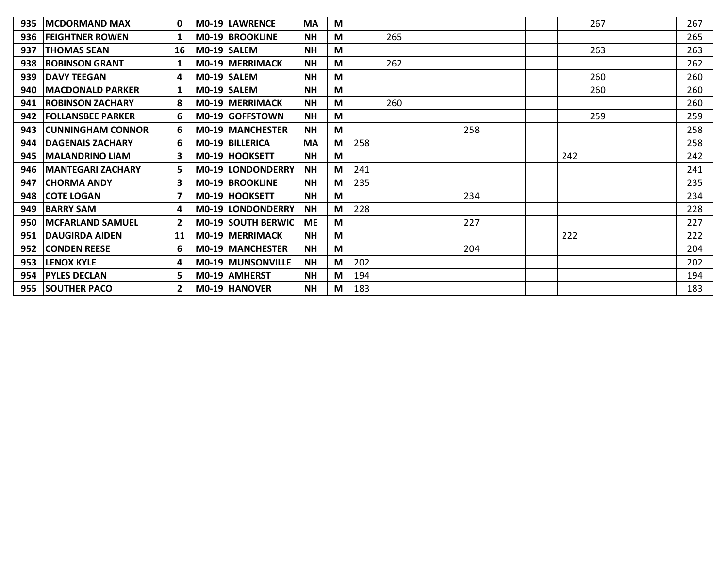| | | | | | | | | | | | | | | | | | |
|---|---|---|---|---|---|---|---|---|---|---|---|---|---|---|---|---|---|
| 935 | MCDORMAND MAX | 0 | M0-19 | LAWRENCE | MA | M | | | | | | | | 267 | | | 267 |
| 936 | FEIGHTNER ROWEN | 1 | M0-19 | BROOKLINE | NH | M | | 265 | | | | | | | | | 265 |
| 937 | THOMAS SEAN | 16 | M0-19 | SALEM | NH | M | | | | | | | | 263 | | | 263 |
| 938 | ROBINSON GRANT | 1 | M0-19 | MERRIMACK | NH | M | | 262 | | | | | | | | | 262 |
| 939 | DAVY TEEGAN | 4 | M0-19 | SALEM | NH | M | | | | | | | | 260 | | | 260 |
| 940 | MACDONALD PARKER | 1 | M0-19 | SALEM | NH | M | | | | | | | | 260 | | | 260 |
| 941 | ROBINSON ZACHARY | 8 | M0-19 | MERRIMACK | NH | M | | 260 | | | | | | | | | 260 |
| 942 | FOLLANSBEE PARKER | 6 | M0-19 | GOFFSTOWN | NH | M | | | | | | | | 259 | | | 259 |
| 943 | CUNNINGHAM CONNOR | 6 | M0-19 | MANCHESTER | NH | M | | | | 258 | | | | | | | 258 |
| 944 | DAGENAIS ZACHARY | 6 | M0-19 | BILLERICA | MA | M | 258 | | | | | | | | | | 258 |
| 945 | MALANDRINO LIAM | 3 | M0-19 | HOOKSETT | NH | M | | | | | | | 242 | | | | 242 |
| 946 | MANTEGARI ZACHARY | 5 | M0-19 | LONDONDERRY | NH | M | 241 | | | | | | | | | | 241 |
| 947 | CHORMA ANDY | 3 | M0-19 | BROOKLINE | NH | M | 235 | | | | | | | | | | 235 |
| 948 | COTE LOGAN | 7 | M0-19 | HOOKSETT | NH | M | | | | 234 | | | | | | | 234 |
| 949 | BARRY SAM | 4 | M0-19 | LONDONDERRY | NH | M | 228 | | | | | | | | | | 228 |
| 950 | MCFARLAND SAMUEL | 2 | M0-19 | SOUTH BERWIC | ME | M | | | | 227 | | | | | | | 227 |
| 951 | DAUGIRDA AIDEN | 11 | M0-19 | MERRIMACK | NH | M | | | | | | | 222 | | | | 222 |
| 952 | CONDEN REESE | 6 | M0-19 | MANCHESTER | NH | M | | | | 204 | | | | | | | 204 |
| 953 | LENOX KYLE | 4 | M0-19 | MUNSONVILLE | NH | M | 202 | | | | | | | | | | 202 |
| 954 | PYLES DECLAN | 5 | M0-19 | AMHERST | NH | M | 194 | | | | | | | | | | 194 |
| 955 | SOUTHER PACO | 2 | M0-19 | HANOVER | NH | M | 183 | | | | | | | | | | 183 |